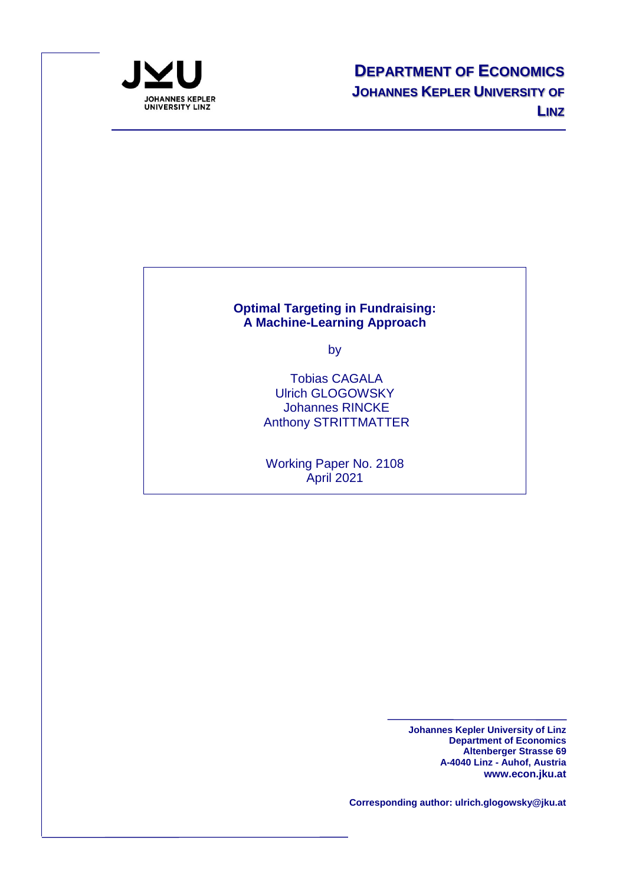JOHANNES KEPLER UNIVERSITY LINZ

**DEPARTMENT OF ECONOMICS**
**JOHANNES KEPLER UNIVERSITY OF LINZ**

# Optimal Targeting in Fundraising: A Machine-Learning Approach

by

Tobias CAGALA
Ulrich GLOGOWSKY
Johannes RINCKE
Anthony STRITTMATTER

Working Paper No. 2108
April 2021

**Johannes Kepler University of Linz**
**Department of Economics**
**Altenberger Strasse 69**
**A-4040 Linz - Auhof, Austria**
**www.econ.jku.at**

**Corresponding author: ulrich.glogowsky@jku.at**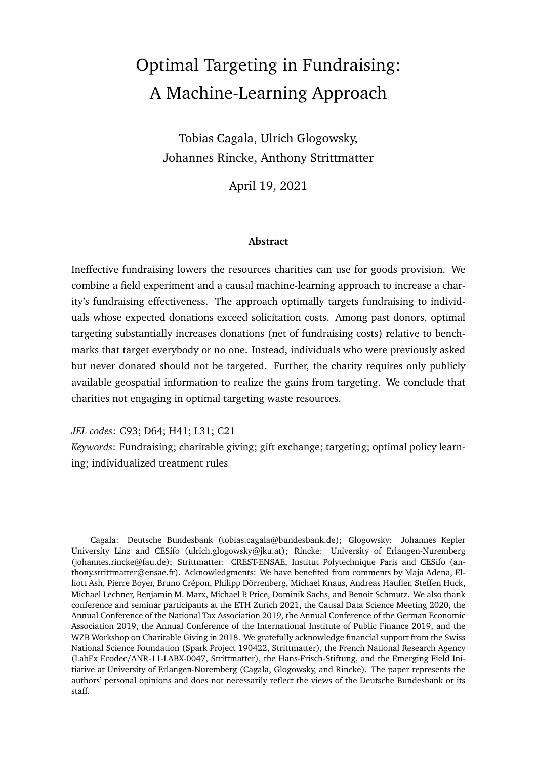# Optimal Targeting in Fundraising: A Machine-Learning Approach

Tobias Cagala, Ulrich Glogowsky, Johannes Rincke, Anthony Strittmatter

April 19, 2021

### Abstract

Ineffective fundraising lowers the resources charities can use for goods provision. We combine a field experiment and a causal machine-learning approach to increase a charity's fundraising effectiveness. The approach optimally targets fundraising to individuals whose expected donations exceed solicitation costs. Among past donors, optimal targeting substantially increases donations (net of fundraising costs) relative to benchmarks that target everybody or no one. Instead, individuals who were previously asked but never donated should not be targeted. Further, the charity requires only publicly available geospatial information to realize the gains from targeting. We conclude that charities not engaging in optimal targeting waste resources.

*JEL codes*: C93; D64; H41; L31; C21

*Keywords*: Fundraising; charitable giving; gift exchange; targeting; optimal policy learning; individualized treatment rules

---

Cagala: Deutsche Bundesbank (tobias.cagala@bundesbank.de); Glogowsky: Johannes Kepler University Linz and CESifo (ulrich.glogowsky@jku.at); Rincke: University of Erlangen-Nuremberg (johannes.rincke@fau.de); Strittmatter: CREST-ENSAE, Institut Polytechnique Paris and CESifo (anthony.strittmatter@ensae.fr). Acknowledgments: We have benefited from comments by Maja Adena, Elliott Ash, Pierre Boyer, Bruno Crépon, Philipp Dörrenberg, Michael Knaus, Andreas Haufler, Steffen Huck, Michael Lechner, Benjamin M. Marx, Michael P. Price, Dominik Sachs, and Benoit Schmutz. We also thank conference and seminar participants at the ETH Zurich 2021, the Causal Data Science Meeting 2020, the Annual Conference of the National Tax Association 2019, the Annual Conference of the German Economic Association 2019, the Annual Conference of the International Institute of Public Finance 2019, and the WZB Workshop on Charitable Giving in 2018. We gratefully acknowledge financial support from the Swiss National Science Foundation (Spark Project 190422, Strittmatter), the French National Research Agency (LabEx Ecodec/ANR-11-LABX-0047, Strittmatter), the Hans-Frisch-Stiftung, and the Emerging Field Initiative at University of Erlangen-Nuremberg (Cagala, Glogowsky, and Rincke). The paper represents the authors' personal opinions and does not necessarily reflect the views of the Deutsche Bundesbank or its staff.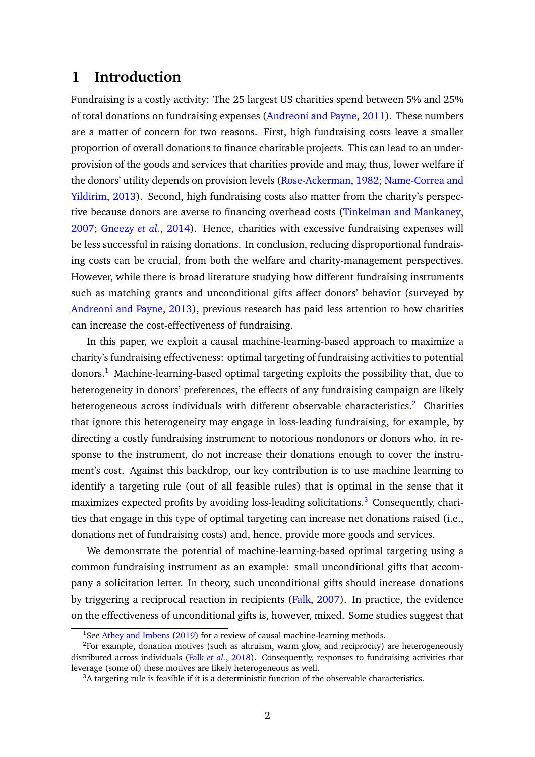# 1 Introduction

Fundraising is a costly activity: The 25 largest US charities spend between 5% and 25% of total donations on fundraising expenses (Andreoni and Payne, 2011). These numbers are a matter of concern for two reasons. First, high fundraising costs leave a smaller proportion of overall donations to finance charitable projects. This can lead to an underprovision of the goods and services that charities provide and may, thus, lower welfare if the donors' utility depends on provision levels (Rose-Ackerman, 1982; Name-Correa and Yildirim, 2013). Second, high fundraising costs also matter from the charity's perspective because donors are averse to financing overhead costs (Tinkelman and Mankaney, 2007; Gneezy *et al.*, 2014). Hence, charities with excessive fundraising expenses will be less successful in raising donations. In conclusion, reducing disproportional fundraising costs can be crucial, from both the welfare and charity-management perspectives. However, while there is broad literature studying how different fundraising instruments such as matching grants and unconditional gifts affect donors' behavior (surveyed by Andreoni and Payne, 2013), previous research has paid less attention to how charities can increase the cost-effectiveness of fundraising.

In this paper, we exploit a causal machine-learning-based approach to maximize a charity's fundraising effectiveness: optimal targeting of fundraising activities to potential donors.[1] Machine-learning-based optimal targeting exploits the possibility that, due to heterogeneity in donors' preferences, the effects of any fundraising campaign are likely heterogeneous across individuals with different observable characteristics.[2] Charities that ignore this heterogeneity may engage in loss-leading fundraising, for example, by directing a costly fundraising instrument to notorious nondonors or donors who, in response to the instrument, do not increase their donations enough to cover the instrument's cost. Against this backdrop, our key contribution is to use machine learning to identify a targeting rule (out of all feasible rules) that is optimal in the sense that it maximizes expected profits by avoiding loss-leading solicitations.[3] Consequently, charities that engage in this type of optimal targeting can increase net donations raised (i.e., donations net of fundraising costs) and, hence, provide more goods and services.

We demonstrate the potential of machine-learning-based optimal targeting using a common fundraising instrument as an example: small unconditional gifts that accompany a solicitation letter. In theory, such unconditional gifts should increase donations by triggering a reciprocal reaction in recipients (Falk, 2007). In practice, the evidence on the effectiveness of unconditional gifts is, however, mixed. Some studies suggest that

[1] See Athey and Imbens (2019) for a review of causal machine-learning methods.

[2] For example, donation motives (such as altruism, warm glow, and reciprocity) are heterogeneously distributed across individuals (Falk *et al.*, 2018). Consequently, responses to fundraising activities that leverage (some of) these motives are likely heterogeneous as well.

[3] A targeting rule is feasible if it is a deterministic function of the observable characteristics.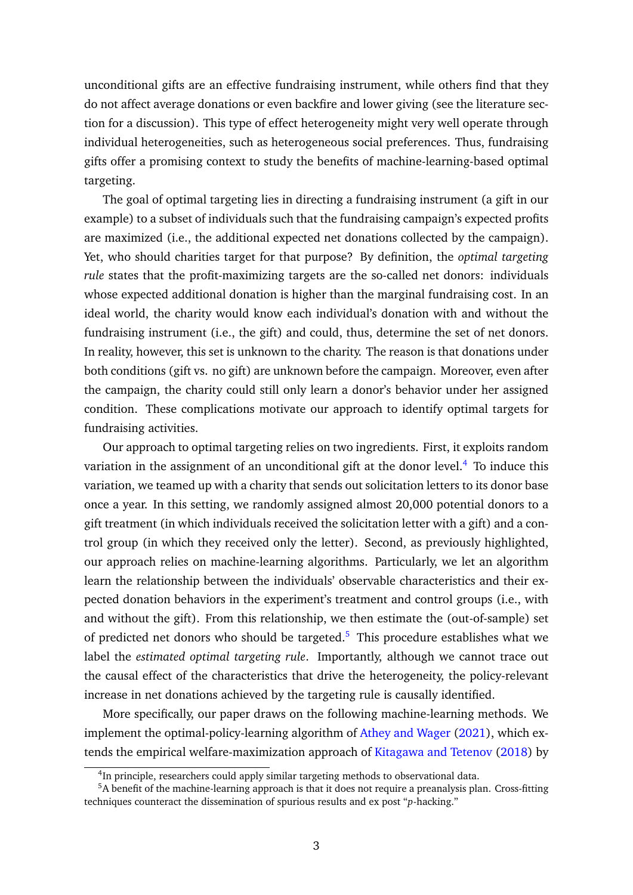unconditional gifts are an effective fundraising instrument, while others find that they do not affect average donations or even backfire and lower giving (see the literature section for a discussion). This type of effect heterogeneity might very well operate through individual heterogeneities, such as heterogeneous social preferences. Thus, fundraising gifts offer a promising context to study the benefits of machine-learning-based optimal targeting.

The goal of optimal targeting lies in directing a fundraising instrument (a gift in our example) to a subset of individuals such that the fundraising campaign's expected profits are maximized (i.e., the additional expected net donations collected by the campaign). Yet, who should charities target for that purpose? By definition, the *optimal targeting rule* states that the profit-maximizing targets are the so-called net donors: individuals whose expected additional donation is higher than the marginal fundraising cost. In an ideal world, the charity would know each individual's donation with and without the fundraising instrument (i.e., the gift) and could, thus, determine the set of net donors. In reality, however, this set is unknown to the charity. The reason is that donations under both conditions (gift vs. no gift) are unknown before the campaign. Moreover, even after the campaign, the charity could still only learn a donor's behavior under her assigned condition. These complications motivate our approach to identify optimal targets for fundraising activities.

Our approach to optimal targeting relies on two ingredients. First, it exploits random variation in the assignment of an unconditional gift at the donor level.[4] To induce this variation, we teamed up with a charity that sends out solicitation letters to its donor base once a year. In this setting, we randomly assigned almost 20,000 potential donors to a gift treatment (in which individuals received the solicitation letter with a gift) and a control group (in which they received only the letter). Second, as previously highlighted, our approach relies on machine-learning algorithms. Particularly, we let an algorithm learn the relationship between the individuals' observable characteristics and their expected donation behaviors in the experiment's treatment and control groups (i.e., with and without the gift). From this relationship, we then estimate the (out-of-sample) set of predicted net donors who should be targeted.[5] This procedure establishes what we label the *estimated optimal targeting rule*. Importantly, although we cannot trace out the causal effect of the characteristics that drive the heterogeneity, the policy-relevant increase in net donations achieved by the targeting rule is causally identified.

More specifically, our paper draws on the following machine-learning methods. We implement the optimal-policy-learning algorithm of Athey and Wager (2021), which extends the empirical welfare-maximization approach of Kitagawa and Tetenov (2018) by

[4] In principle, researchers could apply similar targeting methods to observational data.

[5] A benefit of the machine-learning approach is that it does not require a preanalysis plan. Cross-fitting techniques counteract the dissemination of spurious results and ex post "$p$-hacking."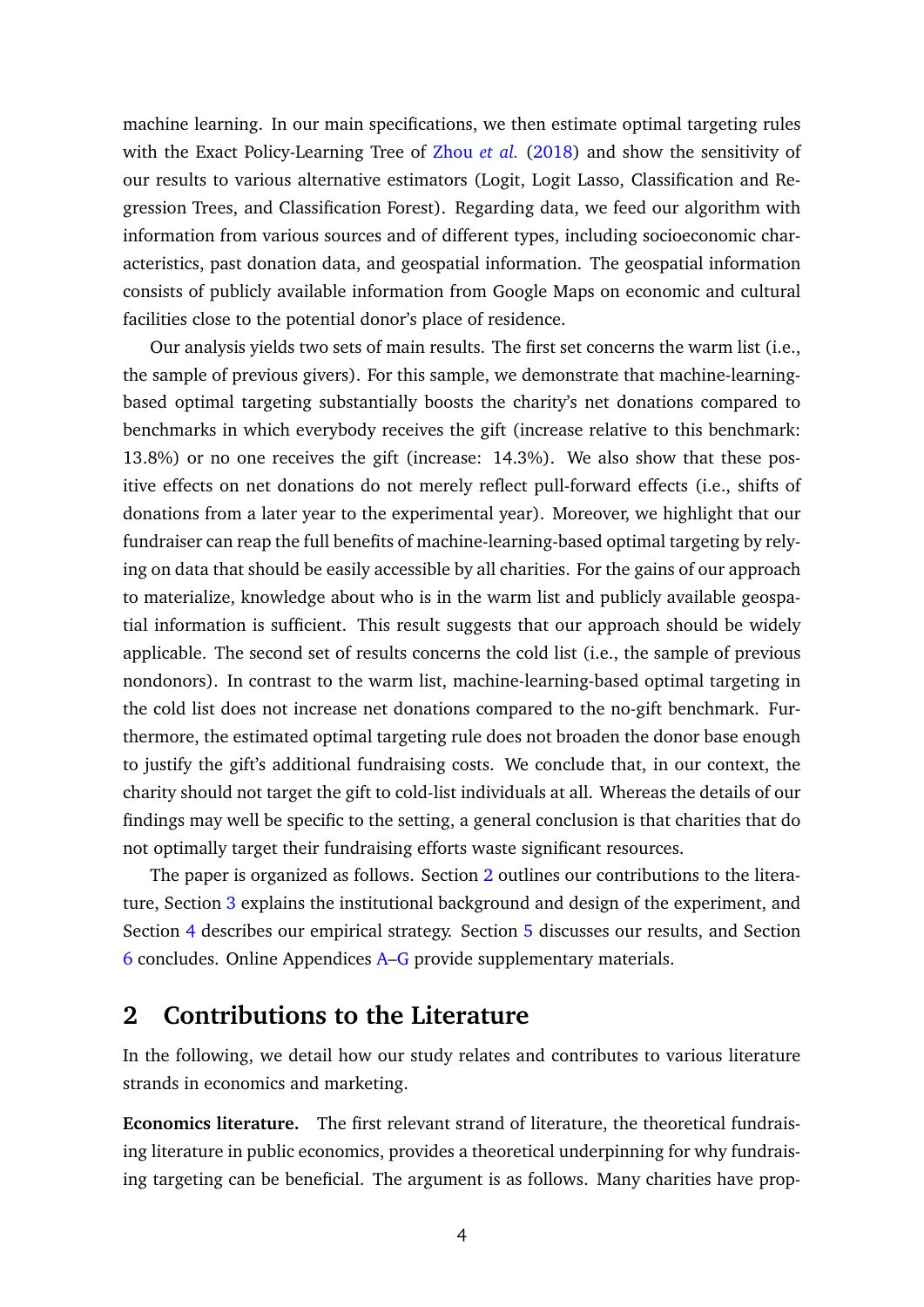machine learning. In our main specifications, we then estimate optimal targeting rules with the Exact Policy-Learning Tree of Zhou *et al.* (2018) and show the sensitivity of our results to various alternative estimators (Logit, Logit Lasso, Classification and Regression Trees, and Classification Forest). Regarding data, we feed our algorithm with information from various sources and of different types, including socioeconomic characteristics, past donation data, and geospatial information. The geospatial information consists of publicly available information from Google Maps on economic and cultural facilities close to the potential donor's place of residence.

Our analysis yields two sets of main results. The first set concerns the warm list (i.e., the sample of previous givers). For this sample, we demonstrate that machine-learning-based optimal targeting substantially boosts the charity's net donations compared to benchmarks in which everybody receives the gift (increase relative to this benchmark: 13.8%) or no one receives the gift (increase: 14.3%). We also show that these positive effects on net donations do not merely reflect pull-forward effects (i.e., shifts of donations from a later year to the experimental year). Moreover, we highlight that our fundraiser can reap the full benefits of machine-learning-based optimal targeting by relying on data that should be easily accessible by all charities. For the gains of our approach to materialize, knowledge about who is in the warm list and publicly available geospatial information is sufficient. This result suggests that our approach should be widely applicable. The second set of results concerns the cold list (i.e., the sample of previous nondonors). In contrast to the warm list, machine-learning-based optimal targeting in the cold list does not increase net donations compared to the no-gift benchmark. Furthermore, the estimated optimal targeting rule does not broaden the donor base enough to justify the gift's additional fundraising costs. We conclude that, in our context, the charity should not target the gift to cold-list individuals at all. Whereas the details of our findings may well be specific to the setting, a general conclusion is that charities that do not optimally target their fundraising efforts waste significant resources.

The paper is organized as follows. Section 2 outlines our contributions to the literature, Section 3 explains the institutional background and design of the experiment, and Section 4 describes our empirical strategy. Section 5 discusses our results, and Section 6 concludes. Online Appendices A–G provide supplementary materials.

## 2 Contributions to the Literature

In the following, we detail how our study relates and contributes to various literature strands in economics and marketing.

**Economics literature.** The first relevant strand of literature, the theoretical fundraising literature in public economics, provides a theoretical underpinning for why fundraising targeting can be beneficial. The argument is as follows. Many charities have prop-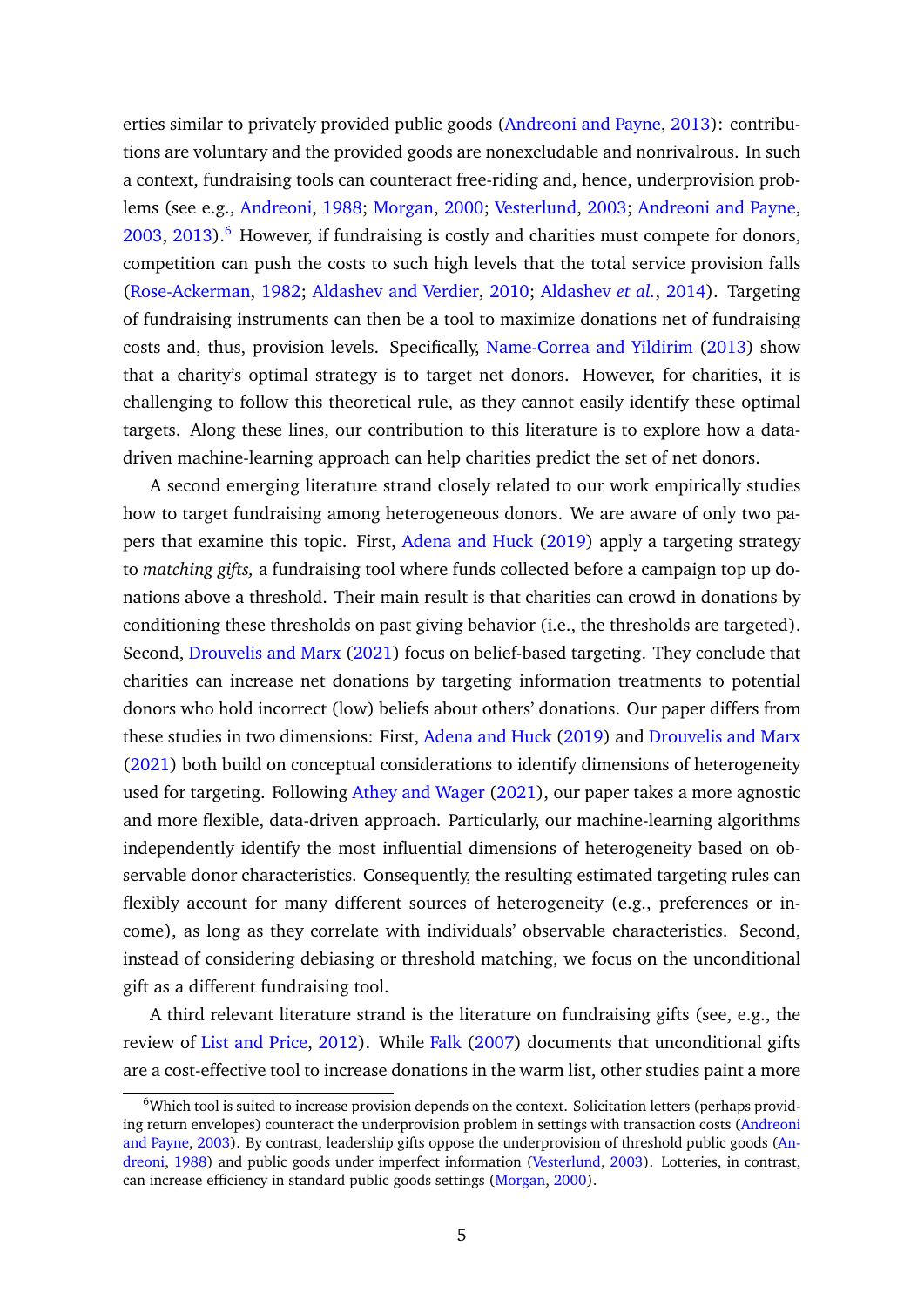erties similar to privately provided public goods (Andreoni and Payne, 2013): contributions are voluntary and the provided goods are nonexcludable and nonrivalrous. In such a context, fundraising tools can counteract free-riding and, hence, underprovision problems (see e.g., Andreoni, 1988; Morgan, 2000; Vesterlund, 2003; Andreoni and Payne, 2003, 2013).[6] However, if fundraising is costly and charities must compete for donors, competition can push the costs to such high levels that the total service provision falls (Rose-Ackerman, 1982; Aldashev and Verdier, 2010; Aldashev *et al.*, 2014). Targeting of fundraising instruments can then be a tool to maximize donations net of fundraising costs and, thus, provision levels. Specifically, Name-Correa and Yildirim (2013) show that a charity's optimal strategy is to target net donors. However, for charities, it is challenging to follow this theoretical rule, as they cannot easily identify these optimal targets. Along these lines, our contribution to this literature is to explore how a data-driven machine-learning approach can help charities predict the set of net donors.

A second emerging literature strand closely related to our work empirically studies how to target fundraising among heterogeneous donors. We are aware of only two papers that examine this topic. First, Adena and Huck (2019) apply a targeting strategy to *matching gifts,* a fundraising tool where funds collected before a campaign top up donations above a threshold. Their main result is that charities can crowd in donations by conditioning these thresholds on past giving behavior (i.e., the thresholds are targeted). Second, Drouvelis and Marx (2021) focus on belief-based targeting. They conclude that charities can increase net donations by targeting information treatments to potential donors who hold incorrect (low) beliefs about others' donations. Our paper differs from these studies in two dimensions: First, Adena and Huck (2019) and Drouvelis and Marx (2021) both build on conceptual considerations to identify dimensions of heterogeneity used for targeting. Following Athey and Wager (2021), our paper takes a more agnostic and more flexible, data-driven approach. Particularly, our machine-learning algorithms independently identify the most influential dimensions of heterogeneity based on observable donor characteristics. Consequently, the resulting estimated targeting rules can flexibly account for many different sources of heterogeneity (e.g., preferences or income), as long as they correlate with individuals' observable characteristics. Second, instead of considering debiasing or threshold matching, we focus on the unconditional gift as a different fundraising tool.

A third relevant literature strand is the literature on fundraising gifts (see, e.g., the review of List and Price, 2012). While Falk (2007) documents that unconditional gifts are a cost-effective tool to increase donations in the warm list, other studies paint a more

[6] Which tool is suited to increase provision depends on the context. Solicitation letters (perhaps providing return envelopes) counteract the underprovision problem in settings with transaction costs (Andreoni and Payne, 2003). By contrast, leadership gifts oppose the underprovision of threshold public goods (Andreoni, 1988) and public goods under imperfect information (Vesterlund, 2003). Lotteries, in contrast, can increase efficiency in standard public goods settings (Morgan, 2000).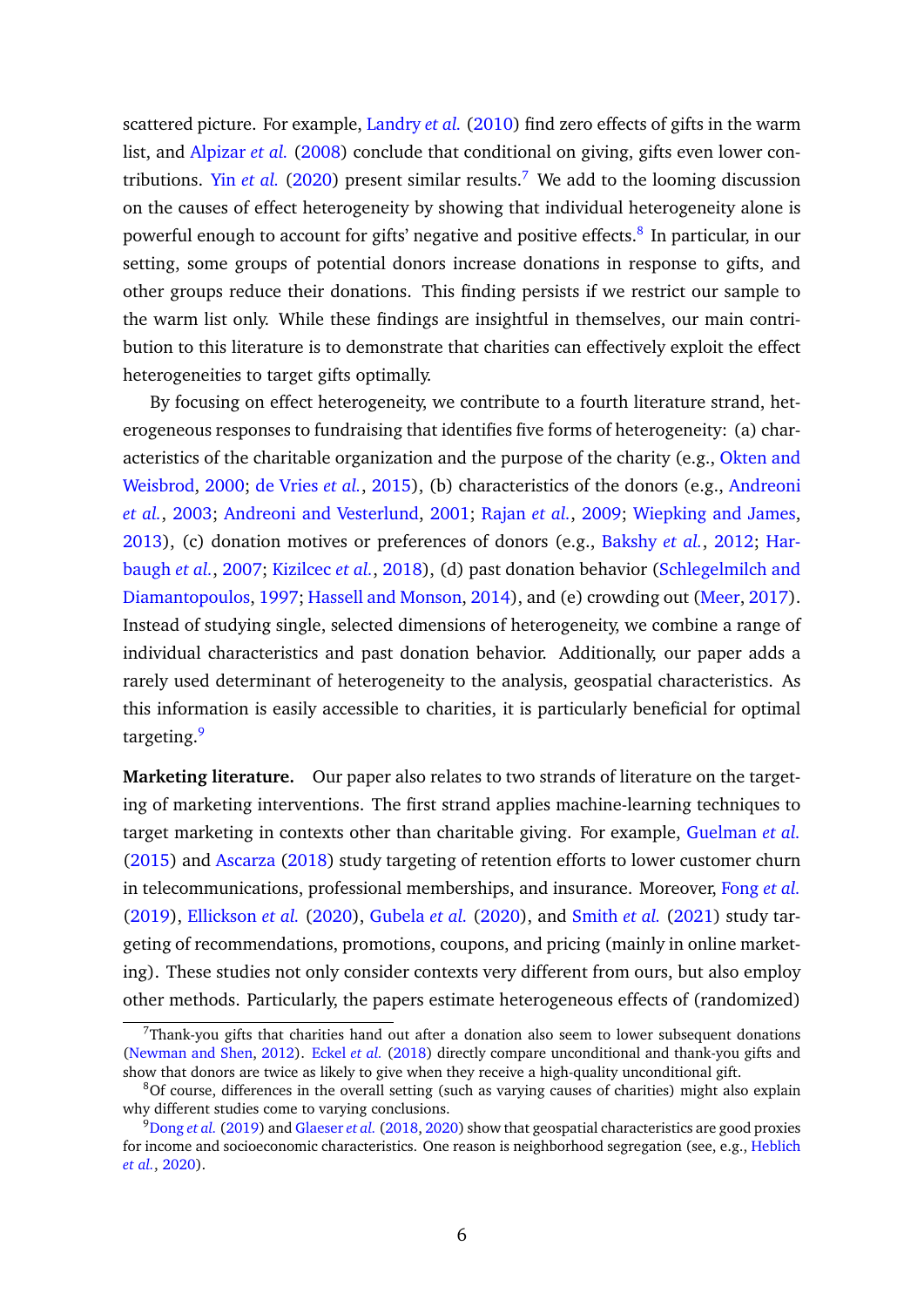scattered picture. For example, Landry *et al.* (2010) find zero effects of gifts in the warm list, and Alpizar *et al.* (2008) conclude that conditional on giving, gifts even lower contributions. Yin *et al.* (2020) present similar results.[7] We add to the looming discussion on the causes of effect heterogeneity by showing that individual heterogeneity alone is powerful enough to account for gifts' negative and positive effects.[8] In particular, in our setting, some groups of potential donors increase donations in response to gifts, and other groups reduce their donations. This finding persists if we restrict our sample to the warm list only. While these findings are insightful in themselves, our main contribution to this literature is to demonstrate that charities can effectively exploit the effect heterogeneities to target gifts optimally.

By focusing on effect heterogeneity, we contribute to a fourth literature strand, heterogeneous responses to fundraising that identifies five forms of heterogeneity: (a) characteristics of the charitable organization and the purpose of the charity (e.g., Okten and Weisbrod, 2000; de Vries *et al.*, 2015), (b) characteristics of the donors (e.g., Andreoni *et al.*, 2003; Andreoni and Vesterlund, 2001; Rajan *et al.*, 2009; Wiepking and James, 2013), (c) donation motives or preferences of donors (e.g., Bakshy *et al.*, 2012; Harbaugh *et al.*, 2007; Kizilcec *et al.*, 2018), (d) past donation behavior (Schlegelmilch and Diamantopoulos, 1997; Hassell and Monson, 2014), and (e) crowding out (Meer, 2017). Instead of studying single, selected dimensions of heterogeneity, we combine a range of individual characteristics and past donation behavior. Additionally, our paper adds a rarely used determinant of heterogeneity to the analysis, geospatial characteristics. As this information is easily accessible to charities, it is particularly beneficial for optimal targeting.[9]

**Marketing literature.** Our paper also relates to two strands of literature on the targeting of marketing interventions. The first strand applies machine-learning techniques to target marketing in contexts other than charitable giving. For example, Guelman *et al.* (2015) and Ascarza (2018) study targeting of retention efforts to lower customer churn in telecommunications, professional memberships, and insurance. Moreover, Fong *et al.* (2019), Ellickson *et al.* (2020), Gubela *et al.* (2020), and Smith *et al.* (2021) study targeting of recommendations, promotions, coupons, and pricing (mainly in online marketing). These studies not only consider contexts very different from ours, but also employ other methods. Particularly, the papers estimate heterogeneous effects of (randomized)

[7] Thank-you gifts that charities hand out after a donation also seem to lower subsequent donations (Newman and Shen, 2012). Eckel *et al.* (2018) directly compare unconditional and thank-you gifts and show that donors are twice as likely to give when they receive a high-quality unconditional gift.

[8] Of course, differences in the overall setting (such as varying causes of charities) might also explain why different studies come to varying conclusions.

[9] Dong *et al.* (2019) and Glaeser *et al.* (2018, 2020) show that geospatial characteristics are good proxies for income and socioeconomic characteristics. One reason is neighborhood segregation (see, e.g., Heblich *et al.*, 2020).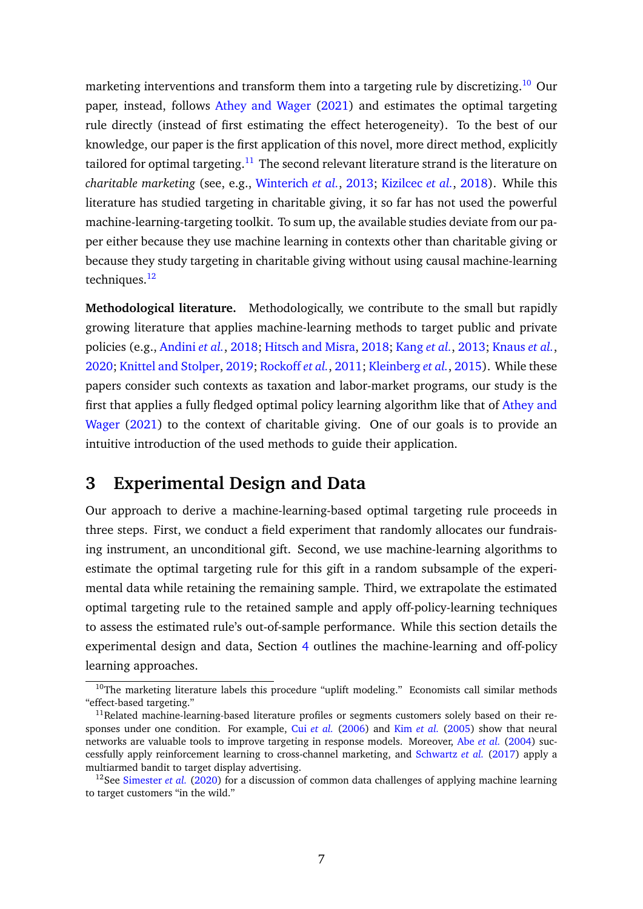marketing interventions and transform them into a targeting rule by discretizing.[10] Our paper, instead, follows Athey and Wager (2021) and estimates the optimal targeting rule directly (instead of first estimating the effect heterogeneity). To the best of our knowledge, our paper is the first application of this novel, more direct method, explicitly tailored for optimal targeting.[11] The second relevant literature strand is the literature on *charitable marketing* (see, e.g., Winterich *et al.*, 2013; Kizilcec *et al.*, 2018). While this literature has studied targeting in charitable giving, it so far has not used the powerful machine-learning-targeting toolkit. To sum up, the available studies deviate from our paper either because they use machine learning in contexts other than charitable giving or because they study targeting in charitable giving without using causal machine-learning techniques.[12]

**Methodological literature.** Methodologically, we contribute to the small but rapidly growing literature that applies machine-learning methods to target public and private policies (e.g., Andini *et al.*, 2018; Hitsch and Misra, 2018; Kang *et al.*, 2013; Knaus *et al.*, 2020; Knittel and Stolper, 2019; Rockoff *et al.*, 2011; Kleinberg *et al.*, 2015). While these papers consider such contexts as taxation and labor-market programs, our study is the first that applies a fully fledged optimal policy learning algorithm like that of Athey and Wager (2021) to the context of charitable giving. One of our goals is to provide an intuitive introduction of the used methods to guide their application.

## 3 Experimental Design and Data

Our approach to derive a machine-learning-based optimal targeting rule proceeds in three steps. First, we conduct a field experiment that randomly allocates our fundraising instrument, an unconditional gift. Second, we use machine-learning algorithms to estimate the optimal targeting rule for this gift in a random subsample of the experimental data while retaining the remaining sample. Third, we extrapolate the estimated optimal targeting rule to the retained sample and apply off-policy-learning techniques to assess the estimated rule's out-of-sample performance. While this section details the experimental design and data, Section 4 outlines the machine-learning and off-policy learning approaches.

[10] The marketing literature labels this procedure "uplift modeling." Economists call similar methods "effect-based targeting."

[11] Related machine-learning-based literature profiles or segments customers solely based on their responses under one condition. For example, Cui *et al.* (2006) and Kim *et al.* (2005) show that neural networks are valuable tools to improve targeting in response models. Moreover, Abe *et al.* (2004) successfully apply reinforcement learning to cross-channel marketing, and Schwartz *et al.* (2017) apply a multiarmed bandit to target display advertising.

[12] See Simester *et al.* (2020) for a discussion of common data challenges of applying machine learning to target customers "in the wild."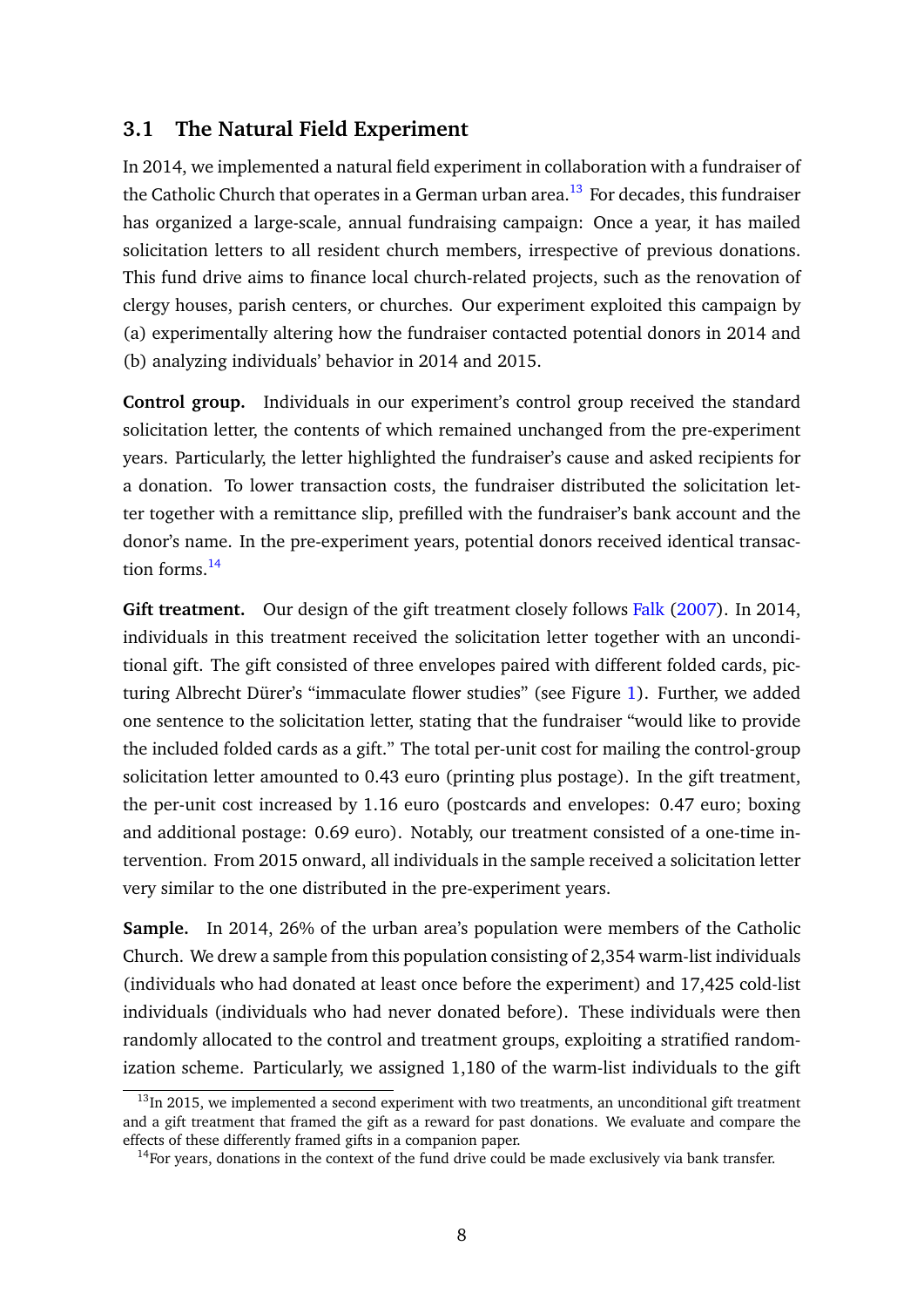### 3.1 The Natural Field Experiment

In 2014, we implemented a natural field experiment in collaboration with a fundraiser of the Catholic Church that operates in a German urban area.[13] For decades, this fundraiser has organized a large-scale, annual fundraising campaign: Once a year, it has mailed solicitation letters to all resident church members, irrespective of previous donations. This fund drive aims to finance local church-related projects, such as the renovation of clergy houses, parish centers, or churches. Our experiment exploited this campaign by (a) experimentally altering how the fundraiser contacted potential donors in 2014 and (b) analyzing individuals' behavior in 2014 and 2015.

**Control group.** Individuals in our experiment's control group received the standard solicitation letter, the contents of which remained unchanged from the pre-experiment years. Particularly, the letter highlighted the fundraiser's cause and asked recipients for a donation. To lower transaction costs, the fundraiser distributed the solicitation letter together with a remittance slip, prefilled with the fundraiser's bank account and the donor's name. In the pre-experiment years, potential donors received identical transaction forms.[14]

**Gift treatment.** Our design of the gift treatment closely follows Falk (2007). In 2014, individuals in this treatment received the solicitation letter together with an unconditional gift. The gift consisted of three envelopes paired with different folded cards, picturing Albrecht Dürer's "immaculate flower studies" (see Figure 1). Further, we added one sentence to the solicitation letter, stating that the fundraiser "would like to provide the included folded cards as a gift." The total per-unit cost for mailing the control-group solicitation letter amounted to 0.43 euro (printing plus postage). In the gift treatment, the per-unit cost increased by 1.16 euro (postcards and envelopes: 0.47 euro; boxing and additional postage: 0.69 euro). Notably, our treatment consisted of a one-time intervention. From 2015 onward, all individuals in the sample received a solicitation letter very similar to the one distributed in the pre-experiment years.

**Sample.** In 2014, 26% of the urban area's population were members of the Catholic Church. We drew a sample from this population consisting of 2,354 warm-list individuals (individuals who had donated at least once before the experiment) and 17,425 cold-list individuals (individuals who had never donated before). These individuals were then randomly allocated to the control and treatment groups, exploiting a stratified randomization scheme. Particularly, we assigned 1,180 of the warm-list individuals to the gift

[13] In 2015, we implemented a second experiment with two treatments, an unconditional gift treatment and a gift treatment that framed the gift as a reward for past donations. We evaluate and compare the effects of these differently framed gifts in a companion paper.

[14] For years, donations in the context of the fund drive could be made exclusively via bank transfer.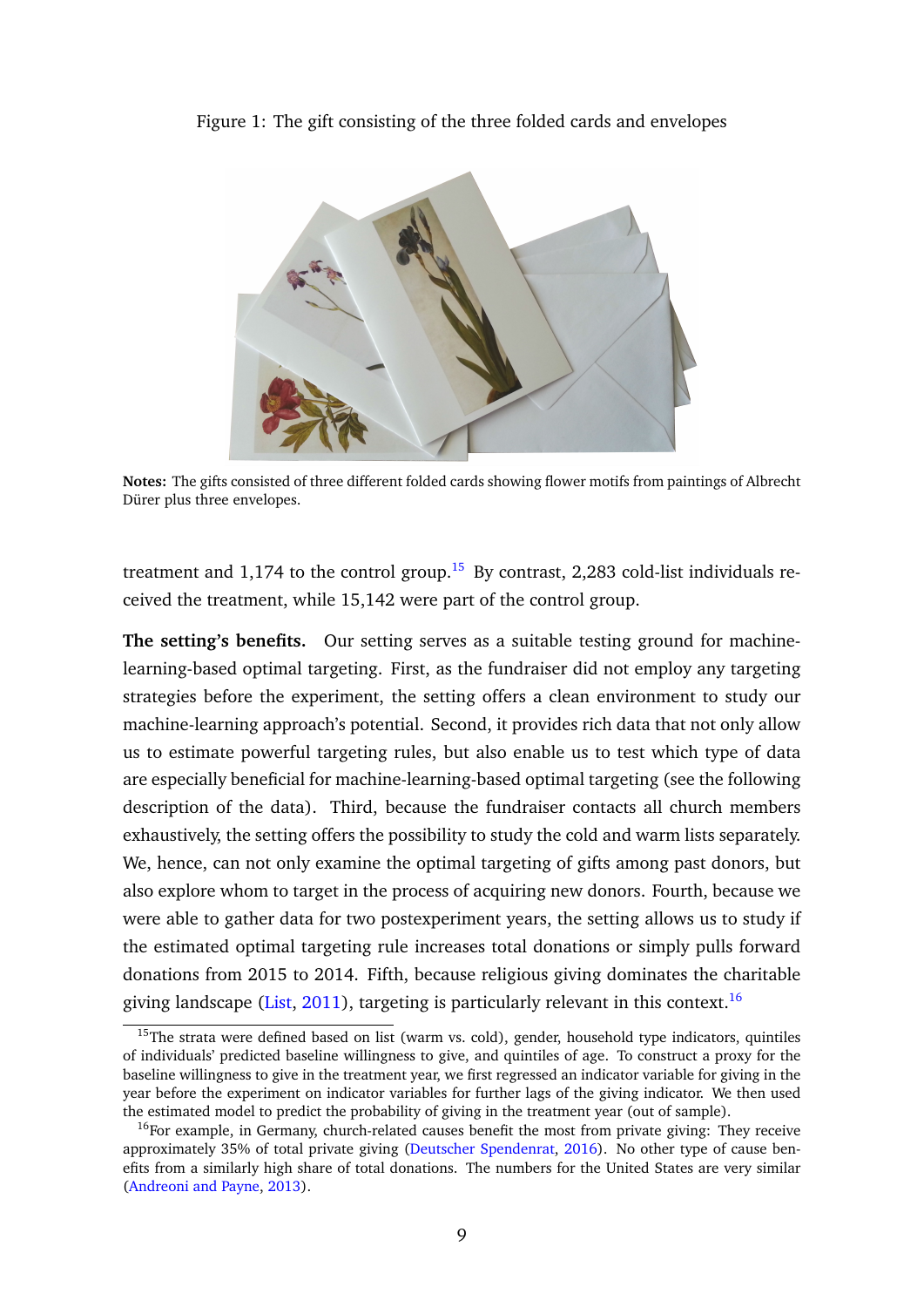Figure 1: The gift consisting of the three folded cards and envelopes

**Notes:** The gifts consisted of three different folded cards showing flower motifs from paintings of Albrecht Dürer plus three envelopes.

treatment and 1,174 to the control group.[15] By contrast, 2,283 cold-list individuals received the treatment, while 15,142 were part of the control group.

**The setting's benefits.** Our setting serves as a suitable testing ground for machine-learning-based optimal targeting. First, as the fundraiser did not employ any targeting strategies before the experiment, the setting offers a clean environment to study our machine-learning approach's potential. Second, it provides rich data that not only allow us to estimate powerful targeting rules, but also enable us to test which type of data are especially beneficial for machine-learning-based optimal targeting (see the following description of the data). Third, because the fundraiser contacts all church members exhaustively, the setting offers the possibility to study the cold and warm lists separately. We, hence, can not only examine the optimal targeting of gifts among past donors, but also explore whom to target in the process of acquiring new donors. Fourth, because we were able to gather data for two postexperiment years, the setting allows us to study if the estimated optimal targeting rule increases total donations or simply pulls forward donations from 2015 to 2014. Fifth, because religious giving dominates the charitable giving landscape (List, 2011), targeting is particularly relevant in this context.[16]

[15] The strata were defined based on list (warm vs. cold), gender, household type indicators, quintiles of individuals' predicted baseline willingness to give, and quintiles of age. To construct a proxy for the baseline willingness to give in the treatment year, we first regressed an indicator variable for giving in the year before the experiment on indicator variables for further lags of the giving indicator. We then used the estimated model to predict the probability of giving in the treatment year (out of sample).

[16] For example, in Germany, church-related causes benefit the most from private giving: They receive approximately 35% of total private giving (Deutscher Spendenrat, 2016). No other type of cause benefits from a similarly high share of total donations. The numbers for the United States are very similar (Andreoni and Payne, 2013).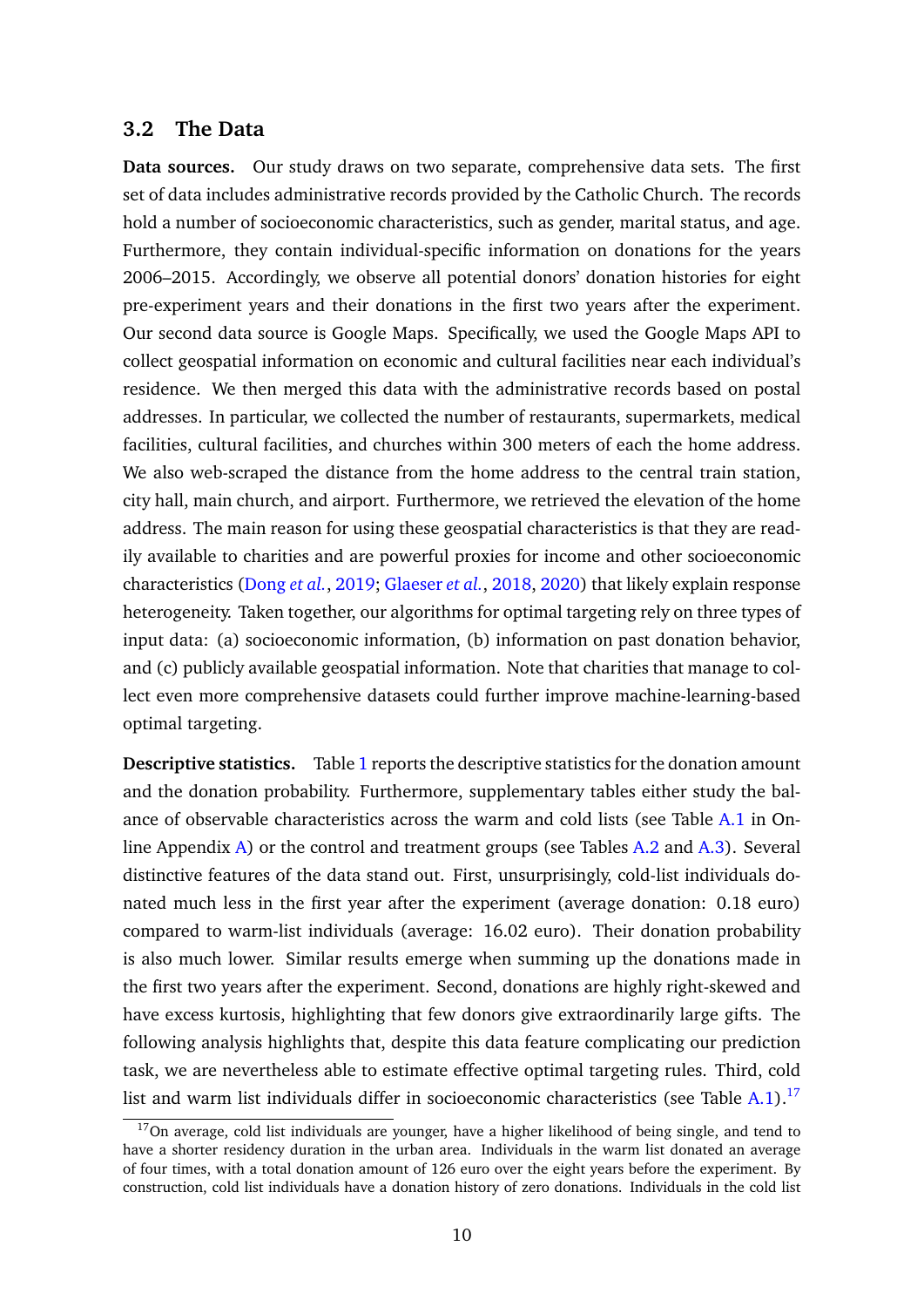### 3.2 The Data

**Data sources.** Our study draws on two separate, comprehensive data sets. The first set of data includes administrative records provided by the Catholic Church. The records hold a number of socioeconomic characteristics, such as gender, marital status, and age. Furthermore, they contain individual-specific information on donations for the years 2006–2015. Accordingly, we observe all potential donors' donation histories for eight pre-experiment years and their donations in the first two years after the experiment. Our second data source is Google Maps. Specifically, we used the Google Maps API to collect geospatial information on economic and cultural facilities near each individual's residence. We then merged this data with the administrative records based on postal addresses. In particular, we collected the number of restaurants, supermarkets, medical facilities, cultural facilities, and churches within 300 meters of each the home address. We also web-scraped the distance from the home address to the central train station, city hall, main church, and airport. Furthermore, we retrieved the elevation of the home address. The main reason for using these geospatial characteristics is that they are readily available to charities and are powerful proxies for income and other socioeconomic characteristics (Dong *et al.*, 2019; Glaeser *et al.*, 2018, 2020) that likely explain response heterogeneity. Taken together, our algorithms for optimal targeting rely on three types of input data: (a) socioeconomic information, (b) information on past donation behavior, and (c) publicly available geospatial information. Note that charities that manage to collect even more comprehensive datasets could further improve machine-learning-based optimal targeting.

**Descriptive statistics.** Table 1 reports the descriptive statistics for the donation amount and the donation probability. Furthermore, supplementary tables either study the balance of observable characteristics across the warm and cold lists (see Table A.1 in Online Appendix A) or the control and treatment groups (see Tables A.2 and A.3). Several distinctive features of the data stand out. First, unsurprisingly, cold-list individuals donated much less in the first year after the experiment (average donation: 0.18 euro) compared to warm-list individuals (average: 16.02 euro). Their donation probability is also much lower. Similar results emerge when summing up the donations made in the first two years after the experiment. Second, donations are highly right-skewed and have excess kurtosis, highlighting that few donors give extraordinarily large gifts. The following analysis highlights that, despite this data feature complicating our prediction task, we are nevertheless able to estimate effective optimal targeting rules. Third, cold list and warm list individuals differ in socioeconomic characteristics (see Table A.1).[17]

[17] On average, cold list individuals are younger, have a higher likelihood of being single, and tend to have a shorter residency duration in the urban area. Individuals in the warm list donated an average of four times, with a total donation amount of 126 euro over the eight years before the experiment. By construction, cold list individuals have a donation history of zero donations. Individuals in the cold list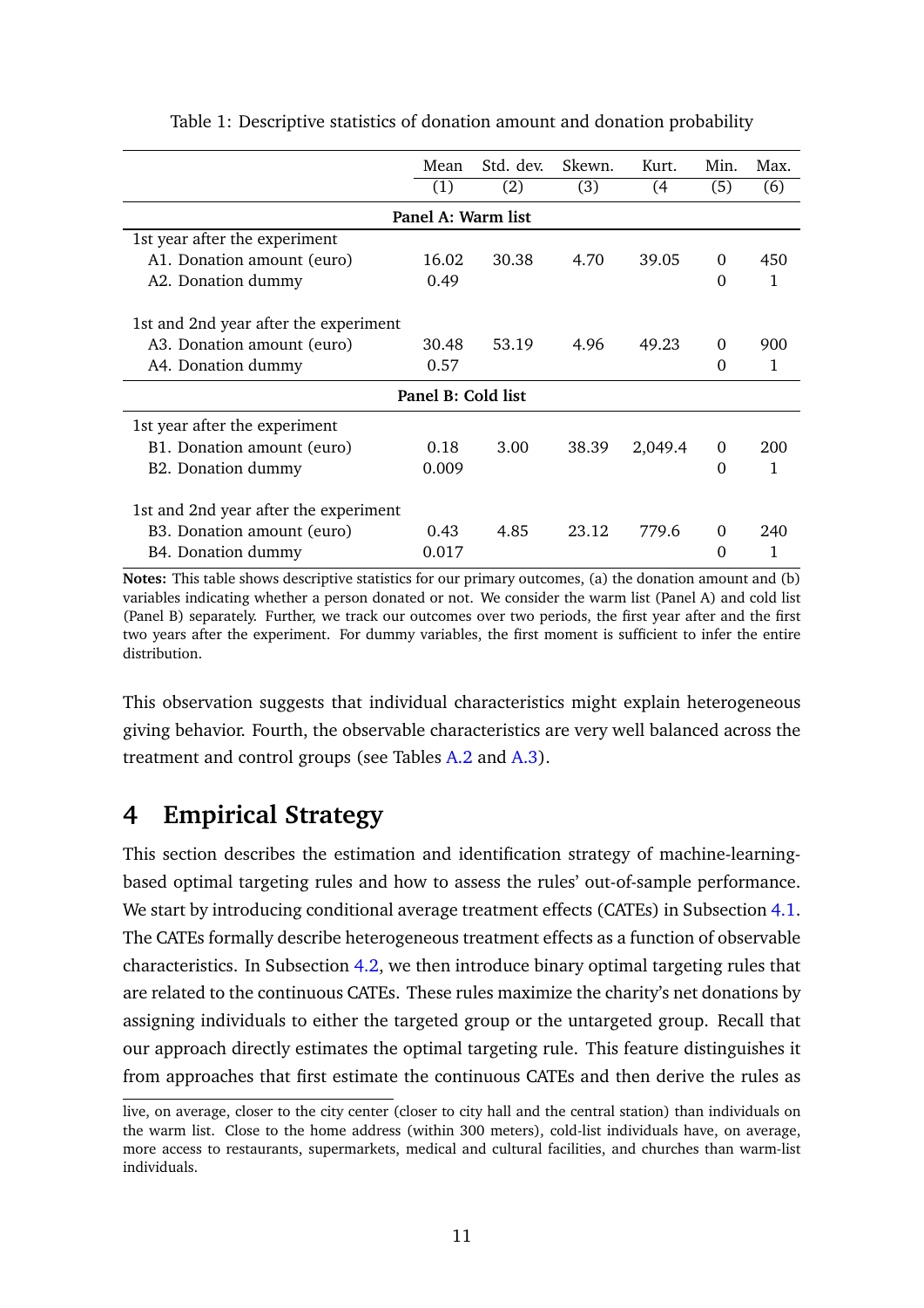Table 1: Descriptive statistics of donation amount and donation probability

| | Mean | Std. dev. | Skewn. | Kurt. | Min. | Max. |
|---|---|---|---|---|---|---|
| | (1) | (2) | (3) | (4 | (5) | (6) |
| **Panel A: Warm list** | | | | | | |
| 1st year after the experiment | | | | | | |
| A1. Donation amount (euro) | 16.02 | 30.38 | 4.70 | 39.05 | 0 | 450 |
| A2. Donation dummy | 0.49 | | | | 0 | 1 |
| 1st and 2nd year after the experiment | | | | | | |
| A3. Donation amount (euro) | 30.48 | 53.19 | 4.96 | 49.23 | 0 | 900 |
| A4. Donation dummy | 0.57 | | | | 0 | 1 |
| **Panel B: Cold list** | | | | | | |
| 1st year after the experiment | | | | | | |
| B1. Donation amount (euro) | 0.18 | 3.00 | 38.39 | 2,049.4 | 0 | 200 |
| B2. Donation dummy | 0.009 | | | | 0 | 1 |
| 1st and 2nd year after the experiment | | | | | | |
| B3. Donation amount (euro) | 0.43 | 4.85 | 23.12 | 779.6 | 0 | 240 |
| B4. Donation dummy | 0.017 | | | | 0 | 1 |

**Notes:** This table shows descriptive statistics for our primary outcomes, (a) the donation amount and (b) variables indicating whether a person donated or not. We consider the warm list (Panel A) and cold list (Panel B) separately. Further, we track our outcomes over two periods, the first year after and the first two years after the experiment. For dummy variables, the first moment is sufficient to infer the entire distribution.

This observation suggests that individual characteristics might explain heterogeneous giving behavior. Fourth, the observable characteristics are very well balanced across the treatment and control groups (see Tables A.2 and A.3).

# 4 Empirical Strategy

This section describes the estimation and identification strategy of machine-learning-based optimal targeting rules and how to assess the rules' out-of-sample performance. We start by introducing conditional average treatment effects (CATEs) in Subsection 4.1. The CATEs formally describe heterogeneous treatment effects as a function of observable characteristics. In Subsection 4.2, we then introduce binary optimal targeting rules that are related to the continuous CATEs. These rules maximize the charity's net donations by assigning individuals to either the targeted group or the untargeted group. Recall that our approach directly estimates the optimal targeting rule. This feature distinguishes it from approaches that first estimate the continuous CATEs and then derive the rules as

live, on average, closer to the city center (closer to city hall and the central station) than individuals on the warm list. Close to the home address (within 300 meters), cold-list individuals have, on average, more access to restaurants, supermarkets, medical and cultural facilities, and churches than warm-list individuals.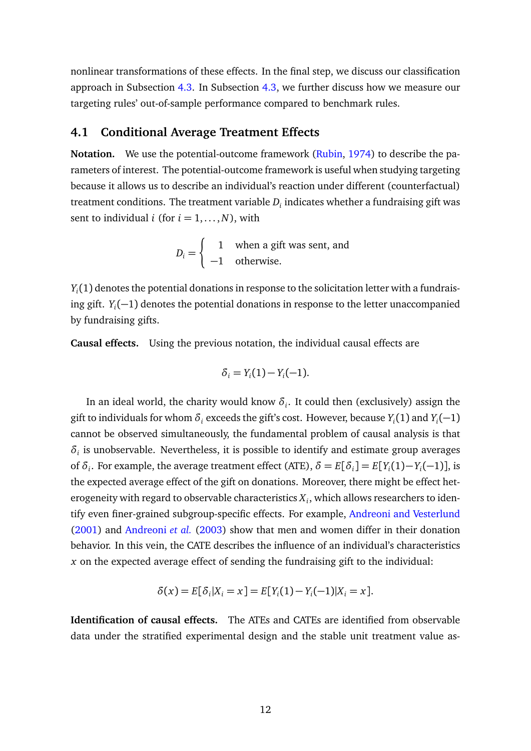nonlinear transformations of these effects. In the final step, we discuss our classification approach in Subsection 4.3. In Subsection 4.3, we further discuss how we measure our targeting rules' out-of-sample performance compared to benchmark rules.

## 4.1 Conditional Average Treatment Effects

**Notation.** We use the potential-outcome framework (Rubin, 1974) to describe the parameters of interest. The potential-outcome framework is useful when studying targeting because it allows us to describe an individual's reaction under different (counterfactual) treatment conditions. The treatment variable $D_i$ indicates whether a fundraising gift was sent to individual $i$ (for $i = 1, \dots, N$), with

$$D_i = \begin{cases} 1 & \text{when a gift was sent, and} \\ -1 & \text{otherwise.} \end{cases}$$

$Y_i(1)$ denotes the potential donations in response to the solicitation letter with a fundraising gift. $Y_i(-1)$ denotes the potential donations in response to the letter unaccompanied by fundraising gifts.

**Causal effects.** Using the previous notation, the individual causal effects are

$$\delta_i = Y_i(1) - Y_i(-1).$$

In an ideal world, the charity would know $\delta_i$. It could then (exclusively) assign the gift to individuals for whom $\delta_i$ exceeds the gift's cost. However, because $Y_i(1)$ and $Y_i(-1)$ cannot be observed simultaneously, the fundamental problem of causal analysis is that $\delta_i$ is unobservable. Nevertheless, it is possible to identify and estimate group averages of $\delta_i$. For example, the average treatment effect (ATE), $\delta = E[\delta_i] = E[Y_i(1) - Y_i(-1)]$, is the expected average effect of the gift on donations. Moreover, there might be effect heterogeneity with regard to observable characteristics $X_i$, which allows researchers to identify even finer-grained subgroup-specific effects. For example, Andreoni and Vesterlund (2001) and Andreoni *et al.* (2003) show that men and women differ in their donation behavior. In this vein, the CATE describes the influence of an individual's characteristics $x$ on the expected average effect of sending the fundraising gift to the individual:

$$\delta(x) = E[\delta_i | X_i = x] = E[Y_i(1) - Y_i(-1) | X_i = x].$$

**Identification of causal effects.** The ATEs and CATEs are identified from observable data under the stratified experimental design and the stable unit treatment value as-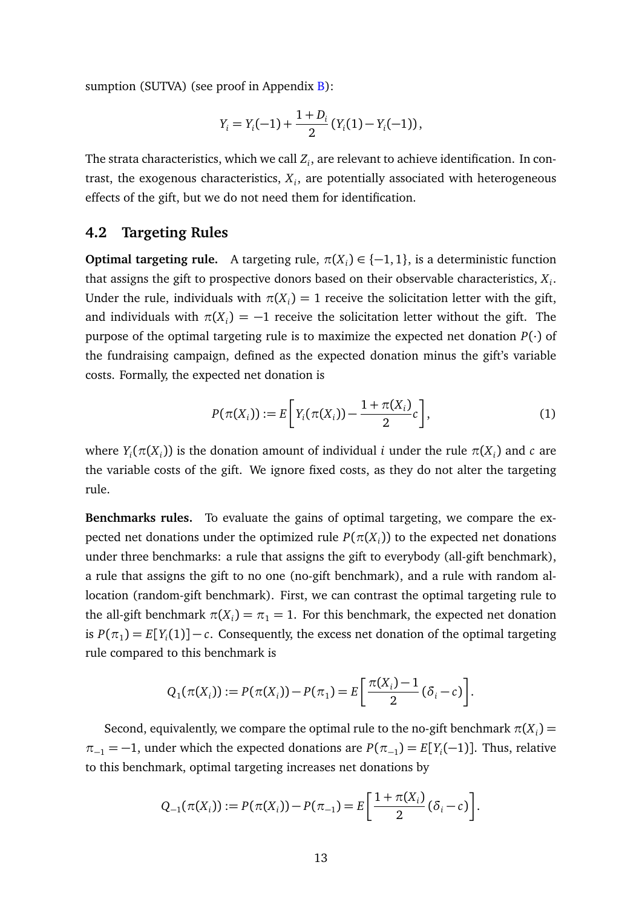sumption (SUTVA) (see proof in Appendix B):

$$Y_i = Y_i(-1) + \frac{1+D_i}{2}\left(Y_i(1) - Y_i(-1)\right),$$

The strata characteristics, which we call $Z_i$, are relevant to achieve identification. In contrast, the exogenous characteristics, $X_i$, are potentially associated with heterogeneous effects of the gift, but we do not need them for identification.

## 4.2 Targeting Rules

**Optimal targeting rule.** A targeting rule, $\pi(X_i) \in \{-1, 1\}$, is a deterministic function that assigns the gift to prospective donors based on their observable characteristics, $X_i$. Under the rule, individuals with $\pi(X_i) = 1$ receive the solicitation letter with the gift, and individuals with $\pi(X_i) = -1$ receive the solicitation letter without the gift. The purpose of the optimal targeting rule is to maximize the expected net donation $P(\cdot)$ of the fundraising campaign, defined as the expected donation minus the gift's variable costs. Formally, the expected net donation is

$$P(\pi(X_i)) := E\left[Y_i(\pi(X_i)) - \frac{1+\pi(X_i)}{2}c\right], \tag{1}$$

where $Y_i(\pi(X_i))$ is the donation amount of individual $i$ under the rule $\pi(X_i)$ and $c$ are the variable costs of the gift. We ignore fixed costs, as they do not alter the targeting rule.

**Benchmarks rules.** To evaluate the gains of optimal targeting, we compare the expected net donations under the optimized rule $P(\pi(X_i))$ to the expected net donations under three benchmarks: a rule that assigns the gift to everybody (all-gift benchmark), a rule that assigns the gift to no one (no-gift benchmark), and a rule with random allocation (random-gift benchmark). First, we can contrast the optimal targeting rule to the all-gift benchmark $\pi(X_i) = \pi_1 = 1$. For this benchmark, the expected net donation is $P(\pi_1) = E[Y_i(1)] - c$. Consequently, the excess net donation of the optimal targeting rule compared to this benchmark is

$$Q_1(\pi(X_i)) := P(\pi(X_i)) - P(\pi_1) = E\left[\frac{\pi(X_i) - 1}{2}(\delta_i - c)\right].$$

Second, equivalently, we compare the optimal rule to the no-gift benchmark $\pi(X_i) = \pi_{-1} = -1$, under which the expected donations are $P(\pi_{-1}) = E[Y_i(-1)]$. Thus, relative to this benchmark, optimal targeting increases net donations by

$$Q_{-1}(\pi(X_i)) := P(\pi(X_i)) - P(\pi_{-1}) = E\left[\frac{1+\pi(X_i)}{2}(\delta_i - c)\right].$$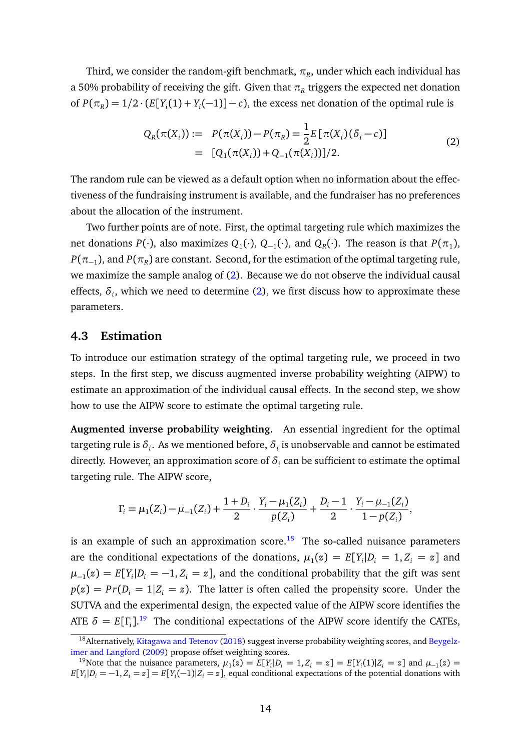Third, we consider the random-gift benchmark, $\pi_R$, under which each individual has a 50% probability of receiving the gift. Given that $\pi_R$ triggers the expected net donation of $P(\pi_R) = 1/2 \cdot (E[Y_i(1) + Y_i(-1)] - c)$, the excess net donation of the optimal rule is

$$
\begin{aligned}
Q_R(\pi(X_i)) := \;& P(\pi(X_i)) - P(\pi_R) = \frac{1}{2} E\left[\pi(X_i)(\delta_i - c)\right] \\
= \;& [Q_1(\pi(X_i)) + Q_{-1}(\pi(X_i))]/2.
\end{aligned} \tag{2}
$$

The random rule can be viewed as a default option when no information about the effectiveness of the fundraising instrument is available, and the fundraiser has no preferences about the allocation of the instrument.

Two further points are of note. First, the optimal targeting rule which maximizes the net donations $P(\cdot)$, also maximizes $Q_1(\cdot)$, $Q_{-1}(\cdot)$, and $Q_R(\cdot)$. The reason is that $P(\pi_1)$, $P(\pi_{-1})$, and $P(\pi_R)$ are constant. Second, for the estimation of the optimal targeting rule, we maximize the sample analog of (2). Because we do not observe the individual causal effects, $\delta_i$, which we need to determine (2), we first discuss how to approximate these parameters.

## 4.3 Estimation

To introduce our estimation strategy of the optimal targeting rule, we proceed in two steps. In the first step, we discuss augmented inverse probability weighting (AIPW) to estimate an approximation of the individual causal effects. In the second step, we show how to use the AIPW score to estimate the optimal targeting rule.

**Augmented inverse probability weighting.** An essential ingredient for the optimal targeting rule is $\delta_i$. As we mentioned before, $\delta_i$ is unobservable and cannot be estimated directly. However, an approximation score of $\delta_i$ can be sufficient to estimate the optimal targeting rule. The AIPW score,

$$
\Gamma_i = \mu_1(Z_i) - \mu_{-1}(Z_i) + \frac{1 + D_i}{2} \cdot \frac{Y_i - \mu_1(Z_i)}{p(Z_i)} + \frac{D_i - 1}{2} \cdot \frac{Y_i - \mu_{-1}(Z_i)}{1 - p(Z_i)},
$$

is an example of such an approximation score.[18] The so-called nuisance parameters are the conditional expectations of the donations, $\mu_1(z) = E[Y_i | D_i = 1, Z_i = z]$ and $\mu_{-1}(z) = E[Y_i | D_i = -1, Z_i = z]$, and the conditional probability that the gift was sent $p(z) = Pr(D_i = 1 | Z_i = z)$. The latter is often called the propensity score. Under the SUTVA and the experimental design, the expected value of the AIPW score identifies the ATE $\delta = E[\Gamma_i]$.[19] The conditional expectations of the AIPW score identify the CATEs,

[18] Alternatively, Kitagawa and Tetenov (2018) suggest inverse probability weighting scores, and Beygelzimer and Langford (2009) propose offset weighting scores.

[19] Note that the nuisance parameters, $\mu_1(z) = E[Y_i | D_i = 1, Z_i = z] = E[Y_i(1) | Z_i = z]$ and $\mu_{-1}(z) = E[Y_i | D_i = -1, Z_i = z] = E[Y_i(-1) | Z_i = z]$, equal conditional expectations of the potential donations with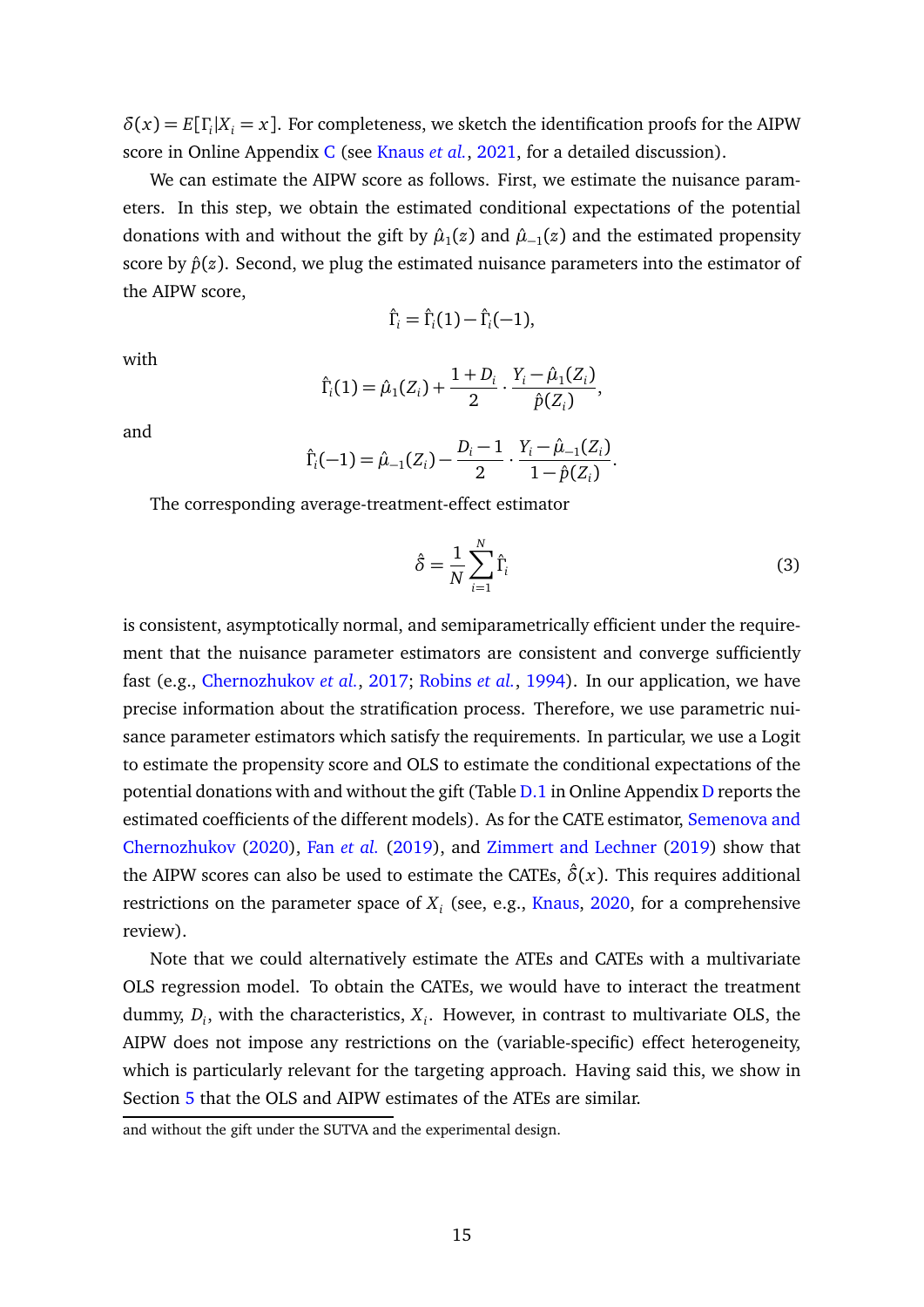$\delta(x) = E[\Gamma_i | X_i = x]$. For completeness, we sketch the identification proofs for the AIPW score in Online Appendix C (see Knaus *et al.*, 2021, for a detailed discussion).

We can estimate the AIPW score as follows. First, we estimate the nuisance parameters. In this step, we obtain the estimated conditional expectations of the potential donations with and without the gift by $\hat{\mu}_1(z)$ and $\hat{\mu}_{-1}(z)$ and the estimated propensity score by $\hat{p}(z)$. Second, we plug the estimated nuisance parameters into the estimator of the AIPW score,

$$\hat{\Gamma}_i = \hat{\Gamma}_i(1) - \hat{\Gamma}_i(-1),$$

with

$$\hat{\Gamma}_i(1) = \hat{\mu}_1(Z_i) + \frac{1 + D_i}{2} \cdot \frac{Y_i - \hat{\mu}_1(Z_i)}{\hat{p}(Z_i)},$$

and

$$\hat{\Gamma}_i(-1) = \hat{\mu}_{-1}(Z_i) - \frac{D_i - 1}{2} \cdot \frac{Y_i - \hat{\mu}_{-1}(Z_i)}{1 - \hat{p}(Z_i)}.$$

The corresponding average-treatment-effect estimator

$$\hat{\delta} = \frac{1}{N} \sum_{i=1}^{N} \hat{\Gamma}_i \tag{3}$$

is consistent, asymptotically normal, and semiparametrically efficient under the requirement that the nuisance parameter estimators are consistent and converge sufficiently fast (e.g., Chernozhukov *et al.*, 2017; Robins *et al.*, 1994). In our application, we have precise information about the stratification process. Therefore, we use parametric nuisance parameter estimators which satisfy the requirements. In particular, we use a Logit to estimate the propensity score and OLS to estimate the conditional expectations of the potential donations with and without the gift (Table D.1 in Online Appendix D reports the estimated coefficients of the different models). As for the CATE estimator, Semenova and Chernozhukov (2020), Fan *et al.* (2019), and Zimmert and Lechner (2019) show that the AIPW scores can also be used to estimate the CATEs, $\hat{\delta}(x)$. This requires additional restrictions on the parameter space of $X_i$ (see, e.g., Knaus, 2020, for a comprehensive review).

Note that we could alternatively estimate the ATEs and CATEs with a multivariate OLS regression model. To obtain the CATEs, we would have to interact the treatment dummy, $D_i$, with the characteristics, $X_i$. However, in contrast to multivariate OLS, the AIPW does not impose any restrictions on the (variable-specific) effect heterogeneity, which is particularly relevant for the targeting approach. Having said this, we show in Section 5 that the OLS and AIPW estimates of the ATEs are similar.

---

and without the gift under the SUTVA and the experimental design.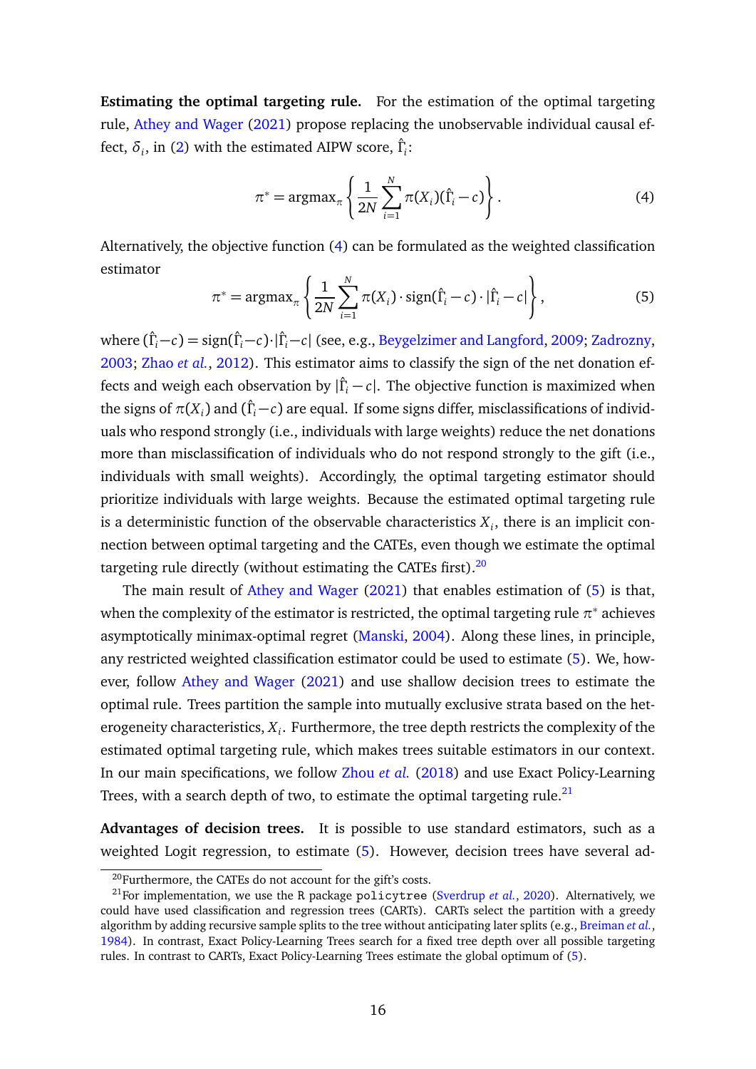**Estimating the optimal targeting rule.** For the estimation of the optimal targeting rule, Athey and Wager (2021) propose replacing the unobservable individual causal effect, $\delta_i$, in (2) with the estimated AIPW score, $\hat{\Gamma}_i$:

$$\pi^* = \text{argmax}_\pi \left\{ \frac{1}{2N} \sum_{i=1}^{N} \pi(X_i)(\hat{\Gamma}_i - c) \right\}. \tag{4}$$

Alternatively, the objective function (4) can be formulated as the weighted classification estimator

$$\pi^* = \text{argmax}_\pi \left\{ \frac{1}{2N} \sum_{i=1}^{N} \pi(X_i) \cdot \text{sign}(\hat{\Gamma}_i - c) \cdot |\hat{\Gamma}_i - c| \right\}, \tag{5}$$

where $(\hat{\Gamma}_i - c) = \text{sign}(\hat{\Gamma}_i - c) \cdot |\hat{\Gamma}_i - c|$ (see, e.g., Beygelzimer and Langford, 2009; Zadrozny, 2003; Zhao *et al.*, 2012). This estimator aims to classify the sign of the net donation effects and weigh each observation by $|\hat{\Gamma}_i - c|$. The objective function is maximized when the signs of $\pi(X_i)$ and $(\hat{\Gamma}_i - c)$ are equal. If some signs differ, misclassifications of individuals who respond strongly (i.e., individuals with large weights) reduce the net donations more than misclassification of individuals who do not respond strongly to the gift (i.e., individuals with small weights). Accordingly, the optimal targeting estimator should prioritize individuals with large weights. Because the estimated optimal targeting rule is a deterministic function of the observable characteristics $X_i$, there is an implicit connection between optimal targeting and the CATEs, even though we estimate the optimal targeting rule directly (without estimating the CATEs first).[20]

The main result of Athey and Wager (2021) that enables estimation of (5) is that, when the complexity of the estimator is restricted, the optimal targeting rule $\pi^*$ achieves asymptotically minimax-optimal regret (Manski, 2004). Along these lines, in principle, any restricted weighted classification estimator could be used to estimate (5). We, however, follow Athey and Wager (2021) and use shallow decision trees to estimate the optimal rule. Trees partition the sample into mutually exclusive strata based on the heterogeneity characteristics, $X_i$. Furthermore, the tree depth restricts the complexity of the estimated optimal targeting rule, which makes trees suitable estimators in our context. In our main specifications, we follow Zhou *et al.* (2018) and use Exact Policy-Learning Trees, with a search depth of two, to estimate the optimal targeting rule.[21]

**Advantages of decision trees.** It is possible to use standard estimators, such as a weighted Logit regression, to estimate (5). However, decision trees have several ad-

[20] Furthermore, the CATEs do not account for the gift's costs.

[21] For implementation, we use the R package `policytree` (Sverdrup *et al.*, 2020). Alternatively, we could have used classification and regression trees (CARTs). CARTs select the partition with a greedy algorithm by adding recursive sample splits to the tree without anticipating later splits (e.g., Breiman *et al.*, 1984). In contrast, Exact Policy-Learning Trees search for a fixed tree depth over all possible targeting rules. In contrast to CARTs, Exact Policy-Learning Trees estimate the global optimum of (5).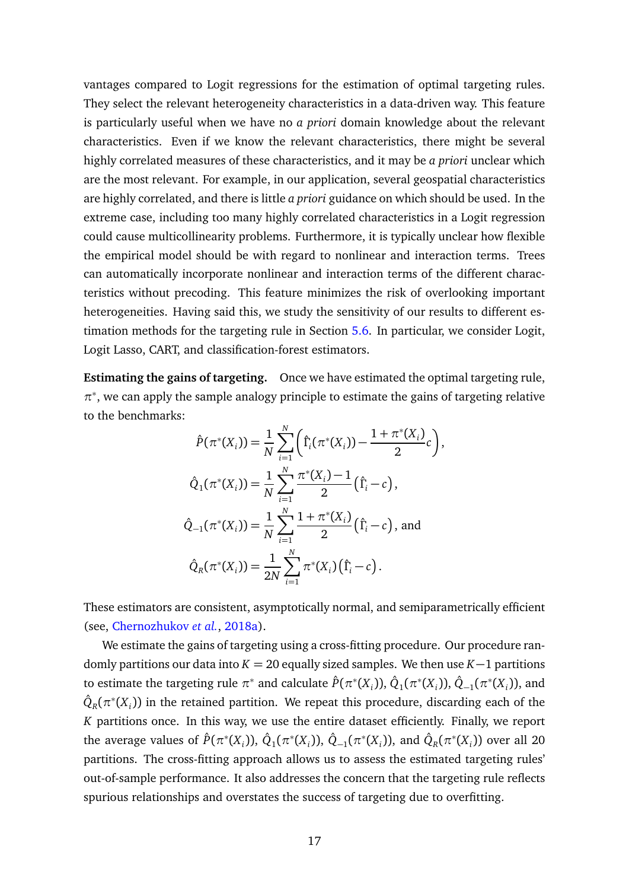vantages compared to Logit regressions for the estimation of optimal targeting rules. They select the relevant heterogeneity characteristics in a data-driven way. This feature is particularly useful when we have no *a priori* domain knowledge about the relevant characteristics. Even if we know the relevant characteristics, there might be several highly correlated measures of these characteristics, and it may be *a priori* unclear which are the most relevant. For example, in our application, several geospatial characteristics are highly correlated, and there is little *a priori* guidance on which should be used. In the extreme case, including too many highly correlated characteristics in a Logit regression could cause multicollinearity problems. Furthermore, it is typically unclear how flexible the empirical model should be with regard to nonlinear and interaction terms. Trees can automatically incorporate nonlinear and interaction terms of the different characteristics without precoding. This feature minimizes the risk of overlooking important heterogeneities. Having said this, we study the sensitivity of our results to different estimation methods for the targeting rule in Section 5.6. In particular, we consider Logit, Logit Lasso, CART, and classification-forest estimators.

**Estimating the gains of targeting.** Once we have estimated the optimal targeting rule, $\pi^*$, we can apply the sample analogy principle to estimate the gains of targeting relative to the benchmarks:

$$\hat{P}(\pi^*(X_i)) = \frac{1}{N}\sum_{i=1}^{N}\left(\hat{\Gamma}_i(\pi^*(X_i)) - \frac{1+\pi^*(X_i)}{2}c\right),$$

$$\hat{Q}_1(\pi^*(X_i)) = \frac{1}{N}\sum_{i=1}^{N}\frac{\pi^*(X_i)-1}{2}\left(\hat{\Gamma}_i - c\right),$$

$$\hat{Q}_{-1}(\pi^*(X_i)) = \frac{1}{N}\sum_{i=1}^{N}\frac{1+\pi^*(X_i)}{2}\left(\hat{\Gamma}_i - c\right), \text{ and}$$

$$\hat{Q}_R(\pi^*(X_i)) = \frac{1}{2N}\sum_{i=1}^{N}\pi^*(X_i)\left(\hat{\Gamma}_i - c\right).$$

These estimators are consistent, asymptotically normal, and semiparametrically efficient (see, Chernozhukov *et al.*, 2018a).

We estimate the gains of targeting using a cross-fitting procedure. Our procedure randomly partitions our data into $K = 20$ equally sized samples. We then use $K-1$ partitions to estimate the targeting rule $\pi^*$ and calculate $\hat{P}(\pi^*(X_i))$, $\hat{Q}_1(\pi^*(X_i))$, $\hat{Q}_{-1}(\pi^*(X_i))$, and $\hat{Q}_R(\pi^*(X_i))$ in the retained partition. We repeat this procedure, discarding each of the $K$ partitions once. In this way, we use the entire dataset efficiently. Finally, we report the average values of $\hat{P}(\pi^*(X_i))$, $\hat{Q}_1(\pi^*(X_i))$, $\hat{Q}_{-1}(\pi^*(X_i))$, and $\hat{Q}_R(\pi^*(X_i))$ over all 20 partitions. The cross-fitting approach allows us to assess the estimated targeting rules' out-of-sample performance. It also addresses the concern that the targeting rule reflects spurious relationships and overstates the success of targeting due to overfitting.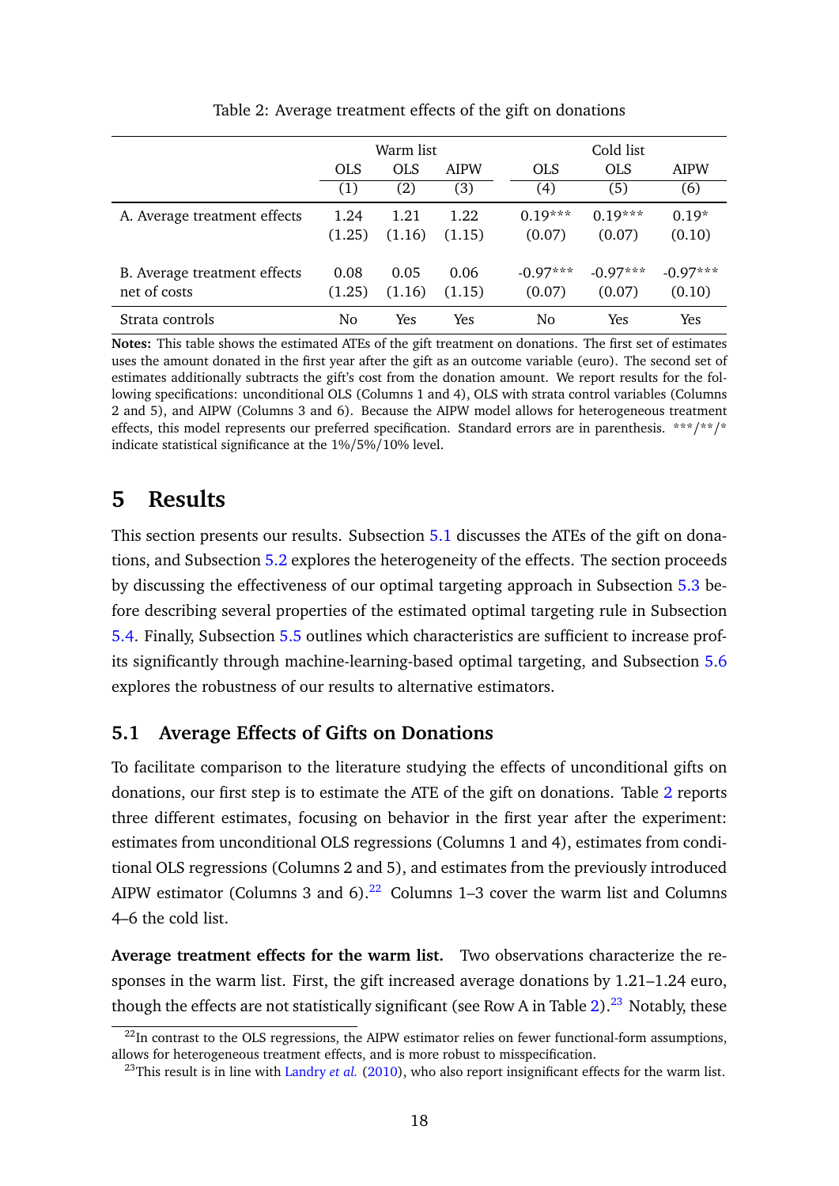Table 2: Average treatment effects of the gift on donations

| | Warm list | | | Cold list | | |
|---|---|---|---|---|---|---|
| | OLS | OLS | AIPW | OLS | OLS | AIPW |
| | (1) | (2) | (3) | (4) | (5) | (6) |
| A. Average treatment effects | 1.24 | 1.21 | 1.22 | 0.19*** | 0.19*** | 0.19* |
| | (1.25) | (1.16) | (1.15) | (0.07) | (0.07) | (0.10) |
| B. Average treatment effects net of costs | 0.08 | 0.05 | 0.06 | -0.97*** | -0.97*** | -0.97*** |
| | (1.25) | (1.16) | (1.15) | (0.07) | (0.07) | (0.10) |
| Strata controls | No | Yes | Yes | No | Yes | Yes |

**Notes:** This table shows the estimated ATEs of the gift treatment on donations. The first set of estimates uses the amount donated in the first year after the gift as an outcome variable (euro). The second set of estimates additionally subtracts the gift's cost from the donation amount. We report results for the following specifications: unconditional OLS (Columns 1 and 4), OLS with strata control variables (Columns 2 and 5), and AIPW (Columns 3 and 6). Because the AIPW model allows for heterogeneous treatment effects, this model represents our preferred specification. Standard errors are in parenthesis. ***/**/* indicate statistical significance at the 1%/5%/10% level.

# 5 Results

This section presents our results. Subsection 5.1 discusses the ATEs of the gift on donations, and Subsection 5.2 explores the heterogeneity of the effects. The section proceeds by discussing the effectiveness of our optimal targeting approach in Subsection 5.3 before describing several properties of the estimated optimal targeting rule in Subsection 5.4. Finally, Subsection 5.5 outlines which characteristics are sufficient to increase profits significantly through machine-learning-based optimal targeting, and Subsection 5.6 explores the robustness of our results to alternative estimators.

## 5.1 Average Effects of Gifts on Donations

To facilitate comparison to the literature studying the effects of unconditional gifts on donations, our first step is to estimate the ATE of the gift on donations. Table 2 reports three different estimates, focusing on behavior in the first year after the experiment: estimates from unconditional OLS regressions (Columns 1 and 4), estimates from conditional OLS regressions (Columns 2 and 5), and estimates from the previously introduced AIPW estimator (Columns 3 and 6).[22] Columns 1–3 cover the warm list and Columns 4–6 the cold list.

**Average treatment effects for the warm list.** Two observations characterize the responses in the warm list. First, the gift increased average donations by 1.21–1.24 euro, though the effects are not statistically significant (see Row A in Table 2).[23] Notably, these

[22] In contrast to the OLS regressions, the AIPW estimator relies on fewer functional-form assumptions, allows for heterogeneous treatment effects, and is more robust to misspecification.

[23] This result is in line with Landry *et al.* (2010), who also report insignificant effects for the warm list.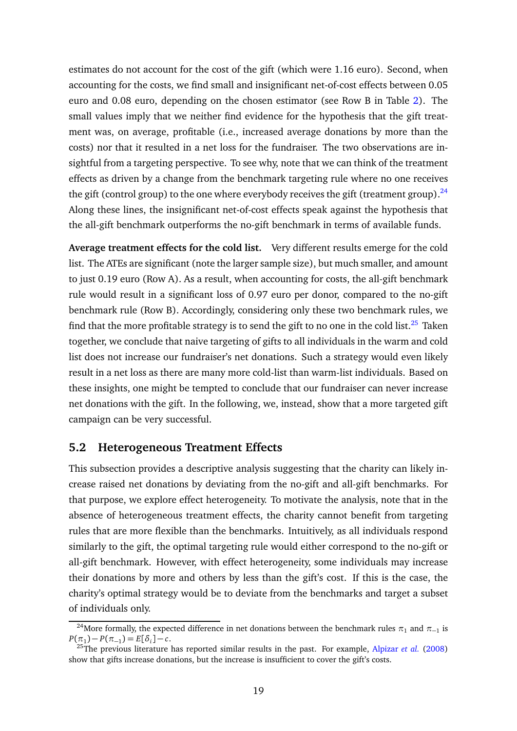estimates do not account for the cost of the gift (which were 1.16 euro). Second, when accounting for the costs, we find small and insignificant net-of-cost effects between 0.05 euro and 0.08 euro, depending on the chosen estimator (see Row B in Table 2). The small values imply that we neither find evidence for the hypothesis that the gift treatment was, on average, profitable (i.e., increased average donations by more than the costs) nor that it resulted in a net loss for the fundraiser. The two observations are insightful from a targeting perspective. To see why, note that we can think of the treatment effects as driven by a change from the benchmark targeting rule where no one receives the gift (control group) to the one where everybody receives the gift (treatment group).[24] Along these lines, the insignificant net-of-cost effects speak against the hypothesis that the all-gift benchmark outperforms the no-gift benchmark in terms of available funds.

**Average treatment effects for the cold list.** Very different results emerge for the cold list. The ATEs are significant (note the larger sample size), but much smaller, and amount to just 0.19 euro (Row A). As a result, when accounting for costs, the all-gift benchmark rule would result in a significant loss of 0.97 euro per donor, compared to the no-gift benchmark rule (Row B). Accordingly, considering only these two benchmark rules, we find that the more profitable strategy is to send the gift to no one in the cold list.[25] Taken together, we conclude that naive targeting of gifts to all individuals in the warm and cold list does not increase our fundraiser's net donations. Such a strategy would even likely result in a net loss as there are many more cold-list than warm-list individuals. Based on these insights, one might be tempted to conclude that our fundraiser can never increase net donations with the gift. In the following, we, instead, show that a more targeted gift campaign can be very successful.

## 5.2 Heterogeneous Treatment Effects

This subsection provides a descriptive analysis suggesting that the charity can likely increase raised net donations by deviating from the no-gift and all-gift benchmarks. For that purpose, we explore effect heterogeneity. To motivate the analysis, note that in the absence of heterogeneous treatment effects, the charity cannot benefit from targeting rules that are more flexible than the benchmarks. Intuitively, as all individuals respond similarly to the gift, the optimal targeting rule would either correspond to the no-gift or all-gift benchmark. However, with effect heterogeneity, some individuals may increase their donations by more and others by less than the gift's cost. If this is the case, the charity's optimal strategy would be to deviate from the benchmarks and target a subset of individuals only.

[24] More formally, the expected difference in net donations between the benchmark rules $\pi_1$ and $\pi_{-1}$ is $P(\pi_1) - P(\pi_{-1}) = E[\delta_i] - c$.

[25] The previous literature has reported similar results in the past. For example, Alpizar *et al.* (2008) show that gifts increase donations, but the increase is insufficient to cover the gift's costs.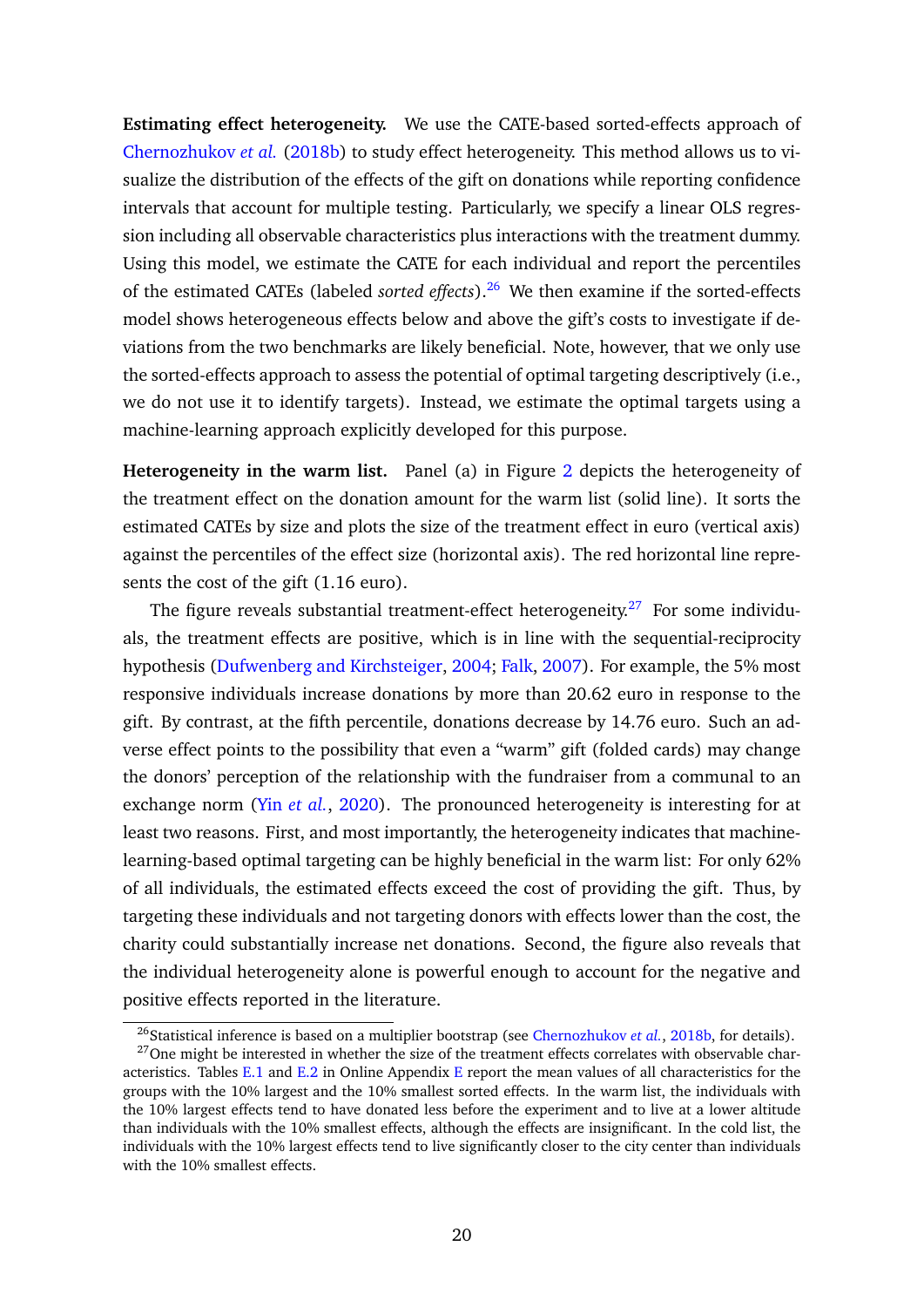**Estimating effect heterogeneity.** We use the CATE-based sorted-effects approach of Chernozhukov *et al.* (2018b) to study effect heterogeneity. This method allows us to visualize the distribution of the effects of the gift on donations while reporting confidence intervals that account for multiple testing. Particularly, we specify a linear OLS regression including all observable characteristics plus interactions with the treatment dummy. Using this model, we estimate the CATE for each individual and report the percentiles of the estimated CATEs (labeled *sorted effects*).[26] We then examine if the sorted-effects model shows heterogeneous effects below and above the gift's costs to investigate if deviations from the two benchmarks are likely beneficial. Note, however, that we only use the sorted-effects approach to assess the potential of optimal targeting descriptively (i.e., we do not use it to identify targets). Instead, we estimate the optimal targets using a machine-learning approach explicitly developed for this purpose.

**Heterogeneity in the warm list.** Panel (a) in Figure 2 depicts the heterogeneity of the treatment effect on the donation amount for the warm list (solid line). It sorts the estimated CATEs by size and plots the size of the treatment effect in euro (vertical axis) against the percentiles of the effect size (horizontal axis). The red horizontal line represents the cost of the gift (1.16 euro).

The figure reveals substantial treatment-effect heterogeneity.[27] For some individuals, the treatment effects are positive, which is in line with the sequential-reciprocity hypothesis (Dufwenberg and Kirchsteiger, 2004; Falk, 2007). For example, the 5% most responsive individuals increase donations by more than 20.62 euro in response to the gift. By contrast, at the fifth percentile, donations decrease by 14.76 euro. Such an adverse effect points to the possibility that even a "warm" gift (folded cards) may change the donors' perception of the relationship with the fundraiser from a communal to an exchange norm (Yin *et al.*, 2020). The pronounced heterogeneity is interesting for at least two reasons. First, and most importantly, the heterogeneity indicates that machine-learning-based optimal targeting can be highly beneficial in the warm list: For only 62% of all individuals, the estimated effects exceed the cost of providing the gift. Thus, by targeting these individuals and not targeting donors with effects lower than the cost, the charity could substantially increase net donations. Second, the figure also reveals that the individual heterogeneity alone is powerful enough to account for the negative and positive effects reported in the literature.

[26] Statistical inference is based on a multiplier bootstrap (see Chernozhukov *et al.*, 2018b, for details).

[27] One might be interested in whether the size of the treatment effects correlates with observable characteristics. Tables E.1 and E.2 in Online Appendix E report the mean values of all characteristics for the groups with the 10% largest and the 10% smallest sorted effects. In the warm list, the individuals with the 10% largest effects tend to have donated less before the experiment and to live at a lower altitude than individuals with the 10% smallest effects, although the effects are insignificant. In the cold list, the individuals with the 10% largest effects tend to live significantly closer to the city center than individuals with the 10% smallest effects.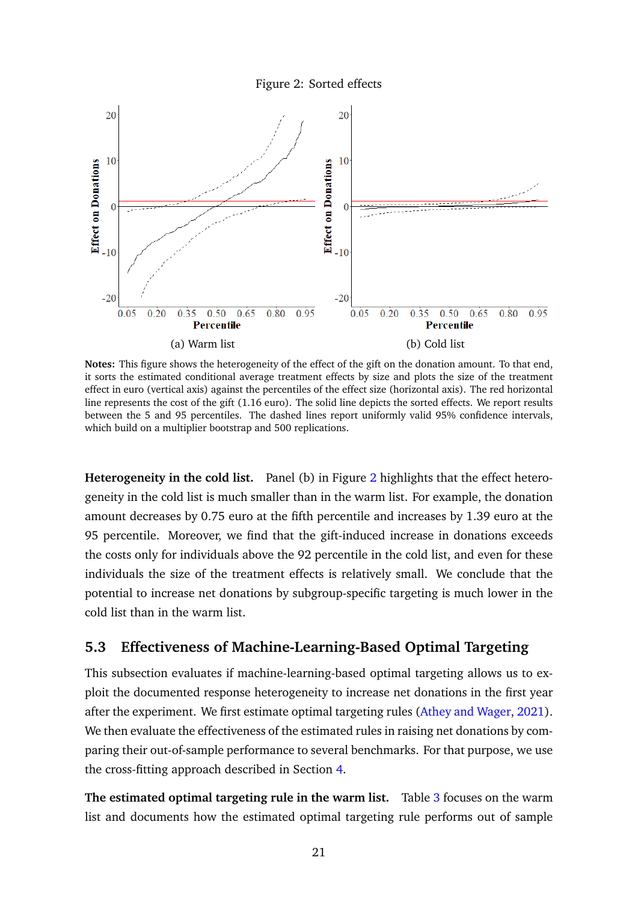Figure 2: Sorted effects

(a) Warm list

(b) Cold list

**Notes:** This figure shows the heterogeneity of the effect of the gift on the donation amount. To that end, it sorts the estimated conditional average treatment effects by size and plots the size of the treatment effect in euro (vertical axis) against the percentiles of the effect size (horizontal axis). The red horizontal line represents the cost of the gift (1.16 euro). The solid line depicts the sorted effects. We report results between the 5 and 95 percentiles. The dashed lines report uniformly valid 95% confidence intervals, which build on a multiplier bootstrap and 500 replications.

**Heterogeneity in the cold list.** Panel (b) in Figure 2 highlights that the effect heterogeneity in the cold list is much smaller than in the warm list. For example, the donation amount decreases by 0.75 euro at the fifth percentile and increases by 1.39 euro at the 95 percentile. Moreover, we find that the gift-induced increase in donations exceeds the costs only for individuals above the 92 percentile in the cold list, and even for these individuals the size of the treatment effects is relatively small. We conclude that the potential to increase net donations by subgroup-specific targeting is much lower in the cold list than in the warm list.

## 5.3 Effectiveness of Machine-Learning-Based Optimal Targeting

This subsection evaluates if machine-learning-based optimal targeting allows us to exploit the documented response heterogeneity to increase net donations in the first year after the experiment. We first estimate optimal targeting rules (Athey and Wager, 2021). We then evaluate the effectiveness of the estimated rules in raising net donations by comparing their out-of-sample performance to several benchmarks. For that purpose, we use the cross-fitting approach described in Section 4.

**The estimated optimal targeting rule in the warm list.** Table 3 focuses on the warm list and documents how the estimated optimal targeting rule performs out of sample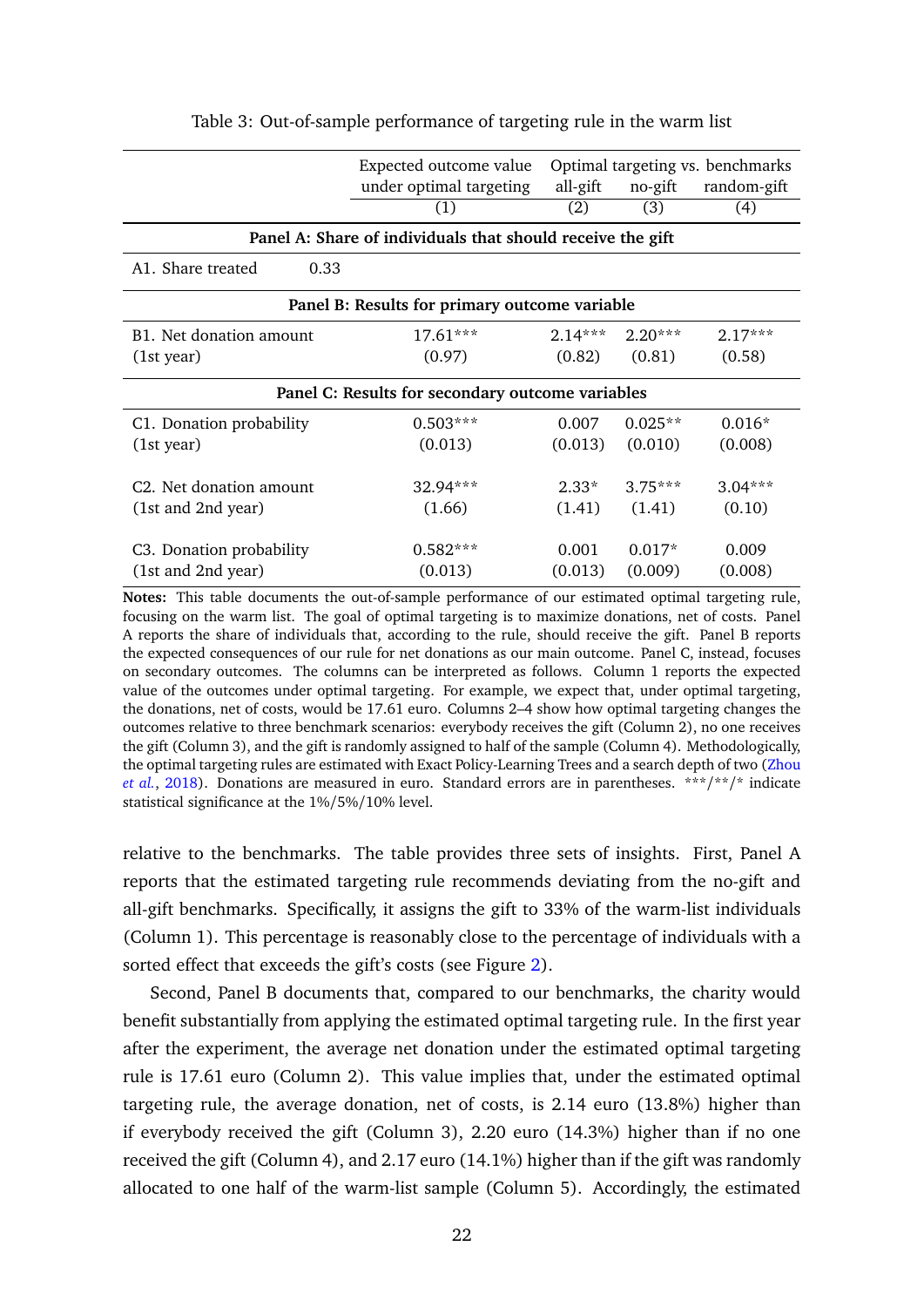Table 3: Out-of-sample performance of targeting rule in the warm list

| | Expected outcome value under optimal targeting | Optimal targeting vs. benchmarks all-gift | no-gift | random-gift |
|---|---|---|---|---|
| | (1) | (2) | (3) | (4) |
| **Panel A: Share of individuals that should receive the gift** | | | | |
| A1. Share treated | 0.33 | | | |
| **Panel B: Results for primary outcome variable** | | | | |
| B1. Net donation amount (1st year) | 17.61*** (0.97) | 2.14*** (0.82) | 2.20*** (0.81) | 2.17*** (0.58) |
| **Panel C: Results for secondary outcome variables** | | | | |
| C1. Donation probability (1st year) | 0.503*** (0.013) | 0.007 (0.013) | 0.025** (0.010) | 0.016* (0.008) |
| C2. Net donation amount (1st and 2nd year) | 32.94*** (1.66) | 2.33* (1.41) | 3.75*** (1.41) | 3.04*** (0.10) |
| C3. Donation probability (1st and 2nd year) | 0.582*** (0.013) | 0.001 (0.013) | 0.017* (0.009) | 0.009 (0.008) |

**Notes:** This table documents the out-of-sample performance of our estimated optimal targeting rule, focusing on the warm list. The goal of optimal targeting is to maximize donations, net of costs. Panel A reports the share of individuals that, according to the rule, should receive the gift. Panel B reports the expected consequences of our rule for net donations as our main outcome. Panel C, instead, focuses on secondary outcomes. The columns can be interpreted as follows. Column 1 reports the expected value of the outcomes under optimal targeting. For example, we expect that, under optimal targeting, the donations, net of costs, would be 17.61 euro. Columns 2–4 show how optimal targeting changes the outcomes relative to three benchmark scenarios: everybody receives the gift (Column 2), no one receives the gift (Column 3), and the gift is randomly assigned to half of the sample (Column 4). Methodologically, the optimal targeting rules are estimated with Exact Policy-Learning Trees and a search depth of two (Zhou *et al.*, 2018). Donations are measured in euro. Standard errors are in parentheses. \*\*\*/\*\*/\* indicate statistical significance at the 1%/5%/10% level.

relative to the benchmarks. The table provides three sets of insights. First, Panel A reports that the estimated targeting rule recommends deviating from the no-gift and all-gift benchmarks. Specifically, it assigns the gift to 33% of the warm-list individuals (Column 1). This percentage is reasonably close to the percentage of individuals with a sorted effect that exceeds the gift's costs (see Figure 2).

Second, Panel B documents that, compared to our benchmarks, the charity would benefit substantially from applying the estimated optimal targeting rule. In the first year after the experiment, the average net donation under the estimated optimal targeting rule is 17.61 euro (Column 2). This value implies that, under the estimated optimal targeting rule, the average donation, net of costs, is 2.14 euro (13.8%) higher than if everybody received the gift (Column 3), 2.20 euro (14.3%) higher than if no one received the gift (Column 4), and 2.17 euro (14.1%) higher than if the gift was randomly allocated to one half of the warm-list sample (Column 5). Accordingly, the estimated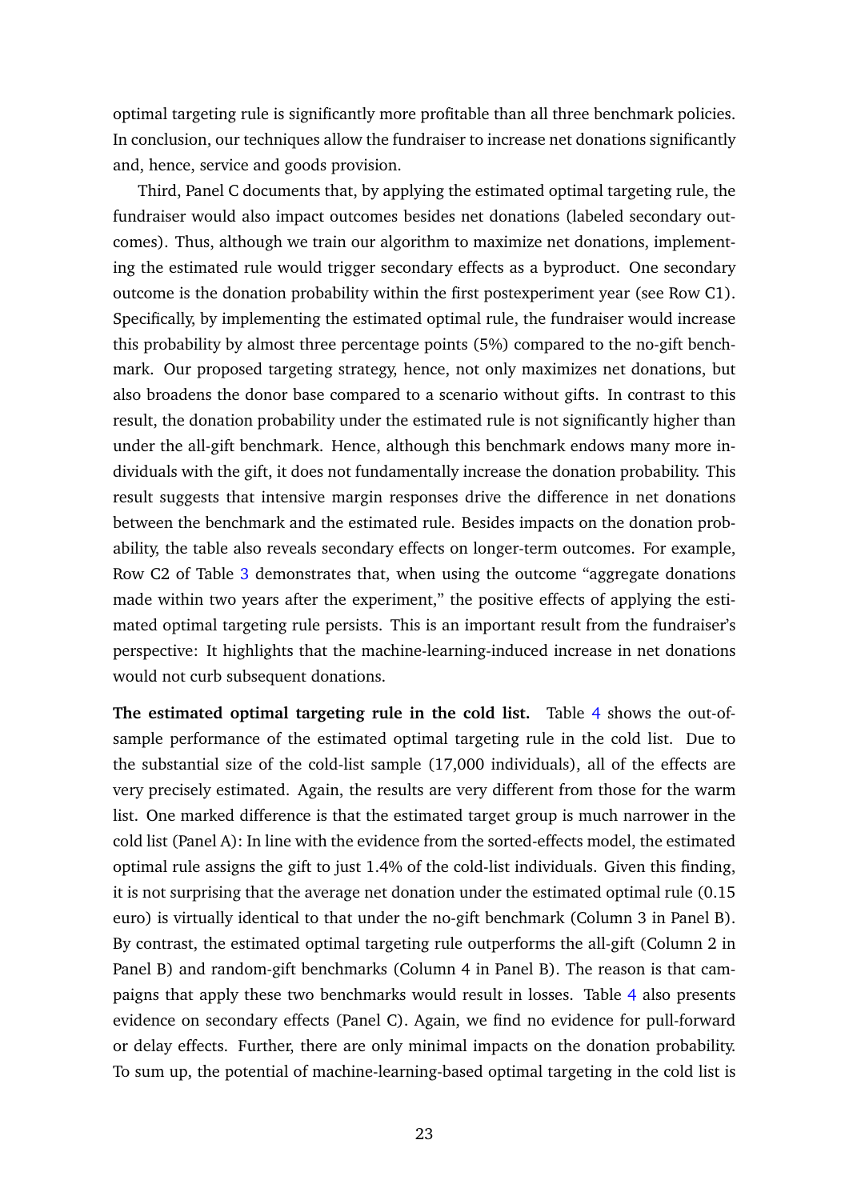optimal targeting rule is significantly more profitable than all three benchmark policies. In conclusion, our techniques allow the fundraiser to increase net donations significantly and, hence, service and goods provision.

Third, Panel C documents that, by applying the estimated optimal targeting rule, the fundraiser would also impact outcomes besides net donations (labeled secondary outcomes). Thus, although we train our algorithm to maximize net donations, implementing the estimated rule would trigger secondary effects as a byproduct. One secondary outcome is the donation probability within the first postexperiment year (see Row C1). Specifically, by implementing the estimated optimal rule, the fundraiser would increase this probability by almost three percentage points (5%) compared to the no-gift benchmark. Our proposed targeting strategy, hence, not only maximizes net donations, but also broadens the donor base compared to a scenario without gifts. In contrast to this result, the donation probability under the estimated rule is not significantly higher than under the all-gift benchmark. Hence, although this benchmark endows many more individuals with the gift, it does not fundamentally increase the donation probability. This result suggests that intensive margin responses drive the difference in net donations between the benchmark and the estimated rule. Besides impacts on the donation probability, the table also reveals secondary effects on longer-term outcomes. For example, Row C2 of Table 3 demonstrates that, when using the outcome "aggregate donations made within two years after the experiment," the positive effects of applying the estimated optimal targeting rule persists. This is an important result from the fundraiser's perspective: It highlights that the machine-learning-induced increase in net donations would not curb subsequent donations.

**The estimated optimal targeting rule in the cold list.** Table 4 shows the out-of-sample performance of the estimated optimal targeting rule in the cold list. Due to the substantial size of the cold-list sample (17,000 individuals), all of the effects are very precisely estimated. Again, the results are very different from those for the warm list. One marked difference is that the estimated target group is much narrower in the cold list (Panel A): In line with the evidence from the sorted-effects model, the estimated optimal rule assigns the gift to just 1.4% of the cold-list individuals. Given this finding, it is not surprising that the average net donation under the estimated optimal rule (0.15 euro) is virtually identical to that under the no-gift benchmark (Column 3 in Panel B). By contrast, the estimated optimal targeting rule outperforms the all-gift (Column 2 in Panel B) and random-gift benchmarks (Column 4 in Panel B). The reason is that campaigns that apply these two benchmarks would result in losses. Table 4 also presents evidence on secondary effects (Panel C). Again, we find no evidence for pull-forward or delay effects. Further, there are only minimal impacts on the donation probability. To sum up, the potential of machine-learning-based optimal targeting in the cold list is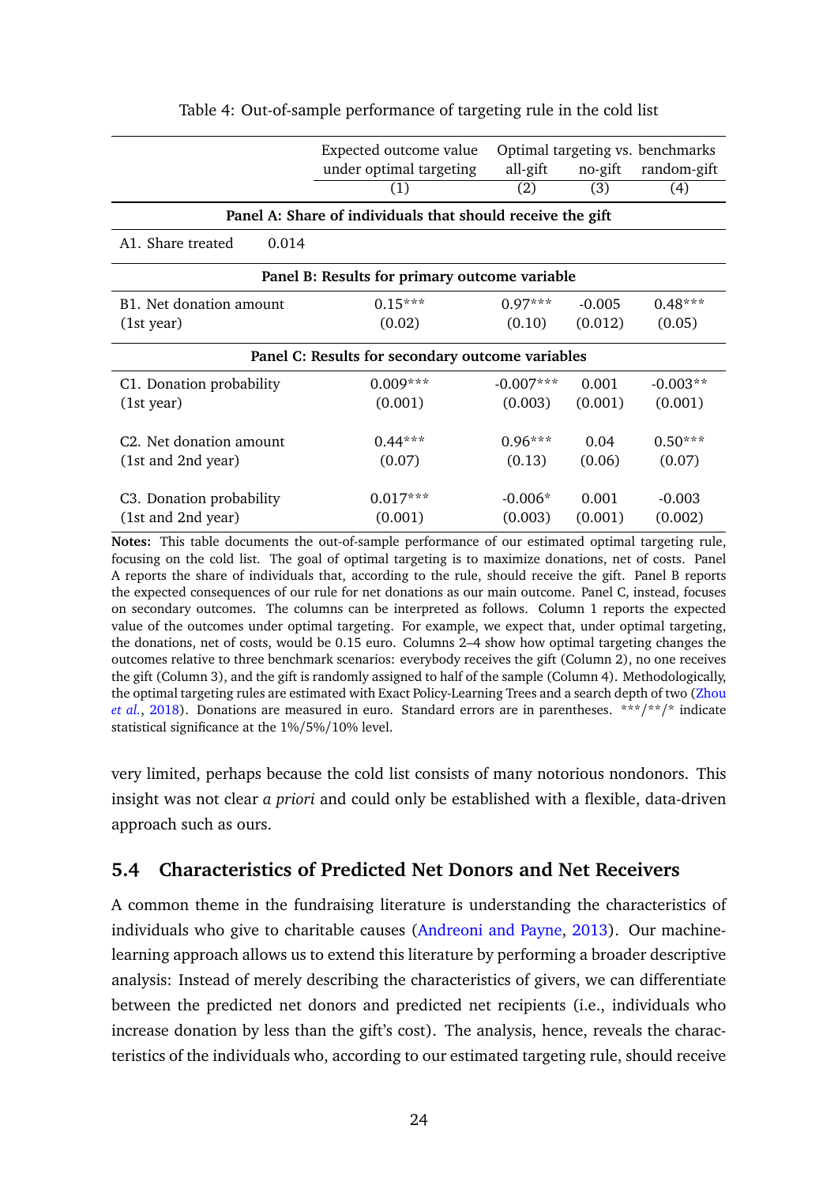Table 4: Out-of-sample performance of targeting rule in the cold list

| | Expected outcome value under optimal targeting | Optimal targeting vs. benchmarks all-gift | no-gift | random-gift |
|---|---|---|---|---|
| | (1) | (2) | (3) | (4) |
| **Panel A: Share of individuals that should receive the gift** | | | | |
| A1. Share treated | 0.014 | | | |
| **Panel B: Results for primary outcome variable** | | | | |
| B1. Net donation amount | 0.15*** | 0.97*** | -0.005 | 0.48*** |
| (1st year) | (0.02) | (0.10) | (0.012) | (0.05) |
| **Panel C: Results for secondary outcome variables** | | | | |
| C1. Donation probability | 0.009*** | -0.007*** | 0.001 | -0.003** |
| (1st year) | (0.001) | (0.003) | (0.001) | (0.001) |
| C2. Net donation amount | 0.44*** | 0.96*** | 0.04 | 0.50*** |
| (1st and 2nd year) | (0.07) | (0.13) | (0.06) | (0.07) |
| C3. Donation probability | 0.017*** | -0.006* | 0.001 | -0.003 |
| (1st and 2nd year) | (0.001) | (0.003) | (0.001) | (0.002) |

**Notes:** This table documents the out-of-sample performance of our estimated optimal targeting rule, focusing on the cold list. The goal of optimal targeting is to maximize donations, net of costs. Panel A reports the share of individuals that, according to the rule, should receive the gift. Panel B reports the expected consequences of our rule for net donations as our main outcome. Panel C, instead, focuses on secondary outcomes. The columns can be interpreted as follows. Column 1 reports the expected value of the outcomes under optimal targeting. For example, we expect that, under optimal targeting, the donations, net of costs, would be 0.15 euro. Columns 2–4 show how optimal targeting changes the outcomes relative to three benchmark scenarios: everybody receives the gift (Column 2), no one receives the gift (Column 3), and the gift is randomly assigned to half of the sample (Column 4). Methodologically, the optimal targeting rules are estimated with Exact Policy-Learning Trees and a search depth of two (Zhou *et al.*, 2018). Donations are measured in euro. Standard errors are in parentheses. ***/**/* indicate statistical significance at the 1%/5%/10% level.

very limited, perhaps because the cold list consists of many notorious nondonors. This insight was not clear *a priori* and could only be established with a flexible, data-driven approach such as ours.

## 5.4 Characteristics of Predicted Net Donors and Net Receivers

A common theme in the fundraising literature is understanding the characteristics of individuals who give to charitable causes (Andreoni and Payne, 2013). Our machine-learning approach allows us to extend this literature by performing a broader descriptive analysis: Instead of merely describing the characteristics of givers, we can differentiate between the predicted net donors and predicted net recipients (i.e., individuals who increase donation by less than the gift's cost). The analysis, hence, reveals the characteristics of the individuals who, according to our estimated targeting rule, should receive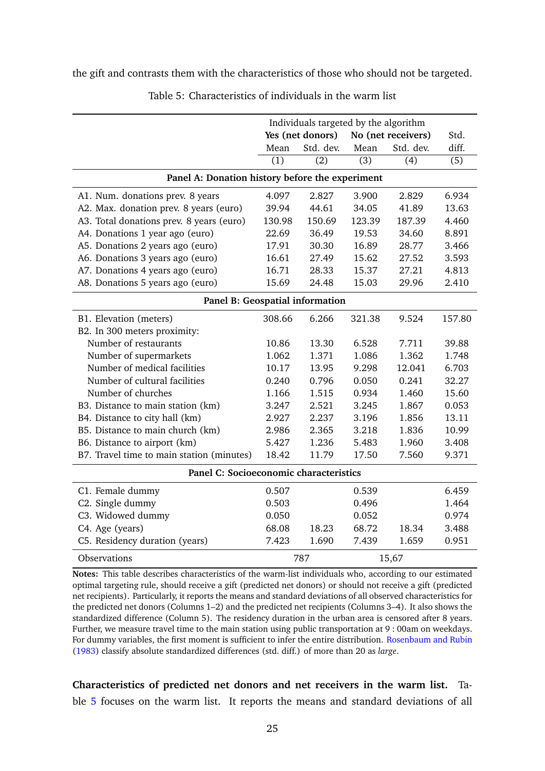the gift and contrasts them with the characteristics of those who should not be targeted.

Table 5: Characteristics of individuals in the warm list

| | Individuals targeted by the algorithm | | | | |
|---|---|---|---|---|---|
| | **Yes (net donors)** | | **No (net receivers)** | | Std. |
| | Mean | Std. dev. | Mean | Std. dev. | diff. |
| | (1) | (2) | (3) | (4) | (5) |
| **Panel A: Donation history before the experiment** | | | | | |
| A1. Num. donations prev. 8 years | 4.097 | 2.827 | 3.900 | 2.829 | 6.934 |
| A2. Max. donation prev. 8 years (euro) | 39.94 | 44.61 | 34.05 | 41.89 | 13.63 |
| A3. Total donations prev. 8 years (euro) | 130.98 | 150.69 | 123.39 | 187.39 | 4.460 |
| A4. Donations 1 year ago (euro) | 22.69 | 36.49 | 19.53 | 34.60 | 8.891 |
| A5. Donations 2 years ago (euro) | 17.91 | 30.30 | 16.89 | 28.77 | 3.466 |
| A6. Donations 3 years ago (euro) | 16.61 | 27.49 | 15.62 | 27.52 | 3.593 |
| A7. Donations 4 years ago (euro) | 16.71 | 28.33 | 15.37 | 27.21 | 4.813 |
| A8. Donations 5 years ago (euro) | 15.69 | 24.48 | 15.03 | 29.96 | 2.410 |
| **Panel B: Geospatial information** | | | | | |
| B1. Elevation (meters) | 308.66 | 6.266 | 321.38 | 9.524 | 157.80 |
| B2. In 300 meters proximity: | | | | | |
| Number of restaurants | 10.86 | 13.30 | 6.528 | 7.711 | 39.88 |
| Number of supermarkets | 1.062 | 1.371 | 1.086 | 1.362 | 1.748 |
| Number of medical facilities | 10.17 | 13.95 | 9.298 | 12.041 | 6.703 |
| Number of cultural facilities | 0.240 | 0.796 | 0.050 | 0.241 | 32.27 |
| Number of churches | 1.166 | 1.515 | 0.934 | 1.460 | 15.60 |
| B3. Distance to main station (km) | 3.247 | 2.521 | 3.245 | 1.867 | 0.053 |
| B4. Distance to city hall (km) | 2.927 | 2.237 | 3.196 | 1.856 | 13.11 |
| B5. Distance to main church (km) | 2.986 | 2.365 | 3.218 | 1.836 | 10.99 |
| B6. Distance to airport (km) | 5.427 | 1.236 | 5.483 | 1.960 | 3.408 |
| B7. Travel time to main station (minutes) | 18.42 | 11.79 | 17.50 | 7.560 | 9.371 |
| **Panel C: Socioeconomic characteristics** | | | | | |
| C1. Female dummy | 0.507 | | 0.539 | | 6.459 |
| C2. Single dummy | 0.503 | | 0.496 | | 1.464 |
| C3. Widowed dummy | 0.050 | | 0.052 | | 0.974 |
| C4. Age (years) | 68.08 | 18.23 | 68.72 | 18.34 | 3.488 |
| C5. Residency duration (years) | 7.423 | 1.690 | 7.439 | 1.659 | 0.951 |
| Observations | 787 | | 15,67 | | |

**Notes:** This table describes characteristics of the warm-list individuals who, according to our estimated optimal targeting rule, should receive a gift (predicted net donors) or should not receive a gift (predicted net recipients). Particularly, it reports the means and standard deviations of all observed characteristics for the predicted net donors (Columns 1–2) and the predicted net recipients (Columns 3–4). It also shows the standardized difference (Column 5). The residency duration in the urban area is censored after 8 years. Further, we measure travel time to the main station using public transportation at 9 : 00am on weekdays. For dummy variables, the first moment is sufficient to infer the entire distribution. Rosenbaum and Rubin (1983) classify absolute standardized differences (std. diff.) of more than 20 as *large*.

**Characteristics of predicted net donors and net receivers in the warm list.** Table 5 focuses on the warm list. It reports the means and standard deviations of all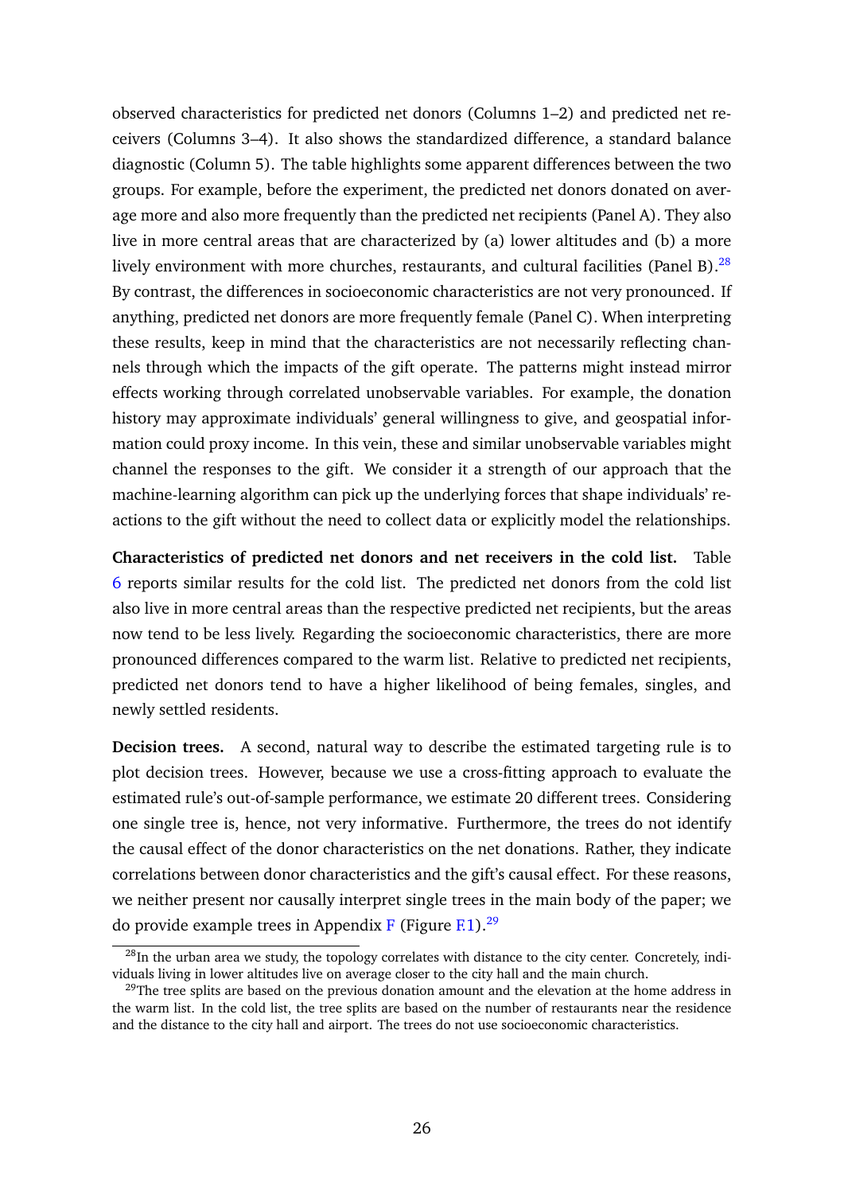observed characteristics for predicted net donors (Columns 1–2) and predicted net receivers (Columns 3–4). It also shows the standardized difference, a standard balance diagnostic (Column 5). The table highlights some apparent differences between the two groups. For example, before the experiment, the predicted net donors donated on average more and also more frequently than the predicted net recipients (Panel A). They also live in more central areas that are characterized by (a) lower altitudes and (b) a more lively environment with more churches, restaurants, and cultural facilities (Panel B).[28] By contrast, the differences in socioeconomic characteristics are not very pronounced. If anything, predicted net donors are more frequently female (Panel C). When interpreting these results, keep in mind that the characteristics are not necessarily reflecting channels through which the impacts of the gift operate. The patterns might instead mirror effects working through correlated unobservable variables. For example, the donation history may approximate individuals' general willingness to give, and geospatial information could proxy income. In this vein, these and similar unobservable variables might channel the responses to the gift. We consider it a strength of our approach that the machine-learning algorithm can pick up the underlying forces that shape individuals' reactions to the gift without the need to collect data or explicitly model the relationships.

**Characteristics of predicted net donors and net receivers in the cold list.** Table 6 reports similar results for the cold list. The predicted net donors from the cold list also live in more central areas than the respective predicted net recipients, but the areas now tend to be less lively. Regarding the socioeconomic characteristics, there are more pronounced differences compared to the warm list. Relative to predicted net recipients, predicted net donors tend to have a higher likelihood of being females, singles, and newly settled residents.

**Decision trees.** A second, natural way to describe the estimated targeting rule is to plot decision trees. However, because we use a cross-fitting approach to evaluate the estimated rule's out-of-sample performance, we estimate 20 different trees. Considering one single tree is, hence, not very informative. Furthermore, the trees do not identify the causal effect of the donor characteristics on the net donations. Rather, they indicate correlations between donor characteristics and the gift's causal effect. For these reasons, we neither present nor causally interpret single trees in the main body of the paper; we do provide example trees in Appendix F (Figure F.1).[29]

[28] In the urban area we study, the topology correlates with distance to the city center. Concretely, individuals living in lower altitudes live on average closer to the city hall and the main church.

[29] The tree splits are based on the previous donation amount and the elevation at the home address in the warm list. In the cold list, the tree splits are based on the number of restaurants near the residence and the distance to the city hall and airport. The trees do not use socioeconomic characteristics.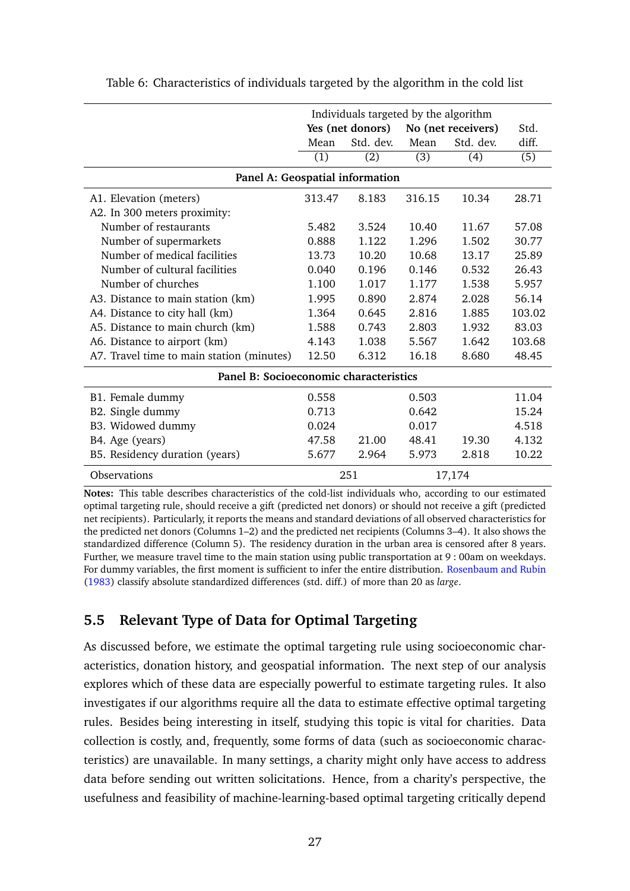Table 6: Characteristics of individuals targeted by the algorithm in the cold list

| | Individuals targeted by the algorithm | | | | |
|---|---|---|---|---|---|
| | **Yes (net donors)** | | **No (net receivers)** | | Std. |
| | Mean | Std. dev. | Mean | Std. dev. | diff. |
| | (1) | (2) | (3) | (4) | (5) |
| **Panel A: Geospatial information** | | | | | |
| A1. Elevation (meters) | 313.47 | 8.183 | 316.15 | 10.34 | 28.71 |
| A2. In 300 meters proximity: | | | | | |
| Number of restaurants | 5.482 | 3.524 | 10.40 | 11.67 | 57.08 |
| Number of supermarkets | 0.888 | 1.122 | 1.296 | 1.502 | 30.77 |
| Number of medical facilities | 13.73 | 10.20 | 10.68 | 13.17 | 25.89 |
| Number of cultural facilities | 0.040 | 0.196 | 0.146 | 0.532 | 26.43 |
| Number of churches | 1.100 | 1.017 | 1.177 | 1.538 | 5.957 |
| A3. Distance to main station (km) | 1.995 | 0.890 | 2.874 | 2.028 | 56.14 |
| A4. Distance to city hall (km) | 1.364 | 0.645 | 2.816 | 1.885 | 103.02 |
| A5. Distance to main church (km) | 1.588 | 0.743 | 2.803 | 1.932 | 83.03 |
| A6. Distance to airport (km) | 4.143 | 1.038 | 5.567 | 1.642 | 103.68 |
| A7. Travel time to main station (minutes) | 12.50 | 6.312 | 16.18 | 8.680 | 48.45 |
| **Panel B: Socioeconomic characteristics** | | | | | |
| B1. Female dummy | 0.558 | | 0.503 | | 11.04 |
| B2. Single dummy | 0.713 | | 0.642 | | 15.24 |
| B3. Widowed dummy | 0.024 | | 0.017 | | 4.518 |
| B4. Age (years) | 47.58 | 21.00 | 48.41 | 19.30 | 4.132 |
| B5. Residency duration (years) | 5.677 | 2.964 | 5.973 | 2.818 | 10.22 |
| Observations | 251 | | 17,174 | | |

**Notes:** This table describes characteristics of the cold-list individuals who, according to our estimated optimal targeting rule, should receive a gift (predicted net donors) or should not receive a gift (predicted net recipients). Particularly, it reports the means and standard deviations of all observed characteristics for the predicted net donors (Columns 1–2) and the predicted net recipients (Columns 3–4). It also shows the standardized difference (Column 5). The residency duration in the urban area is censored after 8 years. Further, we measure travel time to the main station using public transportation at 9 : 00am on weekdays. For dummy variables, the first moment is sufficient to infer the entire distribution. Rosenbaum and Rubin (1983) classify absolute standardized differences (std. diff.) of more than 20 as *large*.

## 5.5 Relevant Type of Data for Optimal Targeting

As discussed before, we estimate the optimal targeting rule using socioeconomic characteristics, donation history, and geospatial information. The next step of our analysis explores which of these data are especially powerful to estimate targeting rules. It also investigates if our algorithms require all the data to estimate effective optimal targeting rules. Besides being interesting in itself, studying this topic is vital for charities. Data collection is costly, and, frequently, some forms of data (such as socioeconomic characteristics) are unavailable. In many settings, a charity might only have access to address data before sending out written solicitations. Hence, from a charity's perspective, the usefulness and feasibility of machine-learning-based optimal targeting critically depend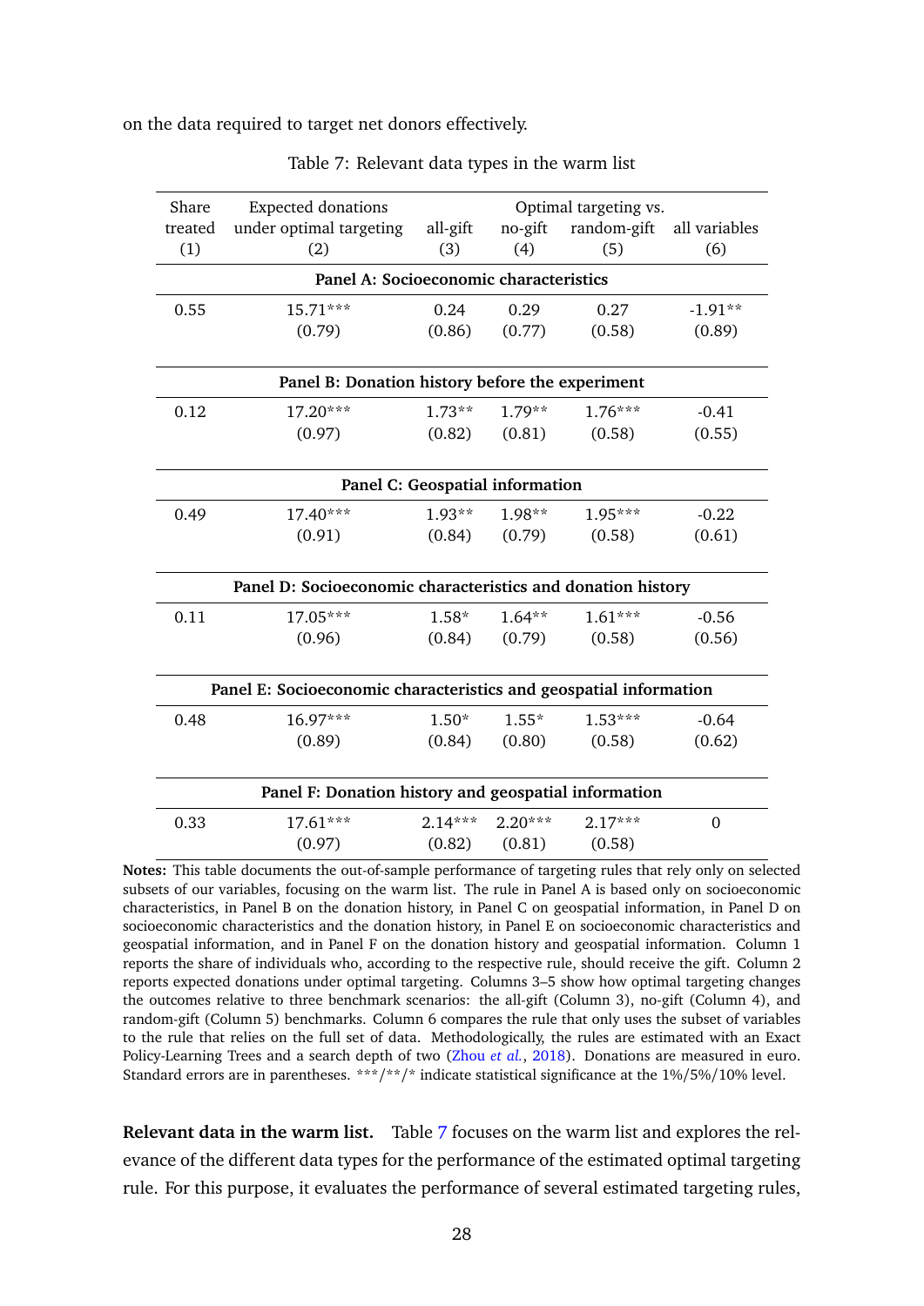on the data required to target net donors effectively.

Table 7: Relevant data types in the warm list

| Share treated | Expected donations under optimal targeting | Optimal targeting vs. | | | |
|---|---|---|---|---|---|
| | | all-gift | no-gift | random-gift | all variables |
| (1) | (2) | (3) | (4) | (5) | (6) |
| **Panel A: Socioeconomic characteristics** | | | | | |
| 0.55 | 15.71*** | 0.24 | 0.29 | 0.27 | -1.91** |
| | (0.79) | (0.86) | (0.77) | (0.58) | (0.89) |
| **Panel B: Donation history before the experiment** | | | | | |
| 0.12 | 17.20*** | 1.73** | 1.79** | 1.76*** | -0.41 |
| | (0.97) | (0.82) | (0.81) | (0.58) | (0.55) |
| **Panel C: Geospatial information** | | | | | |
| 0.49 | 17.40*** | 1.93** | 1.98** | 1.95*** | -0.22 |
| | (0.91) | (0.84) | (0.79) | (0.58) | (0.61) |
| **Panel D: Socioeconomic characteristics and donation history** | | | | | |
| 0.11 | 17.05*** | 1.58* | 1.64** | 1.61*** | -0.56 |
| | (0.96) | (0.84) | (0.79) | (0.58) | (0.56) |
| **Panel E: Socioeconomic characteristics and geospatial information** | | | | | |
| 0.48 | 16.97*** | 1.50* | 1.55* | 1.53*** | -0.64 |
| | (0.89) | (0.84) | (0.80) | (0.58) | (0.62) |
| **Panel F: Donation history and geospatial information** | | | | | |
| 0.33 | 17.61*** | 2.14*** | 2.20*** | 2.17*** | 0 |
| | (0.97) | (0.82) | (0.81) | (0.58) | |

**Notes:** This table documents the out-of-sample performance of targeting rules that rely only on selected subsets of our variables, focusing on the warm list. The rule in Panel A is based only on socioeconomic characteristics, in Panel B on the donation history, in Panel C on geospatial information, in Panel D on socioeconomic characteristics and the donation history, in Panel E on socioeconomic characteristics and geospatial information, and in Panel F on the donation history and geospatial information. Column 1 reports the share of individuals who, according to the respective rule, should receive the gift. Column 2 reports expected donations under optimal targeting. Columns 3–5 show how optimal targeting changes the outcomes relative to three benchmark scenarios: the all-gift (Column 3), no-gift (Column 4), and random-gift (Column 5) benchmarks. Column 6 compares the rule that only uses the subset of variables to the rule that relies on the full set of data. Methodologically, the rules are estimated with an Exact Policy-Learning Trees and a search depth of two (Zhou *et al.*, 2018). Donations are measured in euro. Standard errors are in parentheses. ***/**/* indicate statistical significance at the 1%/5%/10% level.

**Relevant data in the warm list.** Table 7 focuses on the warm list and explores the relevance of the different data types for the performance of the estimated optimal targeting rule. For this purpose, it evaluates the performance of several estimated targeting rules,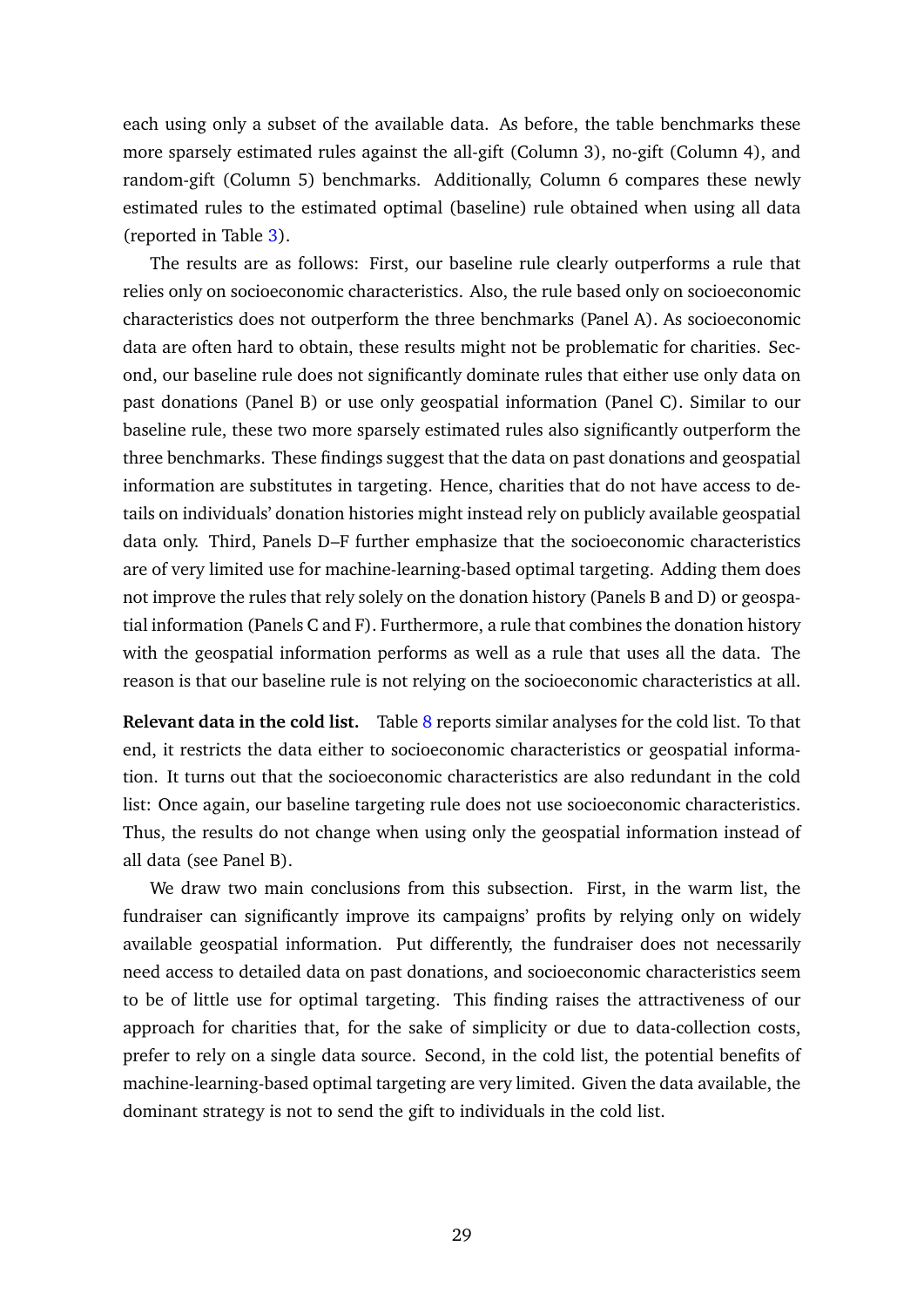each using only a subset of the available data. As before, the table benchmarks these more sparsely estimated rules against the all-gift (Column 3), no-gift (Column 4), and random-gift (Column 5) benchmarks. Additionally, Column 6 compares these newly estimated rules to the estimated optimal (baseline) rule obtained when using all data (reported in Table 3).

The results are as follows: First, our baseline rule clearly outperforms a rule that relies only on socioeconomic characteristics. Also, the rule based only on socioeconomic characteristics does not outperform the three benchmarks (Panel A). As socioeconomic data are often hard to obtain, these results might not be problematic for charities. Second, our baseline rule does not significantly dominate rules that either use only data on past donations (Panel B) or use only geospatial information (Panel C). Similar to our baseline rule, these two more sparsely estimated rules also significantly outperform the three benchmarks. These findings suggest that the data on past donations and geospatial information are substitutes in targeting. Hence, charities that do not have access to details on individuals' donation histories might instead rely on publicly available geospatial data only. Third, Panels D–F further emphasize that the socioeconomic characteristics are of very limited use for machine-learning-based optimal targeting. Adding them does not improve the rules that rely solely on the donation history (Panels B and D) or geospatial information (Panels C and F). Furthermore, a rule that combines the donation history with the geospatial information performs as well as a rule that uses all the data. The reason is that our baseline rule is not relying on the socioeconomic characteristics at all.

**Relevant data in the cold list.** Table 8 reports similar analyses for the cold list. To that end, it restricts the data either to socioeconomic characteristics or geospatial information. It turns out that the socioeconomic characteristics are also redundant in the cold list: Once again, our baseline targeting rule does not use socioeconomic characteristics. Thus, the results do not change when using only the geospatial information instead of all data (see Panel B).

We draw two main conclusions from this subsection. First, in the warm list, the fundraiser can significantly improve its campaigns' profits by relying only on widely available geospatial information. Put differently, the fundraiser does not necessarily need access to detailed data on past donations, and socioeconomic characteristics seem to be of little use for optimal targeting. This finding raises the attractiveness of our approach for charities that, for the sake of simplicity or due to data-collection costs, prefer to rely on a single data source. Second, in the cold list, the potential benefits of machine-learning-based optimal targeting are very limited. Given the data available, the dominant strategy is not to send the gift to individuals in the cold list.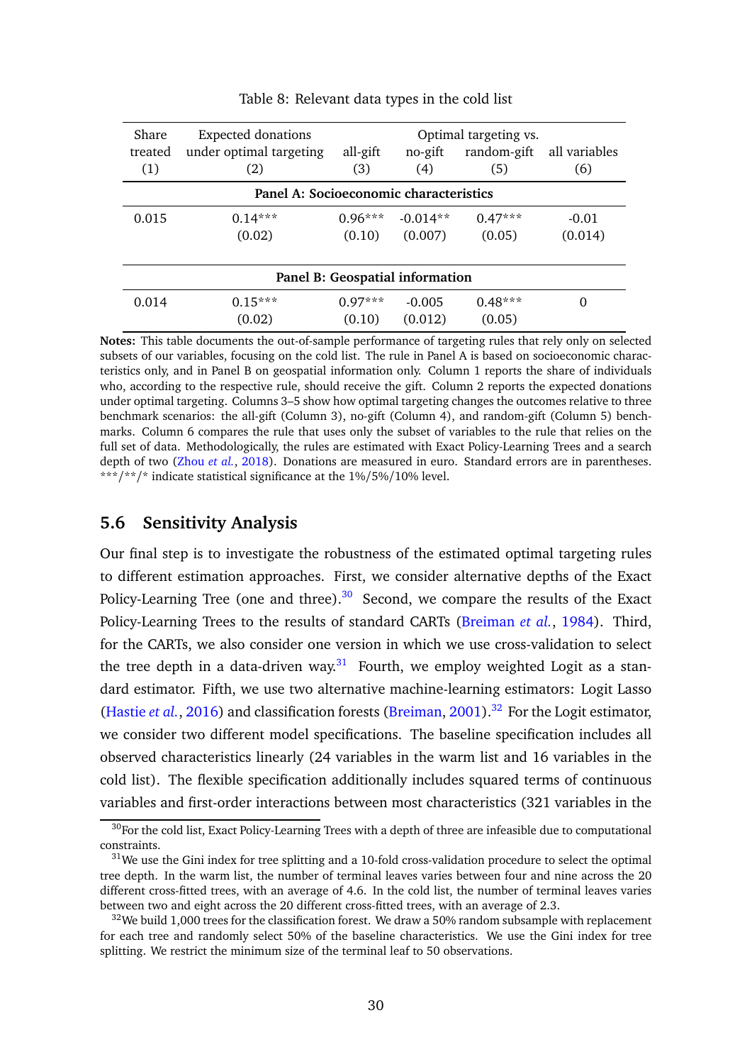Table 8: Relevant data types in the cold list

| Share treated | Expected donations under optimal targeting | Optimal targeting vs. | | | |
|---|---|---|---|---|---|
| | | all-gift | no-gift | random-gift | all variables |
| (1) | (2) | (3) | (4) | (5) | (6) |
| **Panel A: Socioeconomic characteristics** | | | | | |
| 0.015 | 0.14*** | 0.96*** | -0.014** | 0.47*** | -0.01 |
| | (0.02) | (0.10) | (0.007) | (0.05) | (0.014) |
| **Panel B: Geospatial information** | | | | | |
| 0.014 | 0.15*** | 0.97*** | -0.005 | 0.48*** | 0 |
| | (0.02) | (0.10) | (0.012) | (0.05) | |

**Notes:** This table documents the out-of-sample performance of targeting rules that rely only on selected subsets of our variables, focusing on the cold list. The rule in Panel A is based on socioeconomic characteristics only, and in Panel B on geospatial information only. Column 1 reports the share of individuals who, according to the respective rule, should receive the gift. Column 2 reports the expected donations under optimal targeting. Columns 3–5 show how optimal targeting changes the outcomes relative to three benchmark scenarios: the all-gift (Column 3), no-gift (Column 4), and random-gift (Column 5) benchmarks. Column 6 compares the rule that uses only the subset of variables to the rule that relies on the full set of data. Methodologically, the rules are estimated with Exact Policy-Learning Trees and a search depth of two (Zhou *et al.*, 2018). Donations are measured in euro. Standard errors are in parentheses. ***/**/* indicate statistical significance at the 1%/5%/10% level.

### 5.6 Sensitivity Analysis

Our final step is to investigate the robustness of the estimated optimal targeting rules to different estimation approaches. First, we consider alternative depths of the Exact Policy-Learning Tree (one and three).[30] Second, we compare the results of the Exact Policy-Learning Trees to the results of standard CARTs (Breiman *et al.*, 1984). Third, for the CARTs, we also consider one version in which we use cross-validation to select the tree depth in a data-driven way.[31] Fourth, we employ weighted Logit as a standard estimator. Fifth, we use two alternative machine-learning estimators: Logit Lasso (Hastie *et al.*, 2016) and classification forests (Breiman, 2001).[32] For the Logit estimator, we consider two different model specifications. The baseline specification includes all observed characteristics linearly (24 variables in the warm list and 16 variables in the cold list). The flexible specification additionally includes squared terms of continuous variables and first-order interactions between most characteristics (321 variables in the

[30] For the cold list, Exact Policy-Learning Trees with a depth of three are infeasible due to computational constraints.

[31] We use the Gini index for tree splitting and a 10-fold cross-validation procedure to select the optimal tree depth. In the warm list, the number of terminal leaves varies between four and nine across the 20 different cross-fitted trees, with an average of 4.6. In the cold list, the number of terminal leaves varies between two and eight across the 20 different cross-fitted trees, with an average of 2.3.

[32] We build 1,000 trees for the classification forest. We draw a 50% random subsample with replacement for each tree and randomly select 50% of the baseline characteristics. We use the Gini index for tree splitting. We restrict the minimum size of the terminal leaf to 50 observations.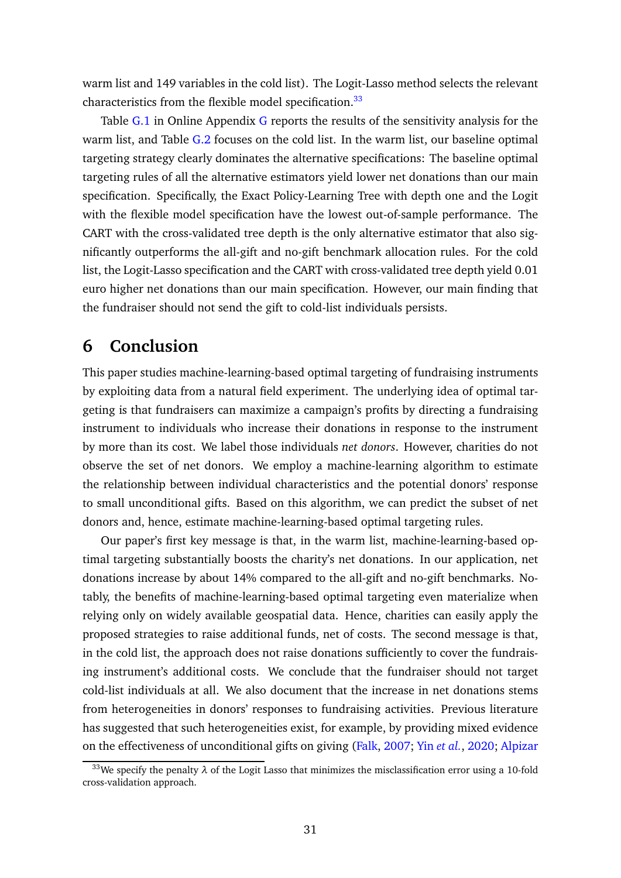warm list and 149 variables in the cold list). The Logit-Lasso method selects the relevant characteristics from the flexible model specification.[33]

Table G.1 in Online Appendix G reports the results of the sensitivity analysis for the warm list, and Table G.2 focuses on the cold list. In the warm list, our baseline optimal targeting strategy clearly dominates the alternative specifications: The baseline optimal targeting rules of all the alternative estimators yield lower net donations than our main specification. Specifically, the Exact Policy-Learning Tree with depth one and the Logit with the flexible model specification have the lowest out-of-sample performance. The CART with the cross-validated tree depth is the only alternative estimator that also significantly outperforms the all-gift and no-gift benchmark allocation rules. For the cold list, the Logit-Lasso specification and the CART with cross-validated tree depth yield 0.01 euro higher net donations than our main specification. However, our main finding that the fundraiser should not send the gift to cold-list individuals persists.

# 6 Conclusion

This paper studies machine-learning-based optimal targeting of fundraising instruments by exploiting data from a natural field experiment. The underlying idea of optimal targeting is that fundraisers can maximize a campaign's profits by directing a fundraising instrument to individuals who increase their donations in response to the instrument by more than its cost. We label those individuals *net donors*. However, charities do not observe the set of net donors. We employ a machine-learning algorithm to estimate the relationship between individual characteristics and the potential donors' response to small unconditional gifts. Based on this algorithm, we can predict the subset of net donors and, hence, estimate machine-learning-based optimal targeting rules.

Our paper's first key message is that, in the warm list, machine-learning-based optimal targeting substantially boosts the charity's net donations. In our application, net donations increase by about 14% compared to the all-gift and no-gift benchmarks. Notably, the benefits of machine-learning-based optimal targeting even materialize when relying only on widely available geospatial data. Hence, charities can easily apply the proposed strategies to raise additional funds, net of costs. The second message is that, in the cold list, the approach does not raise donations sufficiently to cover the fundraising instrument's additional costs. We conclude that the fundraiser should not target cold-list individuals at all. We also document that the increase in net donations stems from heterogeneities in donors' responses to fundraising activities. Previous literature has suggested that such heterogeneities exist, for example, by providing mixed evidence on the effectiveness of unconditional gifts on giving (Falk, 2007; Yin *et al.*, 2020; Alpizar

[33]We specify the penalty $\lambda$ of the Logit Lasso that minimizes the misclassification error using a 10-fold cross-validation approach.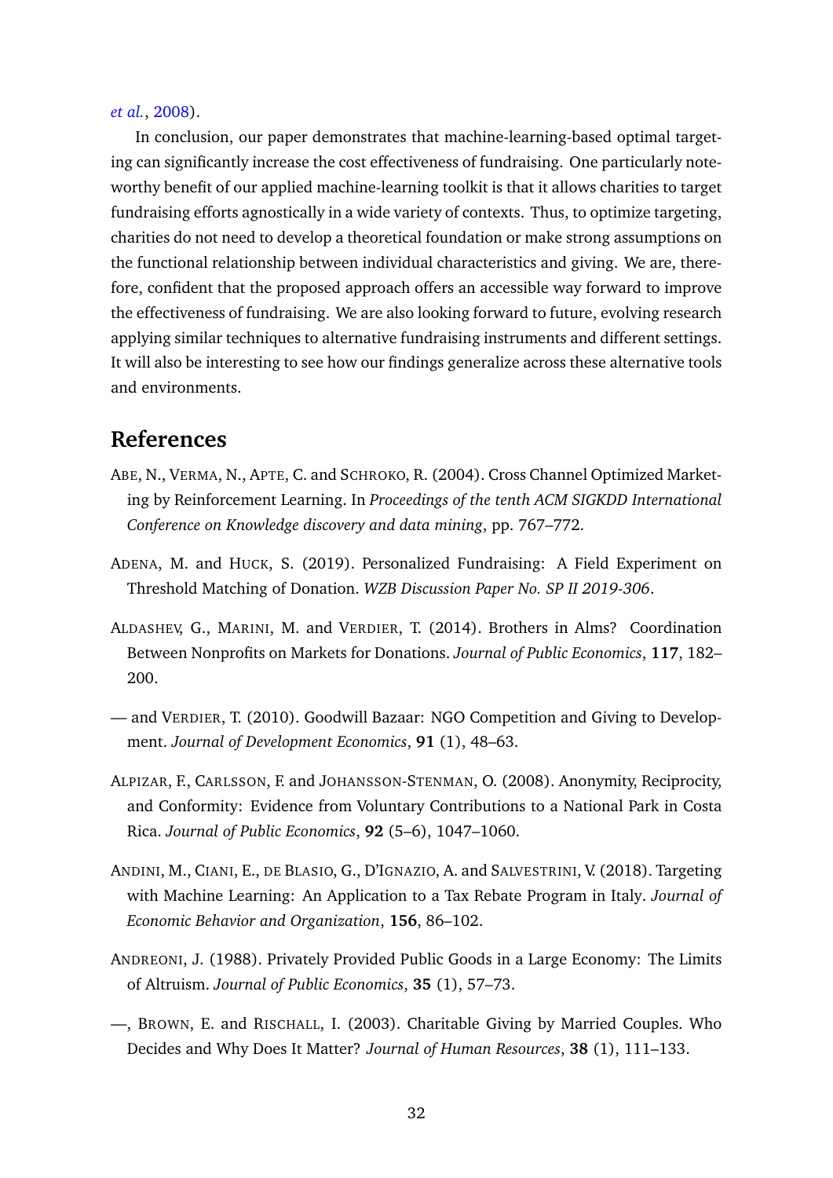*et al.*, 2008).

In conclusion, our paper demonstrates that machine-learning-based optimal targeting can significantly increase the cost effectiveness of fundraising. One particularly noteworthy benefit of our applied machine-learning toolkit is that it allows charities to target fundraising efforts agnostically in a wide variety of contexts. Thus, to optimize targeting, charities do not need to develop a theoretical foundation or make strong assumptions on the functional relationship between individual characteristics and giving. We are, therefore, confident that the proposed approach offers an accessible way forward to improve the effectiveness of fundraising. We are also looking forward to future, evolving research applying similar techniques to alternative fundraising instruments and different settings. It will also be interesting to see how our findings generalize across these alternative tools and environments.

# References

Abe, N., Verma, N., Apte, C. and Schroko, R. (2004). Cross Channel Optimized Marketing by Reinforcement Learning. In *Proceedings of the tenth ACM SIGKDD International Conference on Knowledge discovery and data mining*, pp. 767–772.

Adena, M. and Huck, S. (2019). Personalized Fundraising: A Field Experiment on Threshold Matching of Donation. *WZB Discussion Paper No. SP II 2019-306*.

Aldashev, G., Marini, M. and Verdier, T. (2014). Brothers in Alms? Coordination Between Nonprofits on Markets for Donations. *Journal of Public Economics*, **117**, 182–200.

— and Verdier, T. (2010). Goodwill Bazaar: NGO Competition and Giving to Development. *Journal of Development Economics*, **91** (1), 48–63.

Alpizar, F., Carlsson, F. and Johansson-Stenman, O. (2008). Anonymity, Reciprocity, and Conformity: Evidence from Voluntary Contributions to a National Park in Costa Rica. *Journal of Public Economics*, **92** (5–6), 1047–1060.

Andini, M., Ciani, E., de Blasio, G., D'Ignazio, A. and Salvestrini, V. (2018). Targeting with Machine Learning: An Application to a Tax Rebate Program in Italy. *Journal of Economic Behavior and Organization*, **156**, 86–102.

Andreoni, J. (1988). Privately Provided Public Goods in a Large Economy: The Limits of Altruism. *Journal of Public Economics*, **35** (1), 57–73.

—, Brown, E. and Rischall, I. (2003). Charitable Giving by Married Couples. Who Decides and Why Does It Matter? *Journal of Human Resources*, **38** (1), 111–133.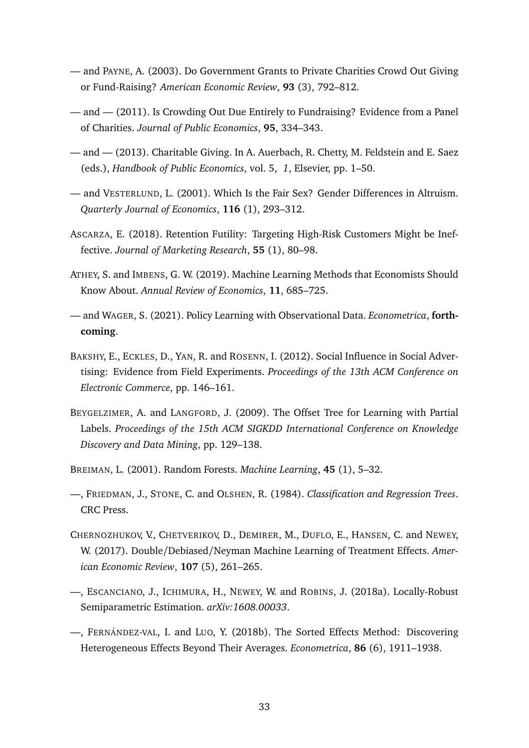— and PAYNE, A. (2003). Do Government Grants to Private Charities Crowd Out Giving or Fund-Raising? *American Economic Review*, **93** (3), 792–812.

— and — (2011). Is Crowding Out Due Entirely to Fundraising? Evidence from a Panel of Charities. *Journal of Public Economics*, **95**, 334–343.

— and — (2013). Charitable Giving. In A. Auerbach, R. Chetty, M. Feldstein and E. Saez (eds.), *Handbook of Public Economics*, vol. 5, *1*, Elsevier, pp. 1–50.

— and VESTERLUND, L. (2001). Which Is the Fair Sex? Gender Differences in Altruism. *Quarterly Journal of Economics*, **116** (1), 293–312.

ASCARZA, E. (2018). Retention Futility: Targeting High-Risk Customers Might be Ineffective. *Journal of Marketing Research*, **55** (1), 80–98.

ATHEY, S. and IMBENS, G. W. (2019). Machine Learning Methods that Economists Should Know About. *Annual Review of Economics*, **11**, 685–725.

— and WAGER, S. (2021). Policy Learning with Observational Data. *Econometrica*, **forthcoming**.

BAKSHY, E., ECKLES, D., YAN, R. and ROSENN, I. (2012). Social Influence in Social Advertising: Evidence from Field Experiments. *Proceedings of the 13th ACM Conference on Electronic Commerce*, pp. 146–161.

BEYGELZIMER, A. and LANGFORD, J. (2009). The Offset Tree for Learning with Partial Labels. *Proceedings of the 15th ACM SIGKDD International Conference on Knowledge Discovery and Data Mining*, pp. 129–138.

BREIMAN, L. (2001). Random Forests. *Machine Learning*, **45** (1), 5–32.

—, FRIEDMAN, J., STONE, C. and OLSHEN, R. (1984). *Classification and Regression Trees*. CRC Press.

CHERNOZHUKOV, V., CHETVERIKOV, D., DEMIRER, M., DUFLO, E., HANSEN, C. and NEWEY, W. (2017). Double/Debiased/Neyman Machine Learning of Treatment Effects. *American Economic Review*, **107** (5), 261–265.

—, ESCANCIANO, J., ICHIMURA, H., NEWEY, W. and ROBINS, J. (2018a). Locally-Robust Semiparametric Estimation. *arXiv:1608.00033*.

—, FERNÁNDEZ-VAL, I. and LUO, Y. (2018b). The Sorted Effects Method: Discovering Heterogeneous Effects Beyond Their Averages. *Econometrica*, **86** (6), 1911–1938.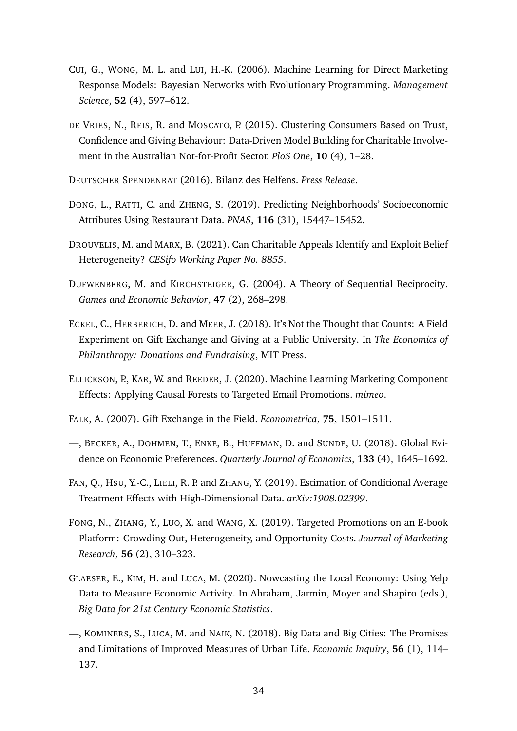Cui, G., Wong, M. L. and Lui, H.-K. (2006). Machine Learning for Direct Marketing Response Models: Bayesian Networks with Evolutionary Programming. *Management Science*, **52** (4), 597–612.

de Vries, N., Reis, R. and Moscato, P. (2015). Clustering Consumers Based on Trust, Confidence and Giving Behaviour: Data-Driven Model Building for Charitable Involvement in the Australian Not-for-Profit Sector. *PloS One*, **10** (4), 1–28.

Deutscher Spendenrat (2016). Bilanz des Helfens. *Press Release*.

Dong, L., Ratti, C. and Zheng, S. (2019). Predicting Neighborhoods' Socioeconomic Attributes Using Restaurant Data. *PNAS*, **116** (31), 15447–15452.

Drouvelis, M. and Marx, B. (2021). Can Charitable Appeals Identify and Exploit Belief Heterogeneity? *CESifo Working Paper No. 8855*.

Dufwenberg, M. and Kirchsteiger, G. (2004). A Theory of Sequential Reciprocity. *Games and Economic Behavior*, **47** (2), 268–298.

Eckel, C., Herberich, D. and Meer, J. (2018). It's Not the Thought that Counts: A Field Experiment on Gift Exchange and Giving at a Public University. In *The Economics of Philanthropy: Donations and Fundraising*, MIT Press.

Ellickson, P., Kar, W. and Reeder, J. (2020). Machine Learning Marketing Component Effects: Applying Causal Forests to Targeted Email Promotions. *mimeo*.

Falk, A. (2007). Gift Exchange in the Field. *Econometrica*, **75**, 1501–1511.

—, Becker, A., Dohmen, T., Enke, B., Huffman, D. and Sunde, U. (2018). Global Evidence on Economic Preferences. *Quarterly Journal of Economics*, **133** (4), 1645–1692.

Fan, Q., Hsu, Y.-C., Lieli, R. P. and Zhang, Y. (2019). Estimation of Conditional Average Treatment Effects with High-Dimensional Data. *arXiv:1908.02399*.

Fong, N., Zhang, Y., Luo, X. and Wang, X. (2019). Targeted Promotions on an E-book Platform: Crowding Out, Heterogeneity, and Opportunity Costs. *Journal of Marketing Research*, **56** (2), 310–323.

Glaeser, E., Kim, H. and Luca, M. (2020). Nowcasting the Local Economy: Using Yelp Data to Measure Economic Activity. In Abraham, Jarmin, Moyer and Shapiro (eds.), *Big Data for 21st Century Economic Statistics*.

—, Kominers, S., Luca, M. and Naik, N. (2018). Big Data and Big Cities: The Promises and Limitations of Improved Measures of Urban Life. *Economic Inquiry*, **56** (1), 114–137.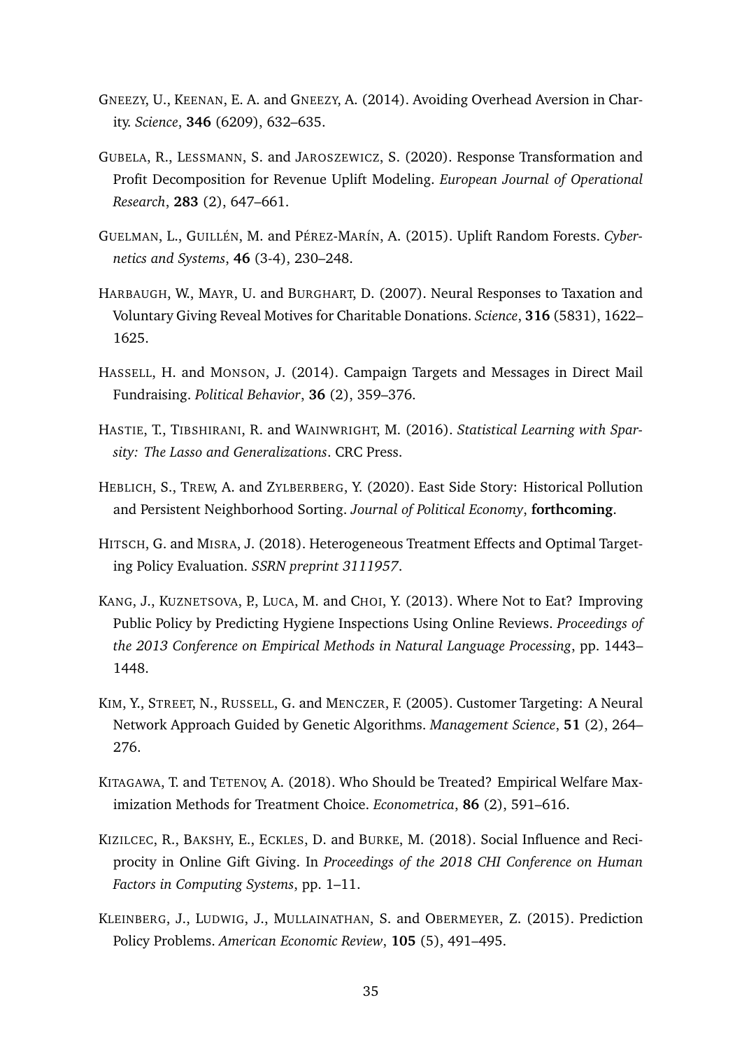Gneezy, U., Keenan, E. A. and Gneezy, A. (2014). Avoiding Overhead Aversion in Charity. *Science*, **346** (6209), 632–635.

Gubela, R., Lessmann, S. and Jaroszewicz, S. (2020). Response Transformation and Profit Decomposition for Revenue Uplift Modeling. *European Journal of Operational Research*, **283** (2), 647–661.

Guelman, L., Guillén, M. and Pérez-Marín, A. (2015). Uplift Random Forests. *Cybernetics and Systems*, **46** (3-4), 230–248.

Harbaugh, W., Mayr, U. and Burghart, D. (2007). Neural Responses to Taxation and Voluntary Giving Reveal Motives for Charitable Donations. *Science*, **316** (5831), 1622–1625.

Hassell, H. and Monson, J. (2014). Campaign Targets and Messages in Direct Mail Fundraising. *Political Behavior*, **36** (2), 359–376.

Hastie, T., Tibshirani, R. and Wainwright, M. (2016). *Statistical Learning with Sparsity: The Lasso and Generalizations*. CRC Press.

Heblich, S., Trew, A. and Zylberberg, Y. (2020). East Side Story: Historical Pollution and Persistent Neighborhood Sorting. *Journal of Political Economy*, **forthcoming**.

Hitsch, G. and Misra, J. (2018). Heterogeneous Treatment Effects and Optimal Targeting Policy Evaluation. *SSRN preprint 3111957*.

Kang, J., Kuznetsova, P., Luca, M. and Choi, Y. (2013). Where Not to Eat? Improving Public Policy by Predicting Hygiene Inspections Using Online Reviews. *Proceedings of the 2013 Conference on Empirical Methods in Natural Language Processing*, pp. 1443–1448.

Kim, Y., Street, N., Russell, G. and Menczer, F. (2005). Customer Targeting: A Neural Network Approach Guided by Genetic Algorithms. *Management Science*, **51** (2), 264–276.

Kitagawa, T. and Tetenov, A. (2018). Who Should be Treated? Empirical Welfare Maximization Methods for Treatment Choice. *Econometrica*, **86** (2), 591–616.

Kizilcec, R., Bakshy, E., Eckles, D. and Burke, M. (2018). Social Influence and Reciprocity in Online Gift Giving. In *Proceedings of the 2018 CHI Conference on Human Factors in Computing Systems*, pp. 1–11.

Kleinberg, J., Ludwig, J., Mullainathan, S. and Obermeyer, Z. (2015). Prediction Policy Problems. *American Economic Review*, **105** (5), 491–495.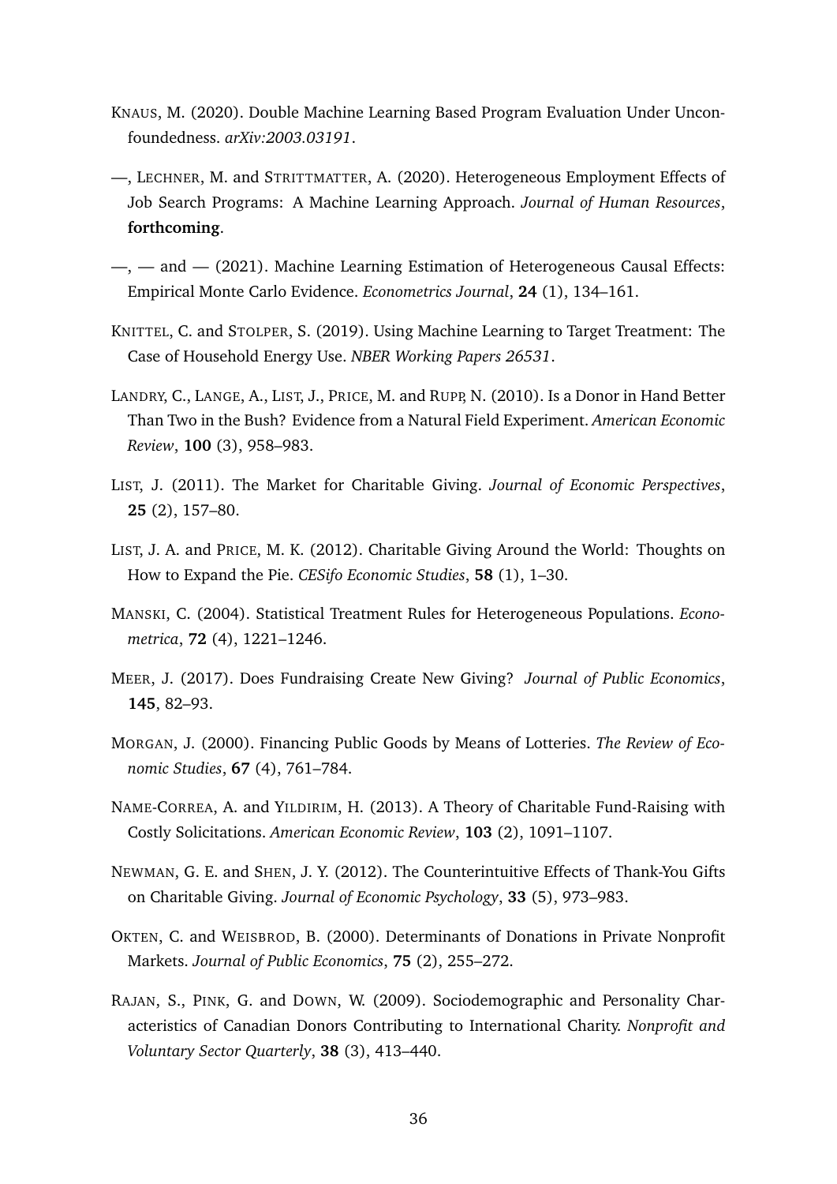KNAUS, M. (2020). Double Machine Learning Based Program Evaluation Under Unconfoundedness. *arXiv:2003.03191*.

—, LECHNER, M. and STRITTMATTER, A. (2020). Heterogeneous Employment Effects of Job Search Programs: A Machine Learning Approach. *Journal of Human Resources*, **forthcoming**.

—, — and — (2021). Machine Learning Estimation of Heterogeneous Causal Effects: Empirical Monte Carlo Evidence. *Econometrics Journal*, **24** (1), 134–161.

KNITTEL, C. and STOLPER, S. (2019). Using Machine Learning to Target Treatment: The Case of Household Energy Use. *NBER Working Papers 26531*.

LANDRY, C., LANGE, A., LIST, J., PRICE, M. and RUPP, N. (2010). Is a Donor in Hand Better Than Two in the Bush? Evidence from a Natural Field Experiment. *American Economic Review*, **100** (3), 958–983.

LIST, J. (2011). The Market for Charitable Giving. *Journal of Economic Perspectives*, **25** (2), 157–80.

LIST, J. A. and PRICE, M. K. (2012). Charitable Giving Around the World: Thoughts on How to Expand the Pie. *CESifo Economic Studies*, **58** (1), 1–30.

MANSKI, C. (2004). Statistical Treatment Rules for Heterogeneous Populations. *Econometrica*, **72** (4), 1221–1246.

MEER, J. (2017). Does Fundraising Create New Giving? *Journal of Public Economics*, **145**, 82–93.

MORGAN, J. (2000). Financing Public Goods by Means of Lotteries. *The Review of Economic Studies*, **67** (4), 761–784.

NAME-CORREA, A. and YILDIRIM, H. (2013). A Theory of Charitable Fund-Raising with Costly Solicitations. *American Economic Review*, **103** (2), 1091–1107.

NEWMAN, G. E. and SHEN, J. Y. (2012). The Counterintuitive Effects of Thank-You Gifts on Charitable Giving. *Journal of Economic Psychology*, **33** (5), 973–983.

OKTEN, C. and WEISBROD, B. (2000). Determinants of Donations in Private Nonprofit Markets. *Journal of Public Economics*, **75** (2), 255–272.

RAJAN, S., PINK, G. and DOWN, W. (2009). Sociodemographic and Personality Characteristics of Canadian Donors Contributing to International Charity. *Nonprofit and Voluntary Sector Quarterly*, **38** (3), 413–440.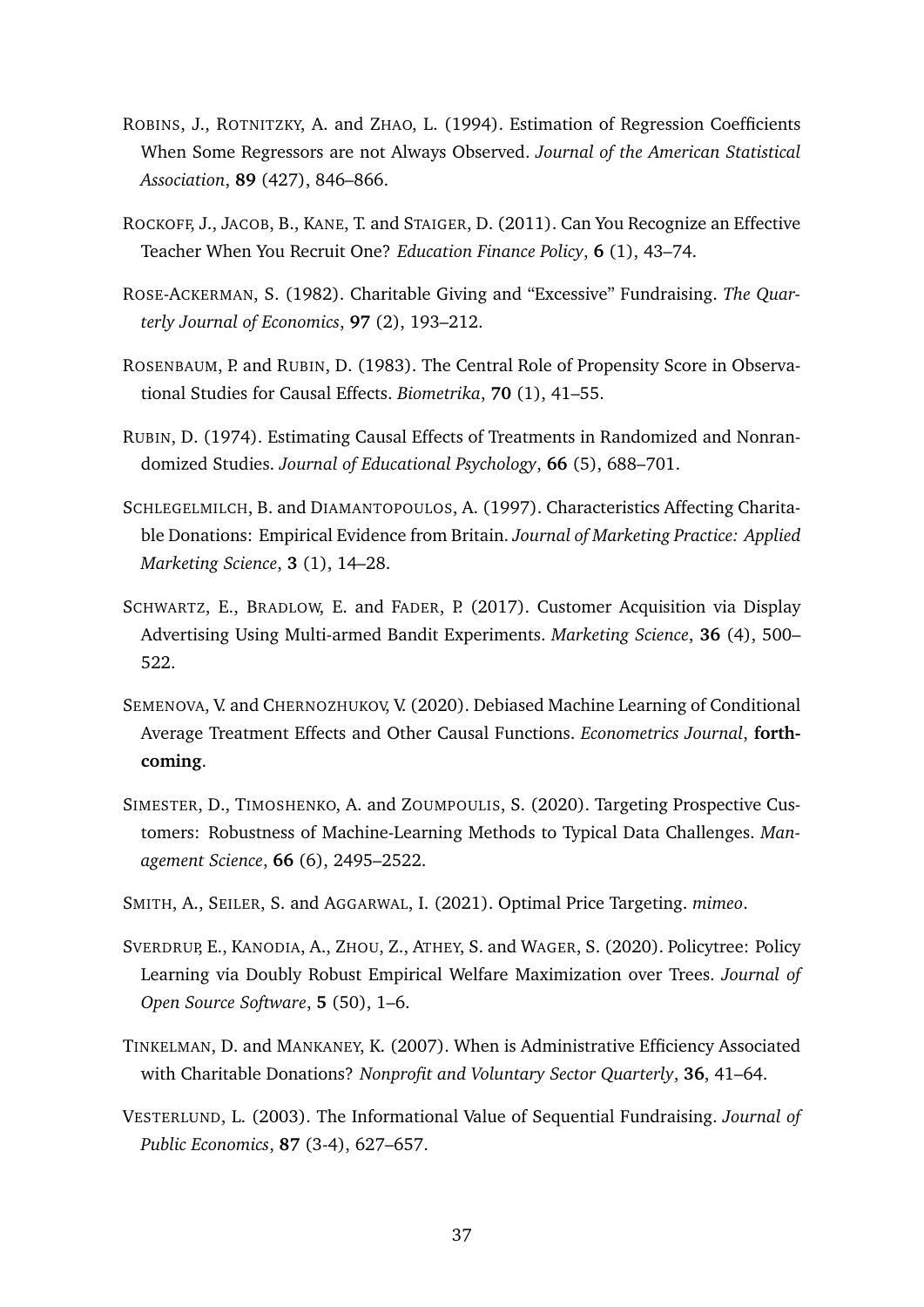ROBINS, J., ROTNITZKY, A. and ZHAO, L. (1994). Estimation of Regression Coefficients When Some Regressors are not Always Observed. *Journal of the American Statistical Association*, **89** (427), 846–866.

ROCKOFF, J., JACOB, B., KANE, T. and STAIGER, D. (2011). Can You Recognize an Effective Teacher When You Recruit One? *Education Finance Policy*, **6** (1), 43–74.

ROSE-ACKERMAN, S. (1982). Charitable Giving and "Excessive" Fundraising. *The Quarterly Journal of Economics*, **97** (2), 193–212.

ROSENBAUM, P. and RUBIN, D. (1983). The Central Role of Propensity Score in Observational Studies for Causal Effects. *Biometrika*, **70** (1), 41–55.

RUBIN, D. (1974). Estimating Causal Effects of Treatments in Randomized and Nonrandomized Studies. *Journal of Educational Psychology*, **66** (5), 688–701.

SCHLEGELMILCH, B. and DIAMANTOPOULOS, A. (1997). Characteristics Affecting Charitable Donations: Empirical Evidence from Britain. *Journal of Marketing Practice: Applied Marketing Science*, **3** (1), 14–28.

SCHWARTZ, E., BRADLOW, E. and FADER, P. (2017). Customer Acquisition via Display Advertising Using Multi-armed Bandit Experiments. *Marketing Science*, **36** (4), 500–522.

SEMENOVA, V. and CHERNOZHUKOV, V. (2020). Debiased Machine Learning of Conditional Average Treatment Effects and Other Causal Functions. *Econometrics Journal*, **forthcoming**.

SIMESTER, D., TIMOSHENKO, A. and ZOUMPOULIS, S. (2020). Targeting Prospective Customers: Robustness of Machine-Learning Methods to Typical Data Challenges. *Management Science*, **66** (6), 2495–2522.

SMITH, A., SEILER, S. and AGGARWAL, I. (2021). Optimal Price Targeting. *mimeo*.

SVERDRUP, E., KANODIA, A., ZHOU, Z., ATHEY, S. and WAGER, S. (2020). Policytree: Policy Learning via Doubly Robust Empirical Welfare Maximization over Trees. *Journal of Open Source Software*, **5** (50), 1–6.

TINKELMAN, D. and MANKANEY, K. (2007). When is Administrative Efficiency Associated with Charitable Donations? *Nonprofit and Voluntary Sector Quarterly*, **36**, 41–64.

VESTERLUND, L. (2003). The Informational Value of Sequential Fundraising. *Journal of Public Economics*, **87** (3-4), 627–657.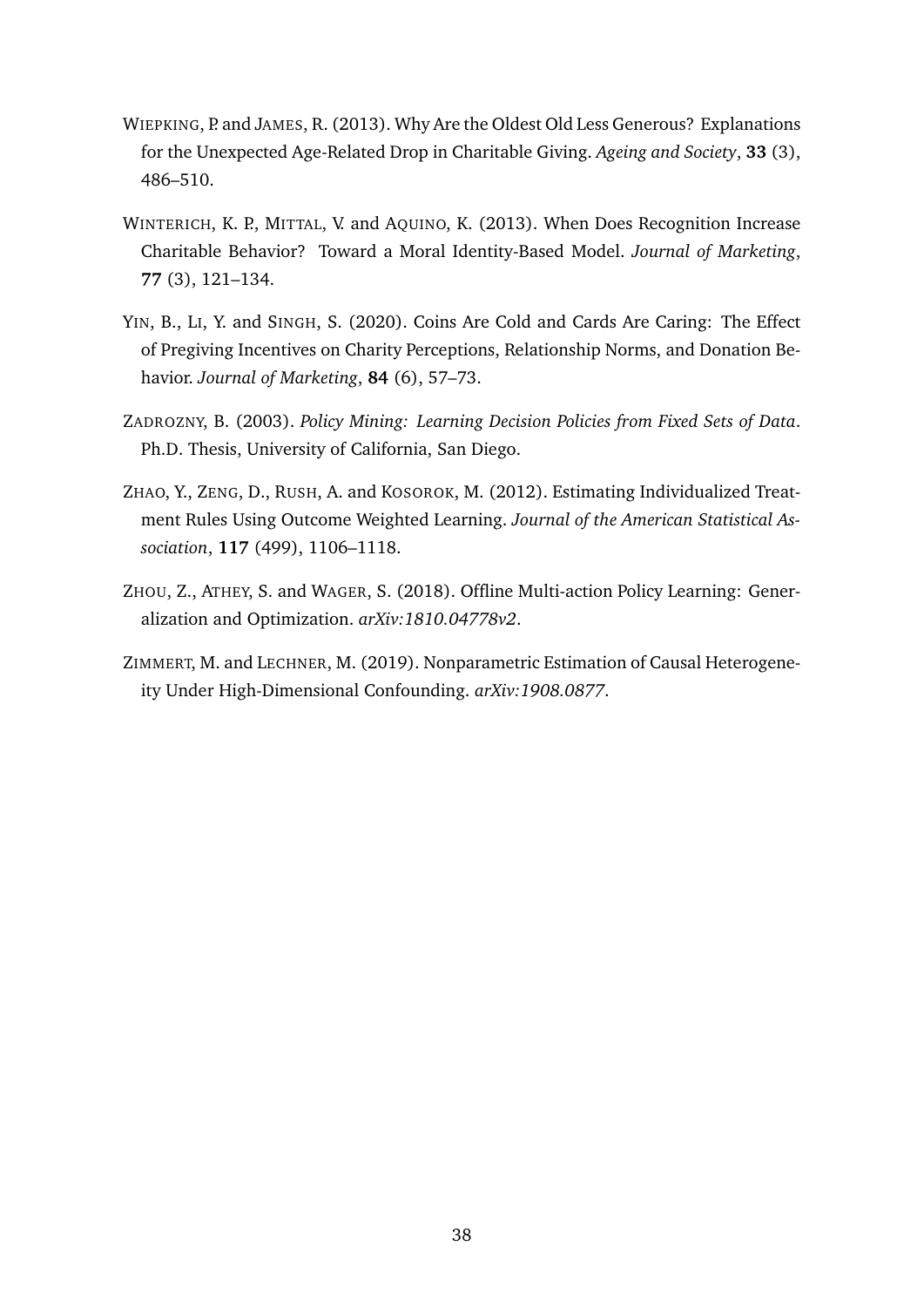WIEPKING, P. and JAMES, R. (2013). Why Are the Oldest Old Less Generous? Explanations for the Unexpected Age-Related Drop in Charitable Giving. *Ageing and Society*, **33** (3), 486–510.

WINTERICH, K. P., MITTAL, V. and AQUINO, K. (2013). When Does Recognition Increase Charitable Behavior? Toward a Moral Identity-Based Model. *Journal of Marketing*, **77** (3), 121–134.

YIN, B., LI, Y. and SINGH, S. (2020). Coins Are Cold and Cards Are Caring: The Effect of Pregiving Incentives on Charity Perceptions, Relationship Norms, and Donation Behavior. *Journal of Marketing*, **84** (6), 57–73.

ZADROZNY, B. (2003). *Policy Mining: Learning Decision Policies from Fixed Sets of Data*. Ph.D. Thesis, University of California, San Diego.

ZHAO, Y., ZENG, D., RUSH, A. and KOSOROK, M. (2012). Estimating Individualized Treatment Rules Using Outcome Weighted Learning. *Journal of the American Statistical Association*, **117** (499), 1106–1118.

ZHOU, Z., ATHEY, S. and WAGER, S. (2018). Offline Multi-action Policy Learning: Generalization and Optimization. *arXiv:1810.04778v2*.

ZIMMERT, M. and LECHNER, M. (2019). Nonparametric Estimation of Causal Heterogeneity Under High-Dimensional Confounding. *arXiv:1908.0877*.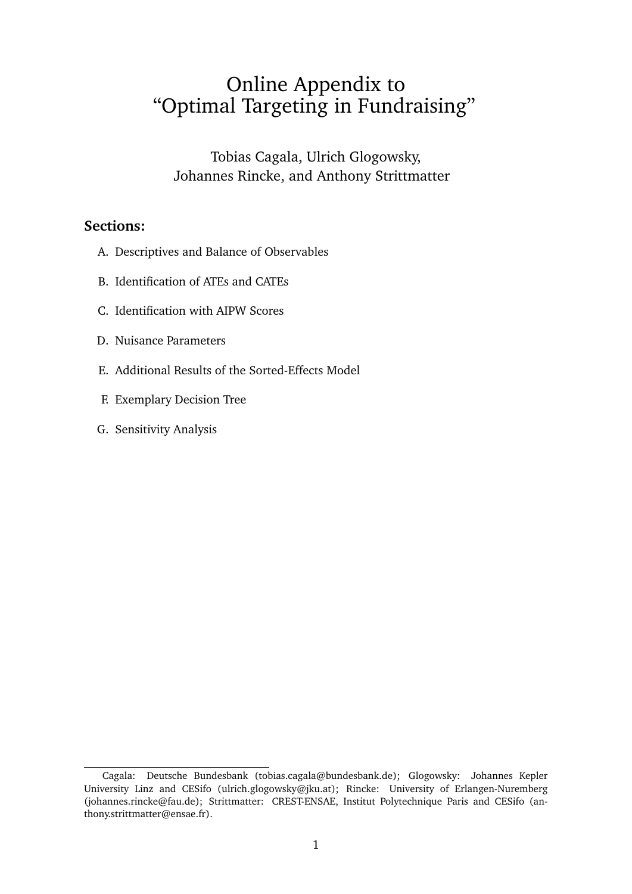# Online Appendix to "Optimal Targeting in Fundraising"

Tobias Cagala, Ulrich Glogowsky, Johannes Rincke, and Anthony Strittmatter

**Sections:**

A. Descriptives and Balance of Observables

B. Identification of ATEs and CATEs

C. Identification with AIPW Scores

D. Nuisance Parameters

E. Additional Results of the Sorted-Effects Model

F. Exemplary Decision Tree

G. Sensitivity Analysis

Cagala: Deutsche Bundesbank (tobias.cagala@bundesbank.de); Glogowsky: Johannes Kepler University Linz and CESifo (ulrich.glogowsky@jku.at); Rincke: University of Erlangen-Nuremberg (johannes.rincke@fau.de); Strittmatter: CREST-ENSAE, Institut Polytechnique Paris and CESifo (anthony.strittmatter@ensae.fr).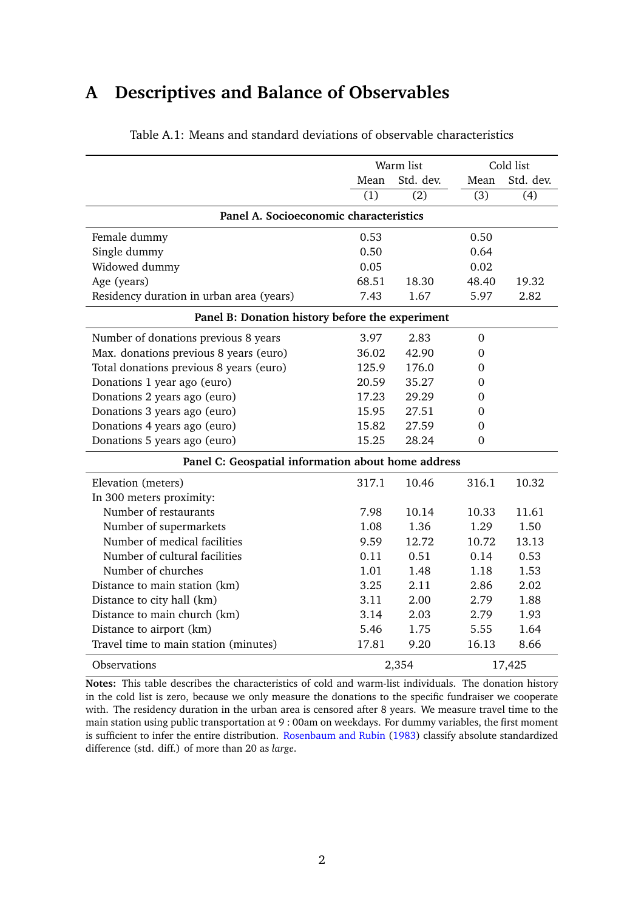# A Descriptives and Balance of Observables

Table A.1: Means and standard deviations of observable characteristics

| | Warm list | | Cold list | |
|---|---|---|---|---|
| | Mean | Std. dev. | Mean | Std. dev. |
| | (1) | (2) | (3) | (4) |
| **Panel A. Socioeconomic characteristics** | | | | |
| Female dummy | 0.53 | | 0.50 | |
| Single dummy | 0.50 | | 0.64 | |
| Widowed dummy | 0.05 | | 0.02 | |
| Age (years) | 68.51 | 18.30 | 48.40 | 19.32 |
| Residency duration in urban area (years) | 7.43 | 1.67 | 5.97 | 2.82 |
| **Panel B: Donation history before the experiment** | | | | |
| Number of donations previous 8 years | 3.97 | 2.83 | 0 | |
| Max. donations previous 8 years (euro) | 36.02 | 42.90 | 0 | |
| Total donations previous 8 years (euro) | 125.9 | 176.0 | 0 | |
| Donations 1 year ago (euro) | 20.59 | 35.27 | 0 | |
| Donations 2 years ago (euro) | 17.23 | 29.29 | 0 | |
| Donations 3 years ago (euro) | 15.95 | 27.51 | 0 | |
| Donations 4 years ago (euro) | 15.82 | 27.59 | 0 | |
| Donations 5 years ago (euro) | 15.25 | 28.24 | 0 | |
| **Panel C: Geospatial information about home address** | | | | |
| Elevation (meters) | 317.1 | 10.46 | 316.1 | 10.32 |
| In 300 meters proximity: | | | | |
| Number of restaurants | 7.98 | 10.14 | 10.33 | 11.61 |
| Number of supermarkets | 1.08 | 1.36 | 1.29 | 1.50 |
| Number of medical facilities | 9.59 | 12.72 | 10.72 | 13.13 |
| Number of cultural facilities | 0.11 | 0.51 | 0.14 | 0.53 |
| Number of churches | 1.01 | 1.48 | 1.18 | 1.53 |
| Distance to main station (km) | 3.25 | 2.11 | 2.86 | 2.02 |
| Distance to city hall (km) | 3.11 | 2.00 | 2.79 | 1.88 |
| Distance to main church (km) | 3.14 | 2.03 | 2.79 | 1.93 |
| Distance to airport (km) | 5.46 | 1.75 | 5.55 | 1.64 |
| Travel time to main station (minutes) | 17.81 | 9.20 | 16.13 | 8.66 |
| Observations | 2,354 | | 17,425 | |

**Notes:** This table describes the characteristics of cold and warm-list individuals. The donation history in the cold list is zero, because we only measure the donations to the specific fundraiser we cooperate with. The residency duration in the urban area is censored after 8 years. We measure travel time to the main station using public transportation at 9 : 00am on weekdays. For dummy variables, the first moment is sufficient to infer the entire distribution. Rosenbaum and Rubin (1983) classify absolute standardized difference (std. diff.) of more than 20 as *large*.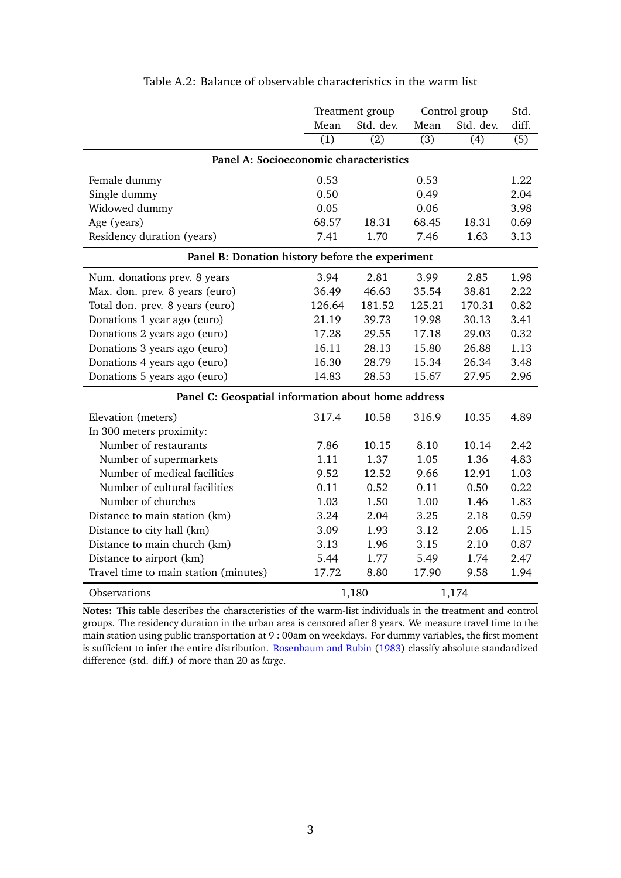Table A.2: Balance of observable characteristics in the warm list

| | Treatment group | | Control group | | Std. |
|---|---|---|---|---|---|
| | Mean | Std. dev. | Mean | Std. dev. | diff. |
| | (1) | (2) | (3) | (4) | (5) |
| **Panel A: Socioeconomic characteristics** | | | | | |
| Female dummy | 0.53 | | 0.53 | | 1.22 |
| Single dummy | 0.50 | | 0.49 | | 2.04 |
| Widowed dummy | 0.05 | | 0.06 | | 3.98 |
| Age (years) | 68.57 | 18.31 | 68.45 | 18.31 | 0.69 |
| Residency duration (years) | 7.41 | 1.70 | 7.46 | 1.63 | 3.13 |
| **Panel B: Donation history before the experiment** | | | | | |
| Num. donations prev. 8 years | 3.94 | 2.81 | 3.99 | 2.85 | 1.98 |
| Max. don. prev. 8 years (euro) | 36.49 | 46.63 | 35.54 | 38.81 | 2.22 |
| Total don. prev. 8 years (euro) | 126.64 | 181.52 | 125.21 | 170.31 | 0.82 |
| Donations 1 year ago (euro) | 21.19 | 39.73 | 19.98 | 30.13 | 3.41 |
| Donations 2 years ago (euro) | 17.28 | 29.55 | 17.18 | 29.03 | 0.32 |
| Donations 3 years ago (euro) | 16.11 | 28.13 | 15.80 | 26.88 | 1.13 |
| Donations 4 years ago (euro) | 16.30 | 28.79 | 15.34 | 26.34 | 3.48 |
| Donations 5 years ago (euro) | 14.83 | 28.53 | 15.67 | 27.95 | 2.96 |
| **Panel C: Geospatial information about home address** | | | | | |
| Elevation (meters) | 317.4 | 10.58 | 316.9 | 10.35 | 4.89 |
| In 300 meters proximity: | | | | | |
| Number of restaurants | 7.86 | 10.15 | 8.10 | 10.14 | 2.42 |
| Number of supermarkets | 1.11 | 1.37 | 1.05 | 1.36 | 4.83 |
| Number of medical facilities | 9.52 | 12.52 | 9.66 | 12.91 | 1.03 |
| Number of cultural facilities | 0.11 | 0.52 | 0.11 | 0.50 | 0.22 |
| Number of churches | 1.03 | 1.50 | 1.00 | 1.46 | 1.83 |
| Distance to main station (km) | 3.24 | 2.04 | 3.25 | 2.18 | 0.59 |
| Distance to city hall (km) | 3.09 | 1.93 | 3.12 | 2.06 | 1.15 |
| Distance to main church (km) | 3.13 | 1.96 | 3.15 | 2.10 | 0.87 |
| Distance to airport (km) | 5.44 | 1.77 | 5.49 | 1.74 | 2.47 |
| Travel time to main station (minutes) | 17.72 | 8.80 | 17.90 | 9.58 | 1.94 |
| Observations | 1,180 | | 1,174 | | |

**Notes:** This table describes the characteristics of the warm-list individuals in the treatment and control groups. The residency duration in the urban area is censored after 8 years. We measure travel time to the main station using public transportation at 9 : 00am on weekdays. For dummy variables, the first moment is sufficient to infer the entire distribution. Rosenbaum and Rubin (1983) classify absolute standardized difference (std. diff.) of more than 20 as *large*.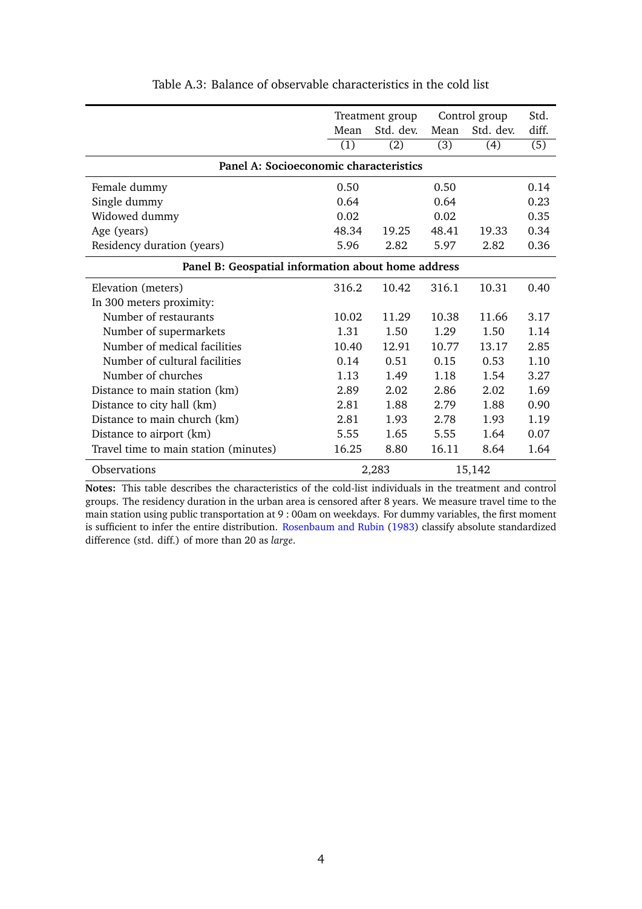Table A.3: Balance of observable characteristics in the cold list

| | Treatment group | | Control group | | Std. |
|---|---|---|---|---|---|
| | Mean | Std. dev. | Mean | Std. dev. | diff. |
| | (1) | (2) | (3) | (4) | (5) |
| **Panel A: Socioeconomic characteristics** | | | | | |
| Female dummy | 0.50 | | 0.50 | | 0.14 |
| Single dummy | 0.64 | | 0.64 | | 0.23 |
| Widowed dummy | 0.02 | | 0.02 | | 0.35 |
| Age (years) | 48.34 | 19.25 | 48.41 | 19.33 | 0.34 |
| Residency duration (years) | 5.96 | 2.82 | 5.97 | 2.82 | 0.36 |
| **Panel B: Geospatial information about home address** | | | | | |
| Elevation (meters) | 316.2 | 10.42 | 316.1 | 10.31 | 0.40 |
| In 300 meters proximity: | | | | | |
| Number of restaurants | 10.02 | 11.29 | 10.38 | 11.66 | 3.17 |
| Number of supermarkets | 1.31 | 1.50 | 1.29 | 1.50 | 1.14 |
| Number of medical facilities | 10.40 | 12.91 | 10.77 | 13.17 | 2.85 |
| Number of cultural facilities | 0.14 | 0.51 | 0.15 | 0.53 | 1.10 |
| Number of churches | 1.13 | 1.49 | 1.18 | 1.54 | 3.27 |
| Distance to main station (km) | 2.89 | 2.02 | 2.86 | 2.02 | 1.69 |
| Distance to city hall (km) | 2.81 | 1.88 | 2.79 | 1.88 | 0.90 |
| Distance to main church (km) | 2.81 | 1.93 | 2.78 | 1.93 | 1.19 |
| Distance to airport (km) | 5.55 | 1.65 | 5.55 | 1.64 | 0.07 |
| Travel time to main station (minutes) | 16.25 | 8.80 | 16.11 | 8.64 | 1.64 |
| Observations | 2,283 | | 15,142 | | |

**Notes:** This table describes the characteristics of the cold-list individuals in the treatment and control groups. The residency duration in the urban area is censored after 8 years. We measure travel time to the main station using public transportation at 9 : 00am on weekdays. For dummy variables, the first moment is sufficient to infer the entire distribution. Rosenbaum and Rubin (1983) classify absolute standardized difference (std. diff.) of more than 20 as *large*.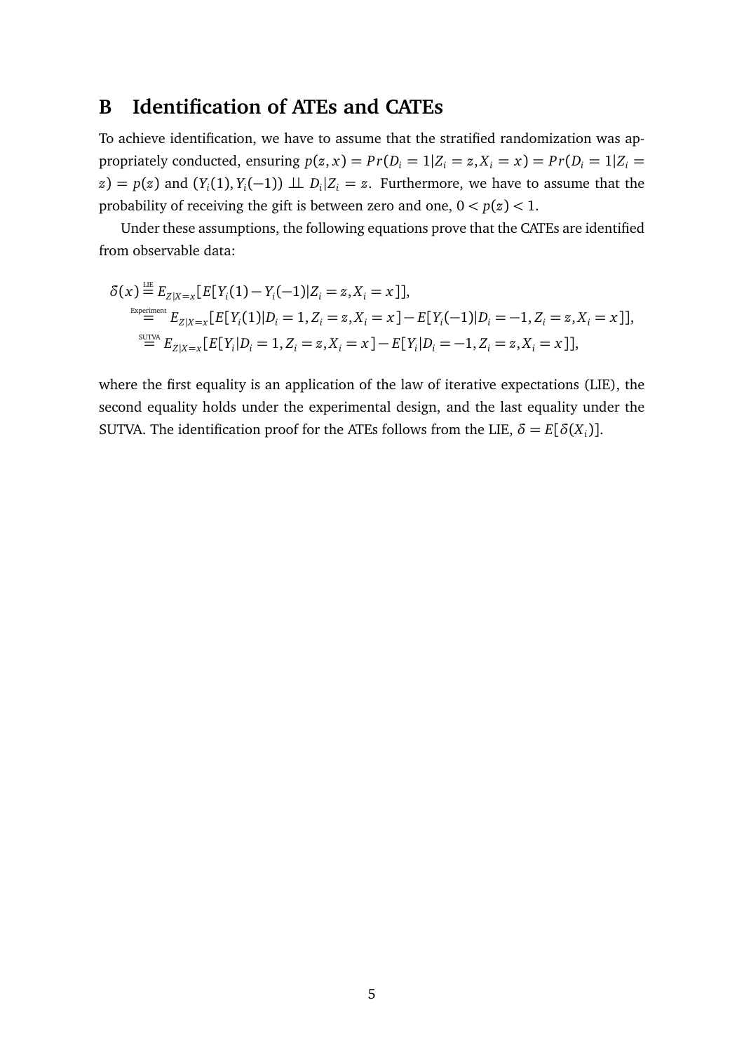# B Identification of ATEs and CATEs

To achieve identification, we have to assume that the stratified randomization was appropriately conducted, ensuring $p(z,x) = Pr(D_i = 1|Z_i = z, X_i = x) = Pr(D_i = 1|Z_i = z) = p(z)$ and $(Y_i(1), Y_i(-1)) \perp\!\!\!\perp D_i|Z_i = z$. Furthermore, we have to assume that the probability of receiving the gift is between zero and one, $0 < p(z) < 1$.

Under these assumptions, the following equations prove that the CATEs are identified from observable data:

$$
\begin{aligned}
\delta(x) &\overset{\text{LIE}}{=} E_{Z|X=x}[E[Y_i(1) - Y_i(-1)|Z_i = z, X_i = x]], \\
&\overset{\text{Experiment}}{=} E_{Z|X=x}[E[Y_i(1)|D_i = 1, Z_i = z, X_i = x] - E[Y_i(-1)|D_i = -1, Z_i = z, X_i = x]], \\
&\overset{\text{SUTVA}}{=} E_{Z|X=x}[E[Y_i|D_i = 1, Z_i = z, X_i = x] - E[Y_i|D_i = -1, Z_i = z, X_i = x]],
\end{aligned}
$$

where the first equality is an application of the law of iterative expectations (LIE), the second equality holds under the experimental design, and the last equality under the SUTVA. The identification proof for the ATEs follows from the LIE, $\delta = E[\delta(X_i)]$.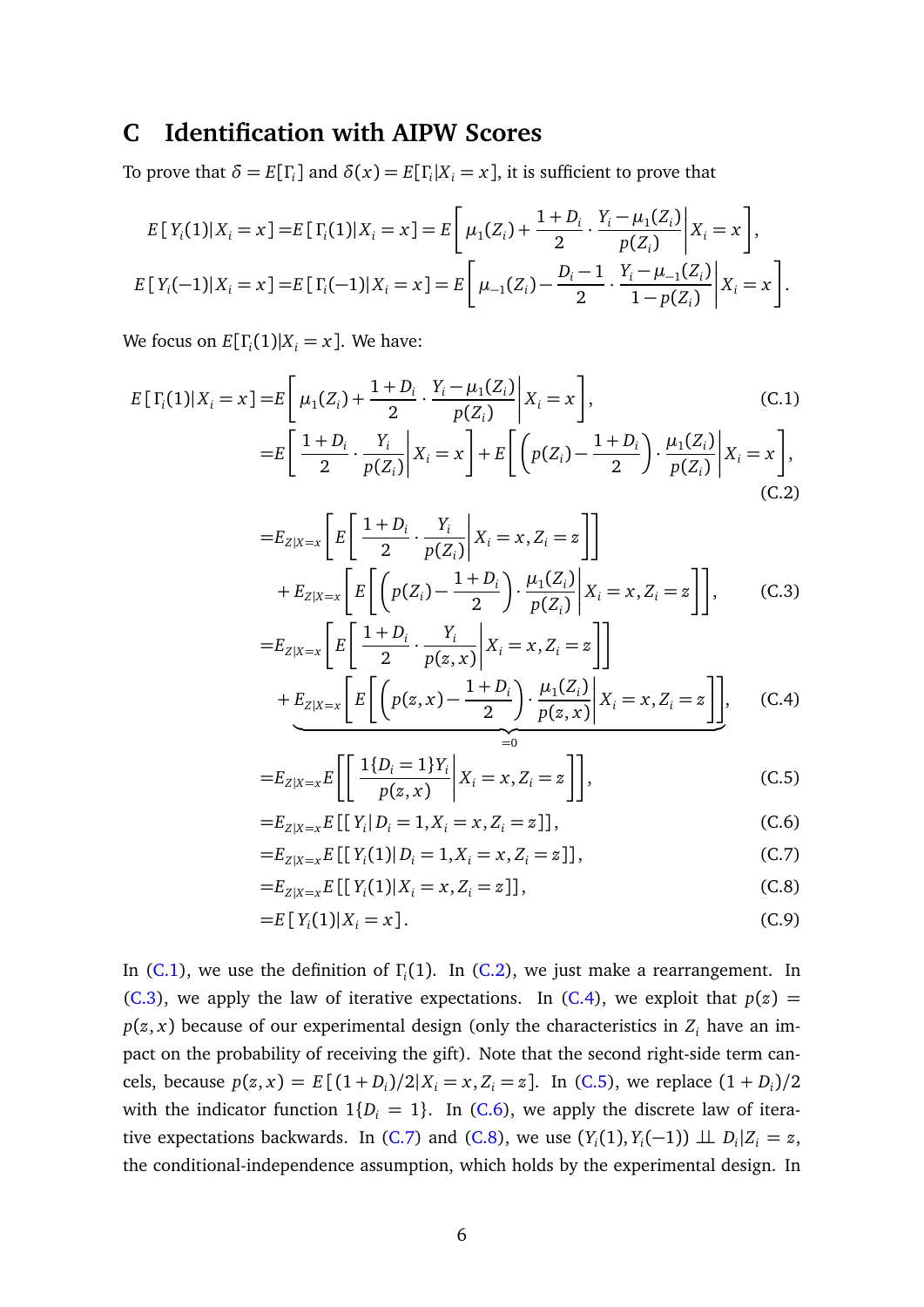# C Identification with AIPW Scores

To prove that $\delta = E[\Gamma_i]$ and $\delta(x) = E[\Gamma_i | X_i = x]$, it is sufficient to prove that

$$
\begin{aligned}
E[Y_i(1)|X_i = x] =& E[\Gamma_i(1)|X_i = x] = E\left[\mu_1(Z_i) + \frac{1+D_i}{2} \cdot \frac{Y_i - \mu_1(Z_i)}{p(Z_i)} \middle| X_i = x\right], \\
E[Y_i(-1)|X_i = x] =& E[\Gamma_i(-1)|X_i = x] = E\left[\mu_{-1}(Z_i) - \frac{D_i - 1}{2} \cdot \frac{Y_i - \mu_{-1}(Z_i)}{1 - p(Z_i)} \middle| X_i = x\right].
\end{aligned}
$$

We focus on $E[\Gamma_i(1)|X_i = x]$. We have:

$$
\begin{aligned}
E[\Gamma_i(1)|X_i = x] =& E\left[\mu_1(Z_i) + \frac{1+D_i}{2} \cdot \frac{Y_i - \mu_1(Z_i)}{p(Z_i)} \middle| X_i = x\right], && \text{(C.1)} \\
=& E\left[\frac{1+D_i}{2} \cdot \frac{Y_i}{p(Z_i)} \middle| X_i = x\right] + E\left[\left(p(Z_i) - \frac{1+D_i}{2}\right) \cdot \frac{\mu_1(Z_i)}{p(Z_i)} \middle| X_i = x\right], && \text{(C.2)} \\
=& E_{Z|X=x}\left[E\left[\frac{1+D_i}{2} \cdot \frac{Y_i}{p(Z_i)} \middle| X_i = x, Z_i = z\right]\right] \\
&+ E_{Z|X=x}\left[E\left[\left(p(Z_i) - \frac{1+D_i}{2}\right) \cdot \frac{\mu_1(Z_i)}{p(Z_i)} \middle| X_i = x, Z_i = z\right]\right], && \text{(C.3)} \\
=& E_{Z|X=x}\left[E\left[\frac{1+D_i}{2} \cdot \frac{Y_i}{p(z,x)} \middle| X_i = x, Z_i = z\right]\right] \\
&+ \underbrace{E_{Z|X=x}\left[E\left[\left(p(z,x) - \frac{1+D_i}{2}\right) \cdot \frac{\mu_1(Z_i)}{p(z,x)} \middle| X_i = x, Z_i = z\right]\right]}_{=0}, && \text{(C.4)} \\
=& E_{Z|X=x}E\left[\left[\frac{1\{D_i = 1\}Y_i}{p(z,x)} \middle| X_i = x, Z_i = z\right]\right], && \text{(C.5)} \\
=& E_{Z|X=x}E[[Y_i | D_i = 1, X_i = x, Z_i = z]], && \text{(C.6)} \\
=& E_{Z|X=x}E[[Y_i(1) | D_i = 1, X_i = x, Z_i = z]], && \text{(C.7)} \\
=& E_{Z|X=x}E[[Y_i(1) | X_i = x, Z_i = z]], && \text{(C.8)} \\
=& E[Y_i(1)|X_i = x]. && \text{(C.9)}
\end{aligned}
$$

In (C.1), we use the definition of $\Gamma_i(1)$. In (C.2), we just make a rearrangement. In (C.3), we apply the law of iterative expectations. In (C.4), we exploit that $p(z) = p(z,x)$ because of our experimental design (only the characteristics in $Z_i$ have an impact on the probability of receiving the gift). Note that the second right-side term cancels, because $p(z,x) = E[(1+D_i)/2 | X_i = x, Z_i = z]$. In (C.5), we replace $(1+D_i)/2$ with the indicator function $1\{D_i = 1\}$. In (C.6), we apply the discrete law of iterative expectations backwards. In (C.7) and (C.8), we use $(Y_i(1), Y_i(-1)) \perp\!\!\!\perp D_i | Z_i = z$, the conditional-independence assumption, which holds by the experimental design. In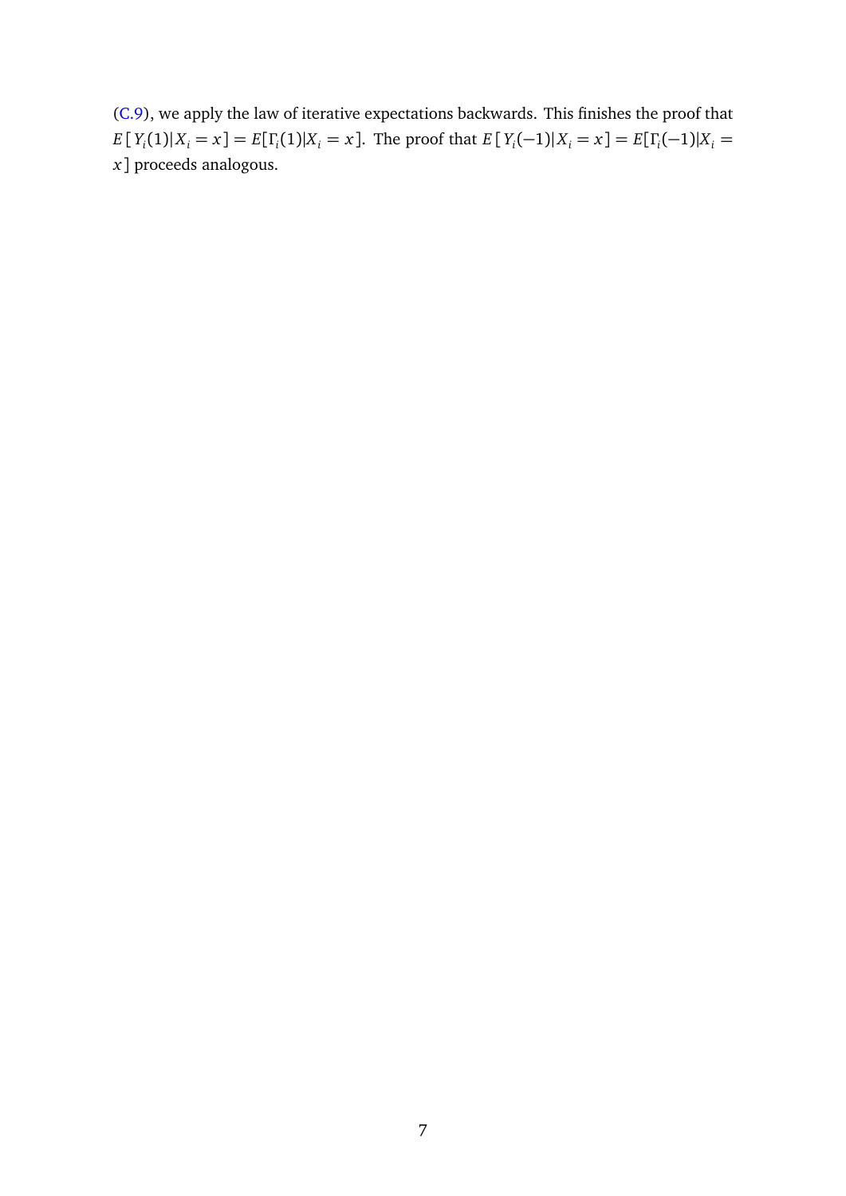(C.9), we apply the law of iterative expectations backwards. This finishes the proof that $E[Y_i(1)|X_i = x] = E[\Gamma_i(1)|X_i = x]$. The proof that $E[Y_i(-1)|X_i = x] = E[\Gamma_i(-1)|X_i = x]$ proceeds analogous.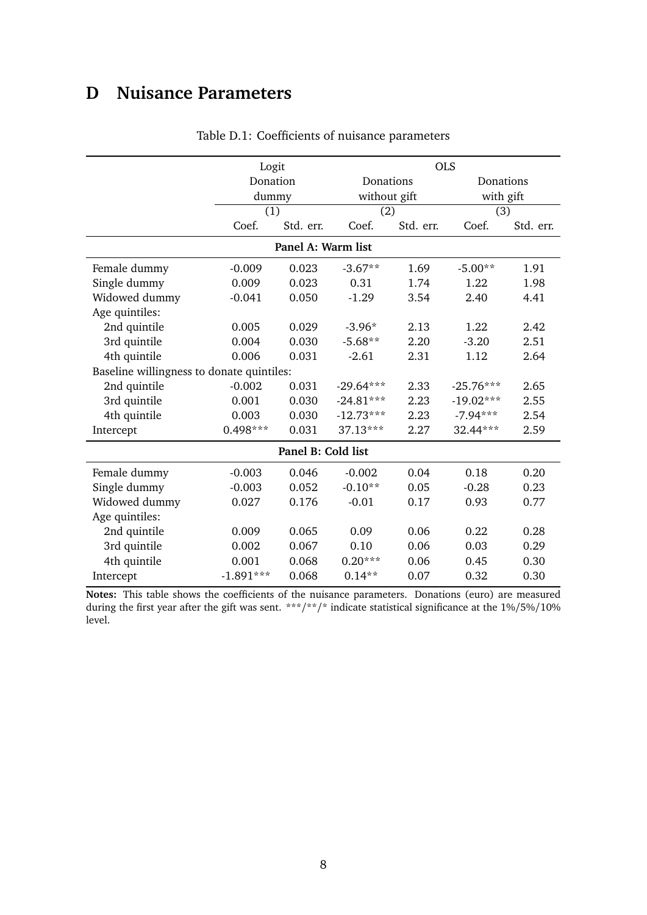# D Nuisance Parameters

Table D.1: Coefficients of nuisance parameters

| | Logit | | OLS | | | |
|---|---|---|---|---|---|---|
| | Donation dummy | | Donations without gift | | Donations with gift | |
| | (1) | | (2) | | (3) | |
| | Coef. | Std. err. | Coef. | Std. err. | Coef. | Std. err. |
| **Panel A: Warm list** | | | | | | |
| Female dummy | -0.009 | 0.023 | -3.67** | 1.69 | -5.00** | 1.91 |
| Single dummy | 0.009 | 0.023 | 0.31 | 1.74 | 1.22 | 1.98 |
| Widowed dummy | -0.041 | 0.050 | -1.29 | 3.54 | 2.40 | 4.41 |
| Age quintiles: | | | | | | |
| 2nd quintile | 0.005 | 0.029 | -3.96* | 2.13 | 1.22 | 2.42 |
| 3rd quintile | 0.004 | 0.030 | -5.68** | 2.20 | -3.20 | 2.51 |
| 4th quintile | 0.006 | 0.031 | -2.61 | 2.31 | 1.12 | 2.64 |
| Baseline willingness to donate quintiles: | | | | | | |
| 2nd quintile | -0.002 | 0.031 | -29.64*** | 2.33 | -25.76*** | 2.65 |
| 3rd quintile | 0.001 | 0.030 | -24.81*** | 2.23 | -19.02*** | 2.55 |
| 4th quintile | 0.003 | 0.030 | -12.73*** | 2.23 | -7.94*** | 2.54 |
| Intercept | 0.498*** | 0.031 | 37.13*** | 2.27 | 32.44*** | 2.59 |
| **Panel B: Cold list** | | | | | | |
| Female dummy | -0.003 | 0.046 | -0.002 | 0.04 | 0.18 | 0.20 |
| Single dummy | -0.003 | 0.052 | -0.10** | 0.05 | -0.28 | 0.23 |
| Widowed dummy | 0.027 | 0.176 | -0.01 | 0.17 | 0.93 | 0.77 |
| Age quintiles: | | | | | | |
| 2nd quintile | 0.009 | 0.065 | 0.09 | 0.06 | 0.22 | 0.28 |
| 3rd quintile | 0.002 | 0.067 | 0.10 | 0.06 | 0.03 | 0.29 |
| 4th quintile | 0.001 | 0.068 | 0.20*** | 0.06 | 0.45 | 0.30 |
| Intercept | -1.891*** | 0.068 | 0.14** | 0.07 | 0.32 | 0.30 |

**Notes:** This table shows the coefficients of the nuisance parameters. Donations (euro) are measured during the first year after the gift was sent. ***/**/* indicate statistical significance at the 1%/5%/10% level.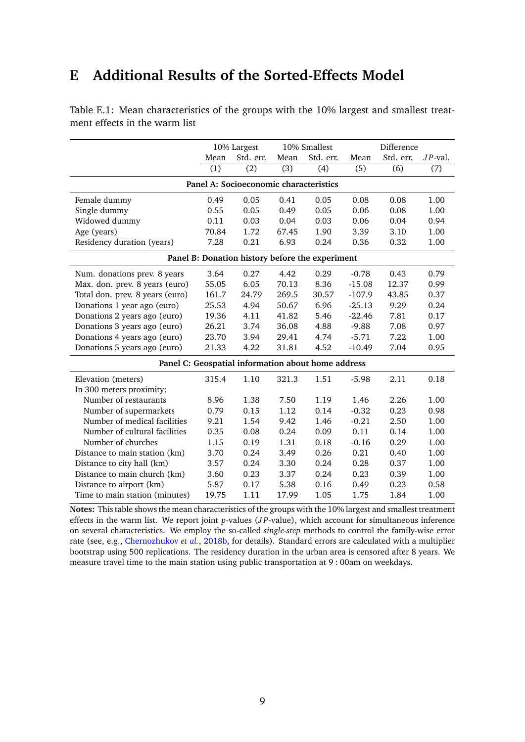# E Additional Results of the Sorted-Effects Model

Table E.1: Mean characteristics of the groups with the 10% largest and smallest treatment effects in the warm list

| | 10% Largest | | 10% Smallest | | Difference | | |
|---|---|---|---|---|---|---|---|
| | Mean | Std. err. | Mean | Std. err. | Mean | Std. err. | $JP$-val. |
| | (1) | (2) | (3) | (4) | (5) | (6) | (7) |
| **Panel A: Socioeconomic characteristics** | | | | | | | |
| Female dummy | 0.49 | 0.05 | 0.41 | 0.05 | 0.08 | 0.08 | 1.00 |
| Single dummy | 0.55 | 0.05 | 0.49 | 0.05 | 0.06 | 0.08 | 1.00 |
| Widowed dummy | 0.11 | 0.03 | 0.04 | 0.03 | 0.06 | 0.04 | 0.94 |
| Age (years) | 70.84 | 1.72 | 67.45 | 1.90 | 3.39 | 3.10 | 1.00 |
| Residency duration (years) | 7.28 | 0.21 | 6.93 | 0.24 | 0.36 | 0.32 | 1.00 |
| **Panel B: Donation history before the experiment** | | | | | | | |
| Num. donations prev. 8 years | 3.64 | 0.27 | 4.42 | 0.29 | -0.78 | 0.43 | 0.79 |
| Max. don. prev. 8 years (euro) | 55.05 | 6.05 | 70.13 | 8.36 | -15.08 | 12.37 | 0.99 |
| Total don. prev. 8 years (euro) | 161.7 | 24.79 | 269.5 | 30.57 | -107.9 | 43.85 | 0.37 |
| Donations 1 year ago (euro) | 25.53 | 4.94 | 50.67 | 6.96 | -25.13 | 9.29 | 0.24 |
| Donations 2 years ago (euro) | 19.36 | 4.11 | 41.82 | 5.46 | -22.46 | 7.81 | 0.17 |
| Donations 3 years ago (euro) | 26.21 | 3.74 | 36.08 | 4.88 | -9.88 | 7.08 | 0.97 |
| Donations 4 years ago (euro) | 23.70 | 3.94 | 29.41 | 4.74 | -5.71 | 7.22 | 1.00 |
| Donations 5 years ago (euro) | 21.33 | 4.22 | 31.81 | 4.52 | -10.49 | 7.04 | 0.95 |
| **Panel C: Geospatial information about home address** | | | | | | | |
| Elevation (meters) | 315.4 | 1.10 | 321.3 | 1.51 | -5.98 | 2.11 | 0.18 |
| In 300 meters proximity: | | | | | | | |
| Number of restaurants | 8.96 | 1.38 | 7.50 | 1.19 | 1.46 | 2.26 | 1.00 |
| Number of supermarkets | 0.79 | 0.15 | 1.12 | 0.14 | -0.32 | 0.23 | 0.98 |
| Number of medical facilities | 9.21 | 1.54 | 9.42 | 1.46 | -0.21 | 2.50 | 1.00 |
| Number of cultural facilities | 0.35 | 0.08 | 0.24 | 0.09 | 0.11 | 0.14 | 1.00 |
| Number of churches | 1.15 | 0.19 | 1.31 | 0.18 | -0.16 | 0.29 | 1.00 |
| Distance to main station (km) | 3.70 | 0.24 | 3.49 | 0.26 | 0.21 | 0.40 | 1.00 |
| Distance to city hall (km) | 3.57 | 0.24 | 3.30 | 0.24 | 0.28 | 0.37 | 1.00 |
| Distance to main church (km) | 3.60 | 0.23 | 3.37 | 0.24 | 0.23 | 0.39 | 1.00 |
| Distance to airport (km) | 5.87 | 0.17 | 5.38 | 0.16 | 0.49 | 0.23 | 0.58 |
| Time to main station (minutes) | 19.75 | 1.11 | 17.99 | 1.05 | 1.75 | 1.84 | 1.00 |

**Notes:** This table shows the mean characteristics of the groups with the 10% largest and smallest treatment effects in the warm list. We report joint $p$-values ($JP$-value), which account for simultaneous inference on several characteristics. We employ the so-called *single-step* methods to control the family-wise error rate (see, e.g., Chernozhukov *et al.*, 2018b, for details). Standard errors are calculated with a multiplier bootstrap using 500 replications. The residency duration in the urban area is censored after 8 years. We measure travel time to the main station using public transportation at 9 : 00am on weekdays.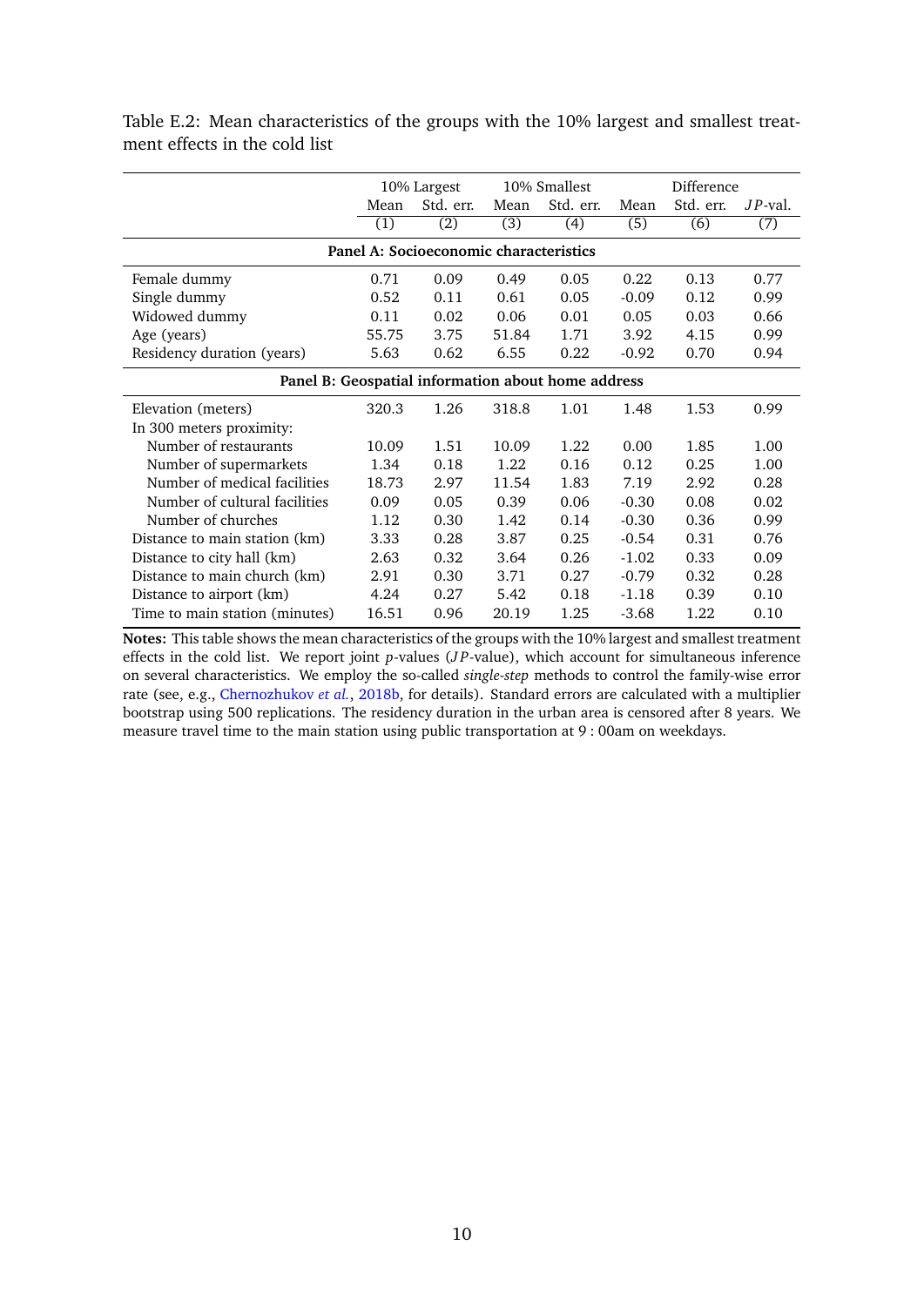Table E.2: Mean characteristics of the groups with the 10% largest and smallest treatment effects in the cold list

| | 10% Largest | | 10% Smallest | | Difference | | |
|---|---|---|---|---|---|---|---|
| | Mean | Std. err. | Mean | Std. err. | Mean | Std. err. | $JP$-val. |
| | (1) | (2) | (3) | (4) | (5) | (6) | (7) |
| **Panel A: Socioeconomic characteristics** | | | | | | | |
| Female dummy | 0.71 | 0.09 | 0.49 | 0.05 | 0.22 | 0.13 | 0.77 |
| Single dummy | 0.52 | 0.11 | 0.61 | 0.05 | -0.09 | 0.12 | 0.99 |
| Widowed dummy | 0.11 | 0.02 | 0.06 | 0.01 | 0.05 | 0.03 | 0.66 |
| Age (years) | 55.75 | 3.75 | 51.84 | 1.71 | 3.92 | 4.15 | 0.99 |
| Residency duration (years) | 5.63 | 0.62 | 6.55 | 0.22 | -0.92 | 0.70 | 0.94 |
| **Panel B: Geospatial information about home address** | | | | | | | |
| Elevation (meters) | 320.3 | 1.26 | 318.8 | 1.01 | 1.48 | 1.53 | 0.99 |
| In 300 meters proximity: | | | | | | | |
| Number of restaurants | 10.09 | 1.51 | 10.09 | 1.22 | 0.00 | 1.85 | 1.00 |
| Number of supermarkets | 1.34 | 0.18 | 1.22 | 0.16 | 0.12 | 0.25 | 1.00 |
| Number of medical facilities | 18.73 | 2.97 | 11.54 | 1.83 | 7.19 | 2.92 | 0.28 |
| Number of cultural facilities | 0.09 | 0.05 | 0.39 | 0.06 | -0.30 | 0.08 | 0.02 |
| Number of churches | 1.12 | 0.30 | 1.42 | 0.14 | -0.30 | 0.36 | 0.99 |
| Distance to main station (km) | 3.33 | 0.28 | 3.87 | 0.25 | -0.54 | 0.31 | 0.76 |
| Distance to city hall (km) | 2.63 | 0.32 | 3.64 | 0.26 | -1.02 | 0.33 | 0.09 |
| Distance to main church (km) | 2.91 | 0.30 | 3.71 | 0.27 | -0.79 | 0.32 | 0.28 |
| Distance to airport (km) | 4.24 | 0.27 | 5.42 | 0.18 | -1.18 | 0.39 | 0.10 |
| Time to main station (minutes) | 16.51 | 0.96 | 20.19 | 1.25 | -3.68 | 1.22 | 0.10 |

**Notes:** This table shows the mean characteristics of the groups with the 10% largest and smallest treatment effects in the cold list. We report joint $p$-values ($JP$-value), which account for simultaneous inference on several characteristics. We employ the so-called *single-step* methods to control the family-wise error rate (see, e.g., Chernozhukov *et al.*, 2018b, for details). Standard errors are calculated with a multiplier bootstrap using 500 replications. The residency duration in the urban area is censored after 8 years. We measure travel time to the main station using public transportation at 9 : 00am on weekdays.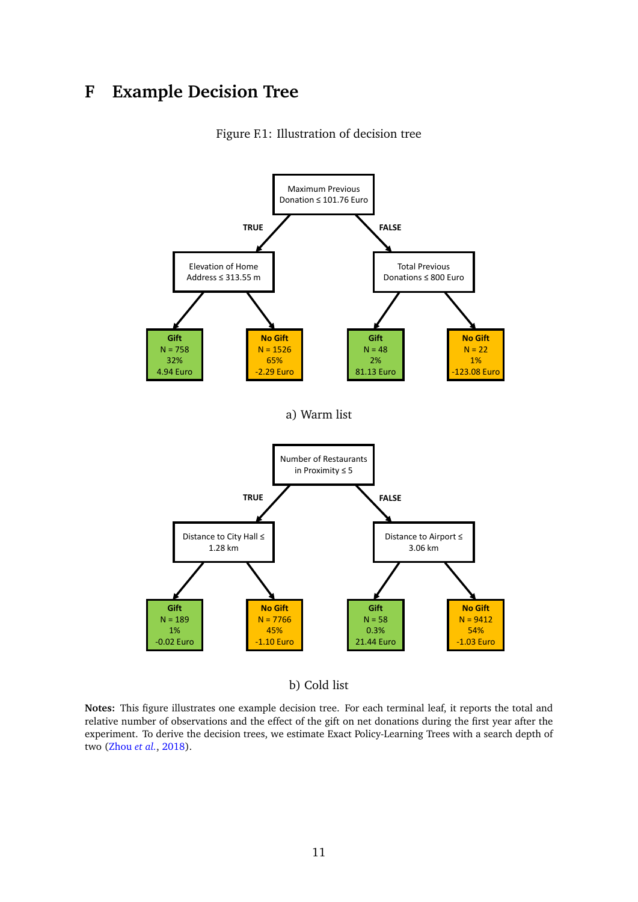# F Example Decision Tree

Figure F.1: Illustration of decision tree

**a) Warm list**

- Root: Maximum Previous Donation ≤ 101.76 Euro
  - TRUE → Elevation of Home Address ≤ 313.55 m
    - **Gift**: N = 758, 32%, 4.94 Euro
    - **No Gift**: N = 1526, 65%, -2.29 Euro
  - FALSE → Total Previous Donations ≤ 800 Euro
    - **Gift**: N = 48, 2%, 81.13 Euro
    - **No Gift**: N = 22, 1%, -123.08 Euro

a) Warm list

**b) Cold list**

- Root: Number of Restaurants in Proximity ≤ 5
  - TRUE → Distance to City Hall ≤ 1.28 km
    - **Gift**: N = 189, 1%, -0.02 Euro
    - **No Gift**: N = 7766, 45%, -1.10 Euro
  - FALSE → Distance to Airport ≤ 3.06 km
    - **Gift**: N = 58, 0.3%, 21.44 Euro
    - **No Gift**: N = 9412, 54%, -1.03 Euro

b) Cold list

**Notes:** This figure illustrates one example decision tree. For each terminal leaf, it reports the total and relative number of observations and the effect of the gift on net donations during the first year after the experiment. To derive the decision trees, we estimate Exact Policy-Learning Trees with a search depth of two (Zhou *et al.*, 2018).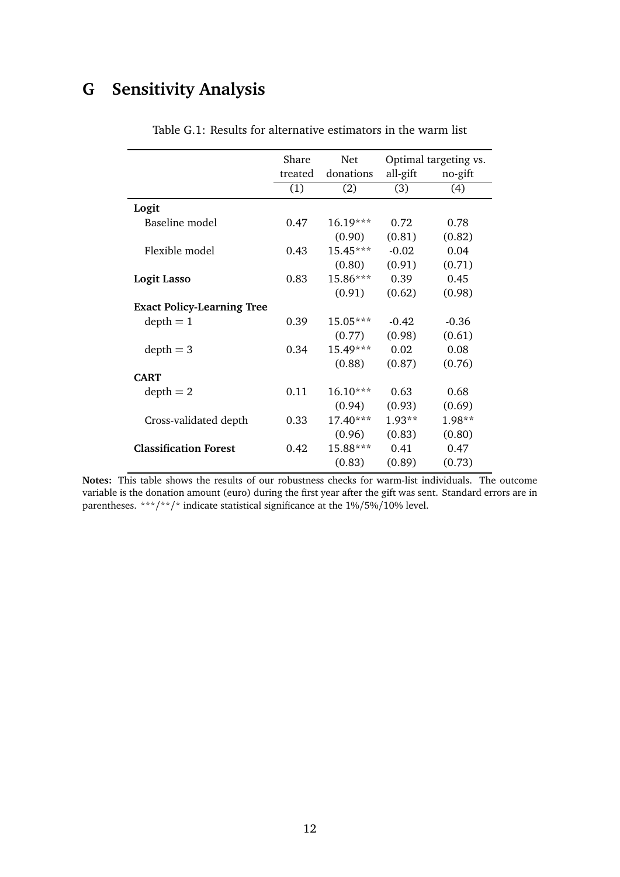# G Sensitivity Analysis

Table G.1: Results for alternative estimators in the warm list

| | Share treated | Net donations | Optimal targeting vs. | |
|---|---|---|---|---|
| | | | all-gift | no-gift |
| | (1) | (2) | (3) | (4) |
| **Logit** | | | | |
| Baseline model | 0.47 | 16.19*** | 0.72 | 0.78 |
| | | (0.90) | (0.81) | (0.82) |
| Flexible model | 0.43 | 15.45*** | -0.02 | 0.04 |
| | | (0.80) | (0.91) | (0.71) |
| **Logit Lasso** | 0.83 | 15.86*** | 0.39 | 0.45 |
| | | (0.91) | (0.62) | (0.98) |
| **Exact Policy-Learning Tree** | | | | |
| depth = 1 | 0.39 | 15.05*** | -0.42 | -0.36 |
| | | (0.77) | (0.98) | (0.61) |
| depth = 3 | 0.34 | 15.49*** | 0.02 | 0.08 |
| | | (0.88) | (0.87) | (0.76) |
| **CART** | | | | |
| depth = 2 | 0.11 | 16.10*** | 0.63 | 0.68 |
| | | (0.94) | (0.93) | (0.69) |
| Cross-validated depth | 0.33 | 17.40*** | 1.93** | 1.98** |
| | | (0.96) | (0.83) | (0.80) |
| **Classification Forest** | 0.42 | 15.88*** | 0.41 | 0.47 |
| | | (0.83) | (0.89) | (0.73) |

**Notes:** This table shows the results of our robustness checks for warm-list individuals. The outcome variable is the donation amount (euro) during the first year after the gift was sent. Standard errors are in parentheses. ***/**/* indicate statistical significance at the 1%/5%/10% level.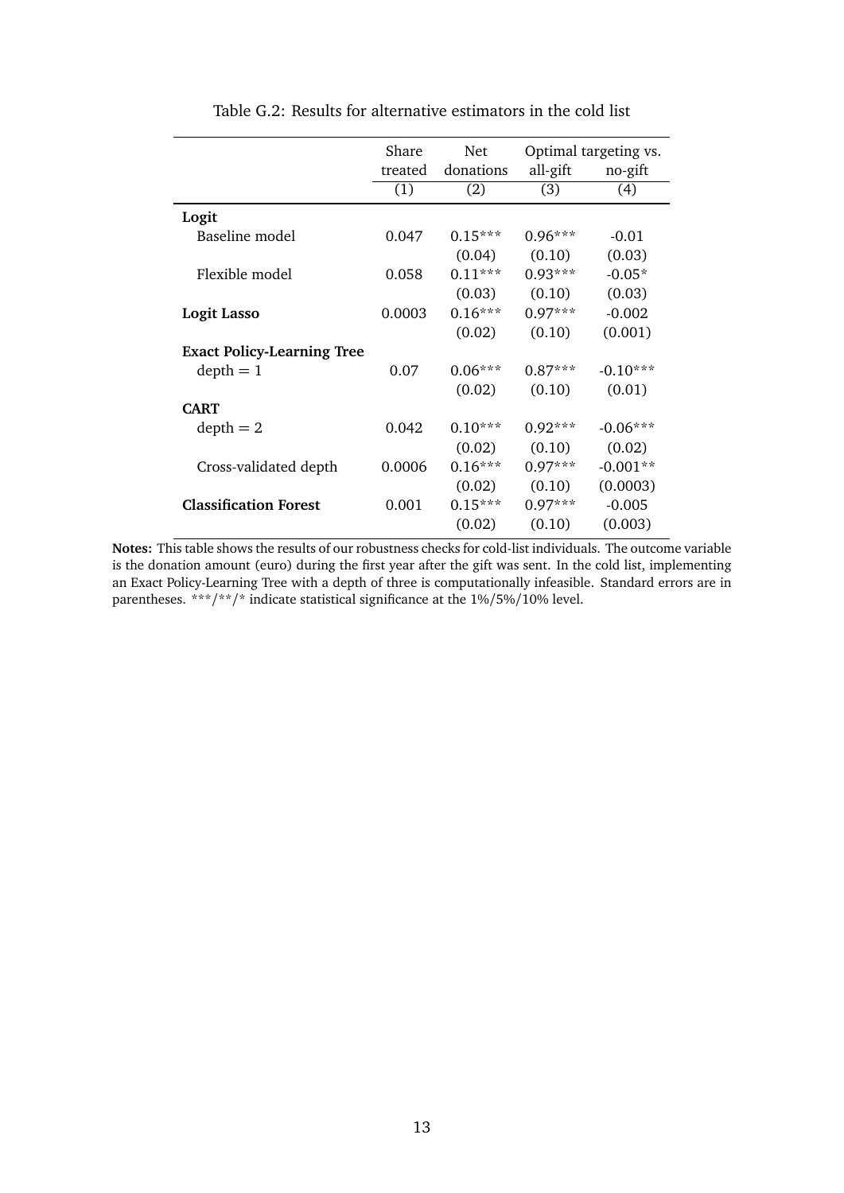Table G.2: Results for alternative estimators in the cold list

| | Share treated | Net donations | Optimal targeting vs. | |
|---|---|---|---|---|
| | | | all-gift | no-gift |
| | (1) | (2) | (3) | (4) |
| **Logit** | | | | |
| Baseline model | 0.047 | 0.15*** | 0.96*** | -0.01 |
| | | (0.04) | (0.10) | (0.03) |
| Flexible model | 0.058 | 0.11*** | 0.93*** | -0.05* |
| | | (0.03) | (0.10) | (0.03) |
| **Logit Lasso** | 0.0003 | 0.16*** | 0.97*** | -0.002 |
| | | (0.02) | (0.10) | (0.001) |
| **Exact Policy-Learning Tree** | | | | |
| depth = 1 | 0.07 | 0.06*** | 0.87*** | -0.10*** |
| | | (0.02) | (0.10) | (0.01) |
| **CART** | | | | |
| depth = 2 | 0.042 | 0.10*** | 0.92*** | -0.06*** |
| | | (0.02) | (0.10) | (0.02) |
| Cross-validated depth | 0.0006 | 0.16*** | 0.97*** | -0.001** |
| | | (0.02) | (0.10) | (0.0003) |
| **Classification Forest** | 0.001 | 0.15*** | 0.97*** | -0.005 |
| | | (0.02) | (0.10) | (0.003) |

**Notes:** This table shows the results of our robustness checks for cold-list individuals. The outcome variable is the donation amount (euro) during the first year after the gift was sent. In the cold list, implementing an Exact Policy-Learning Tree with a depth of three is computationally infeasible. Standard errors are in parentheses. ***/**/* indicate statistical significance at the 1%/5%/10% level.